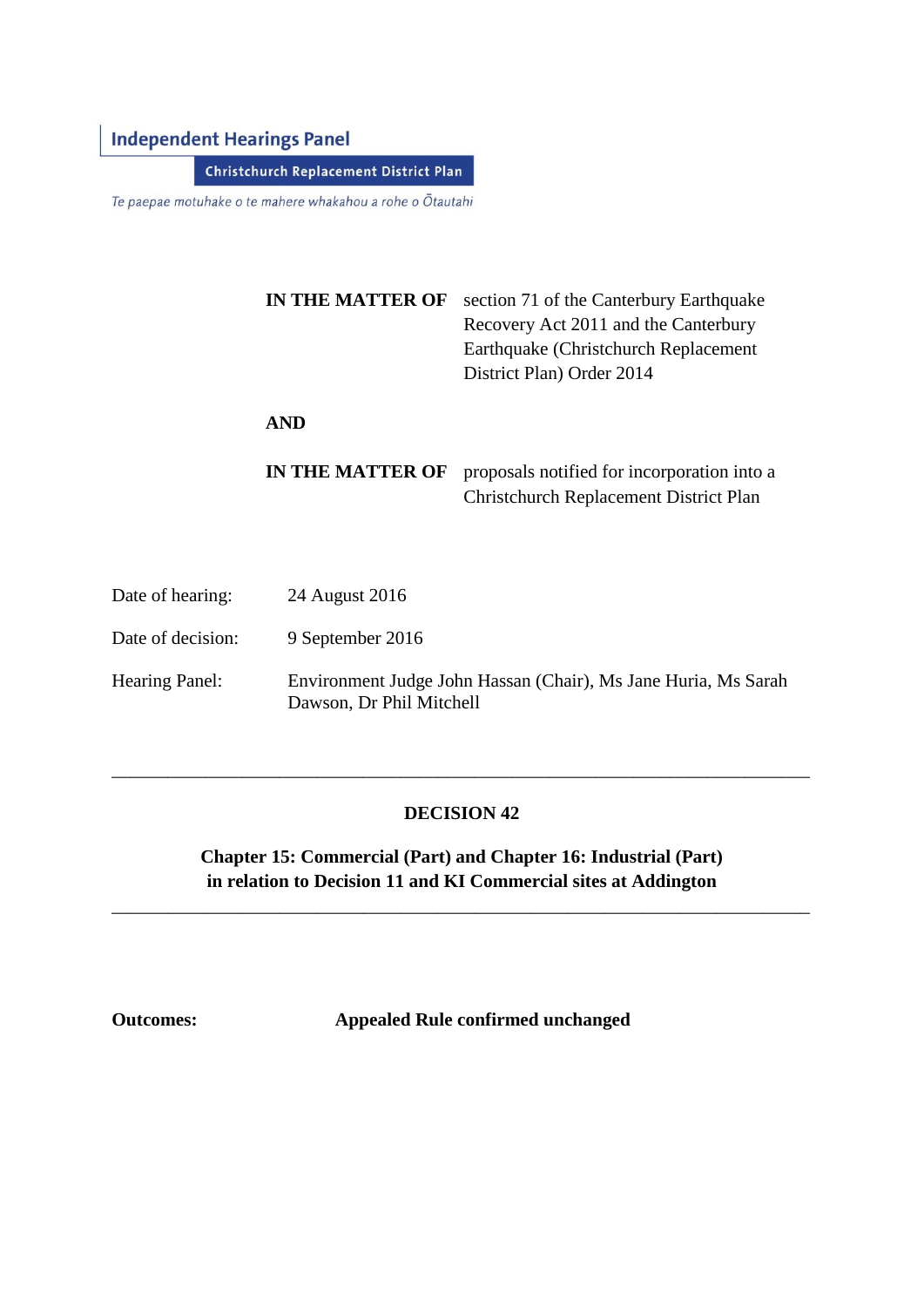**Independent Hearings Panel**

**Christchurch Replacement District Plan**

*Te paepae motuhake o te mahere whakahou a rohe o Ōtautahi*

**IN THE MATTER OF** section 71 of the Canterbury Earthquake Recovery Act 2011 and the Canterbury Earthquake (Christchurch Replacement District Plan) Order 2014

**AND**

**IN THE MATTER OF** proposals notified for incorporation into a Christchurch Replacement District Plan

Date of hearing: 24 August 2016

Date of decision: 9 September 2016

Hearing Panel: Environment Judge John Hassan (Chair), Ms Jane Huria, Ms Sarah Dawson, Dr Phil Mitchell

---

# DECISION 42

## Chapter 15: Commercial (Part) and Chapter 16: Industrial (Part) in relation to Decision 11 and KI Commercial sites at Addington

---

**Outcomes:** **Appealed Rule confirmed unchanged**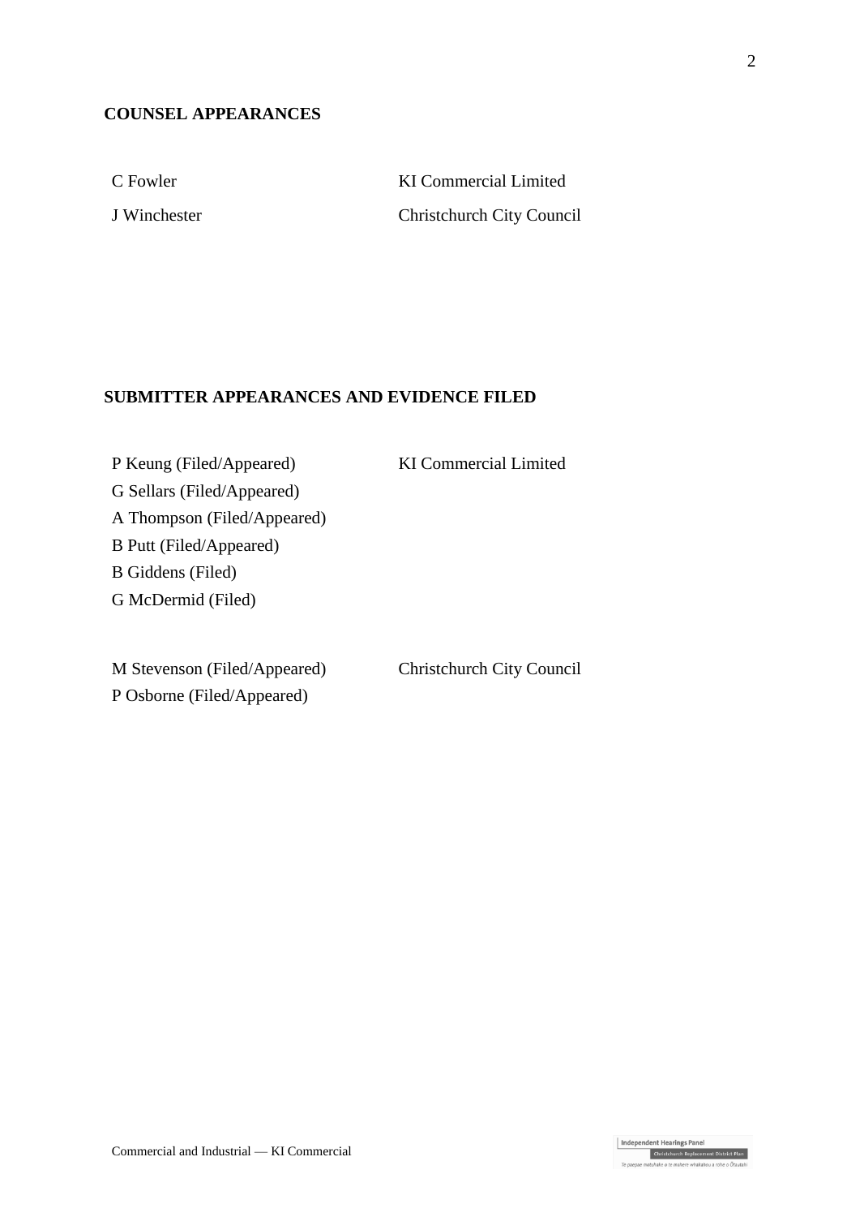**COUNSEL APPEARANCES**

| | |
|---|---|
| C Fowler | KI Commercial Limited |
| J Winchester | Christchurch City Council |

**SUBMITTER APPEARANCES AND EVIDENCE FILED**

| | |
|---|---|
| P Keung (Filed/Appeared) | KI Commercial Limited |
| G Sellars (Filed/Appeared) | |
| A Thompson (Filed/Appeared) | |
| B Putt (Filed/Appeared) | |
| B Giddens (Filed) | |
| G McDermid (Filed) | |
| M Stevenson (Filed/Appeared) | Christchurch City Council |
| P Osborne (Filed/Appeared) | |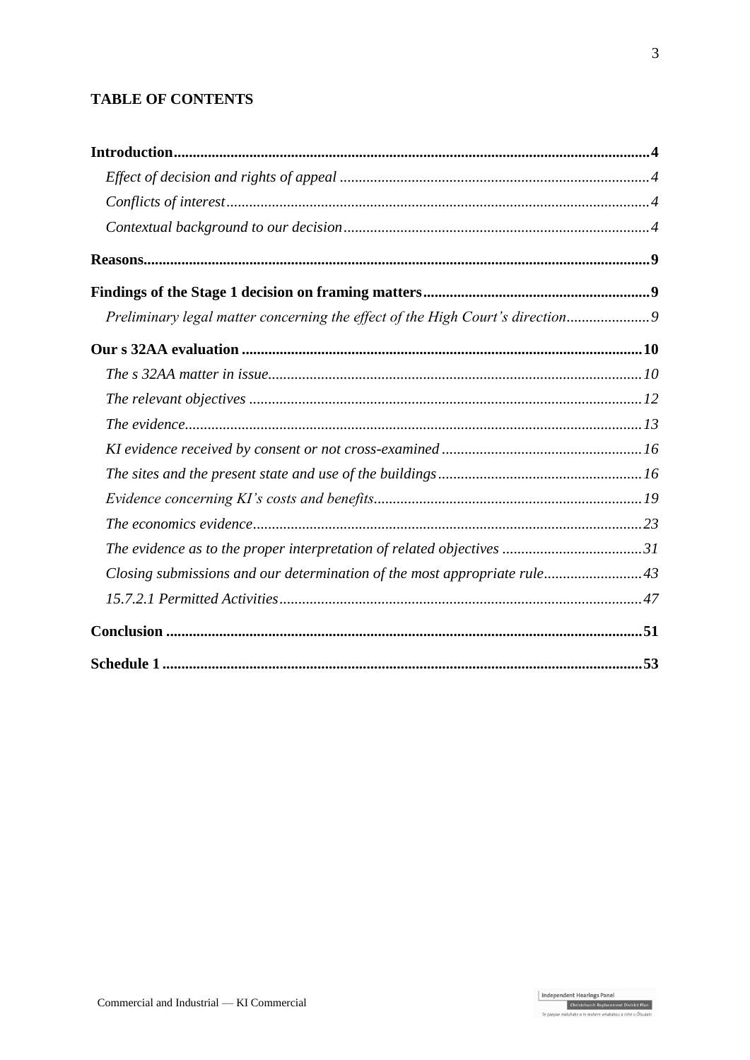**TABLE OF CONTENTS**

**Introduction** ... **4**

*Effect of decision and rights of appeal* ... *4*

*Conflicts of interest* ... *4*

*Contextual background to our decision* ... *4*

**Reasons** ... **9**

**Findings of the Stage 1 decision on framing matters** ... **9**

*Preliminary legal matter concerning the effect of the High Court's direction* ... *9*

**Our s 32AA evaluation** ... **10**

*The s 32AA matter in issue* ... *10*

*The relevant objectives* ... *12*

*The evidence* ... *13*

*KI evidence received by consent or not cross-examined* ... *16*

*The sites and the present state and use of the buildings* ... *16*

*Evidence concerning KI's costs and benefits* ... *19*

*The economics evidence* ... *23*

*The evidence as to the proper interpretation of related objectives* ... *31*

*Closing submissions and our determination of the most appropriate rule* ... *43*

*15.7.2.1 Permitted Activities* ... *47*

**Conclusion** ... **51**

**Schedule 1** ... **53**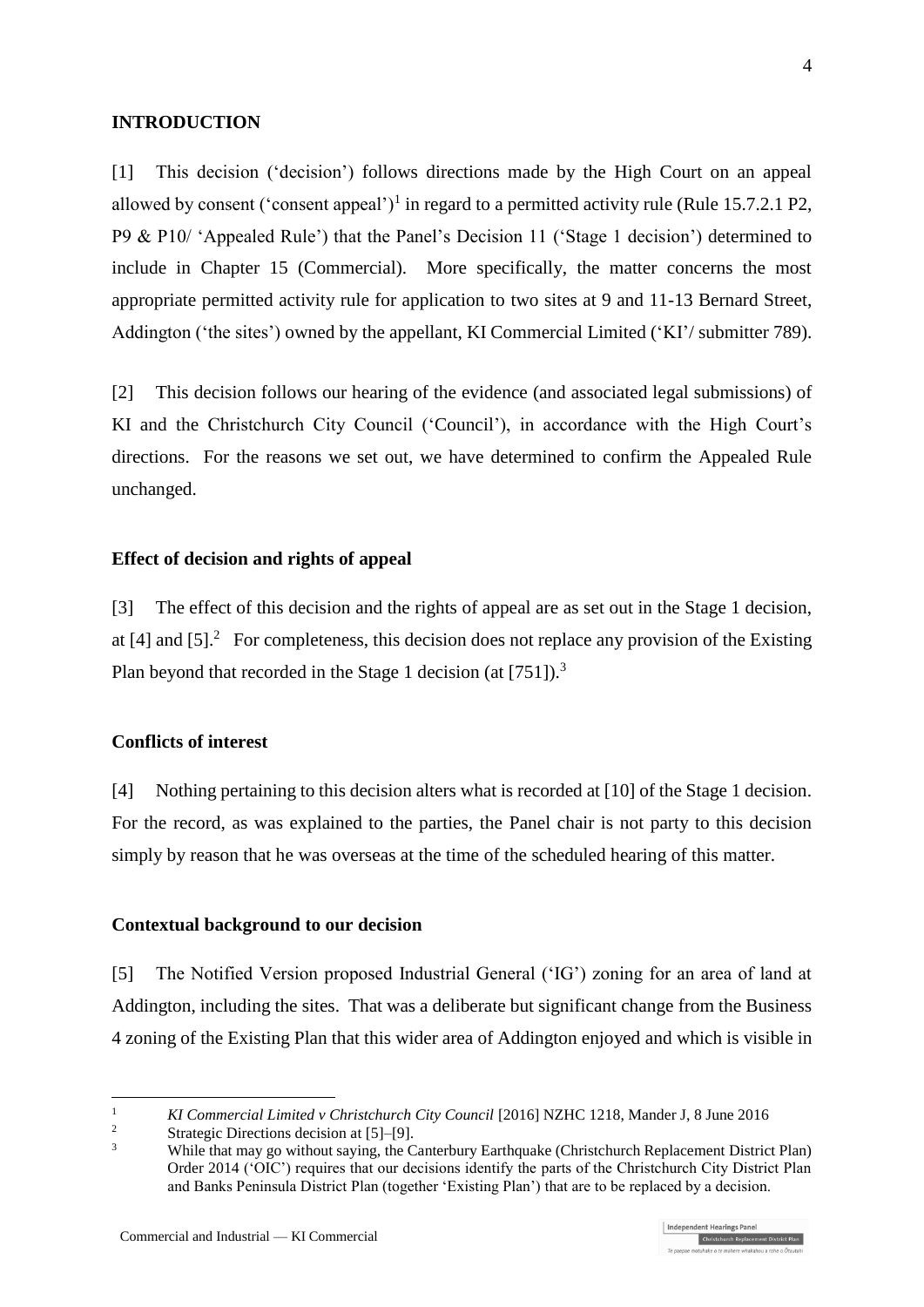## INTRODUCTION

[1] This decision ('decision') follows directions made by the High Court on an appeal allowed by consent ('consent appeal')[1] in regard to a permitted activity rule (Rule 15.7.2.1 P2, P9 & P10/ 'Appealed Rule') that the Panel's Decision 11 ('Stage 1 decision') determined to include in Chapter 15 (Commercial). More specifically, the matter concerns the most appropriate permitted activity rule for application to two sites at 9 and 11-13 Bernard Street, Addington ('the sites') owned by the appellant, KI Commercial Limited ('KI'/ submitter 789).

[2] This decision follows our hearing of the evidence (and associated legal submissions) of KI and the Christchurch City Council ('Council'), in accordance with the High Court's directions. For the reasons we set out, we have determined to confirm the Appealed Rule unchanged.

### Effect of decision and rights of appeal

[3] The effect of this decision and the rights of appeal are as set out in the Stage 1 decision, at [4] and [5].[2] For completeness, this decision does not replace any provision of the Existing Plan beyond that recorded in the Stage 1 decision (at [751]).[3]

### Conflicts of interest

[4] Nothing pertaining to this decision alters what is recorded at [10] of the Stage 1 decision. For the record, as was explained to the parties, the Panel chair is not party to this decision simply by reason that he was overseas at the time of the scheduled hearing of this matter.

### Contextual background to our decision

[5] The Notified Version proposed Industrial General ('IG') zoning for an area of land at Addington, including the sites. That was a deliberate but significant change from the Business 4 zoning of the Existing Plan that this wider area of Addington enjoyed and which is visible in

---

[1] *KI Commercial Limited v Christchurch City Council* [2016] NZHC 1218, Mander J, 8 June 2016

[2] Strategic Directions decision at [5]–[9].

[3] While that may go without saying, the Canterbury Earthquake (Christchurch Replacement District Plan) Order 2014 ('OIC') requires that our decisions identify the parts of the Christchurch City District Plan and Banks Peninsula District Plan (together 'Existing Plan') that are to be replaced by a decision.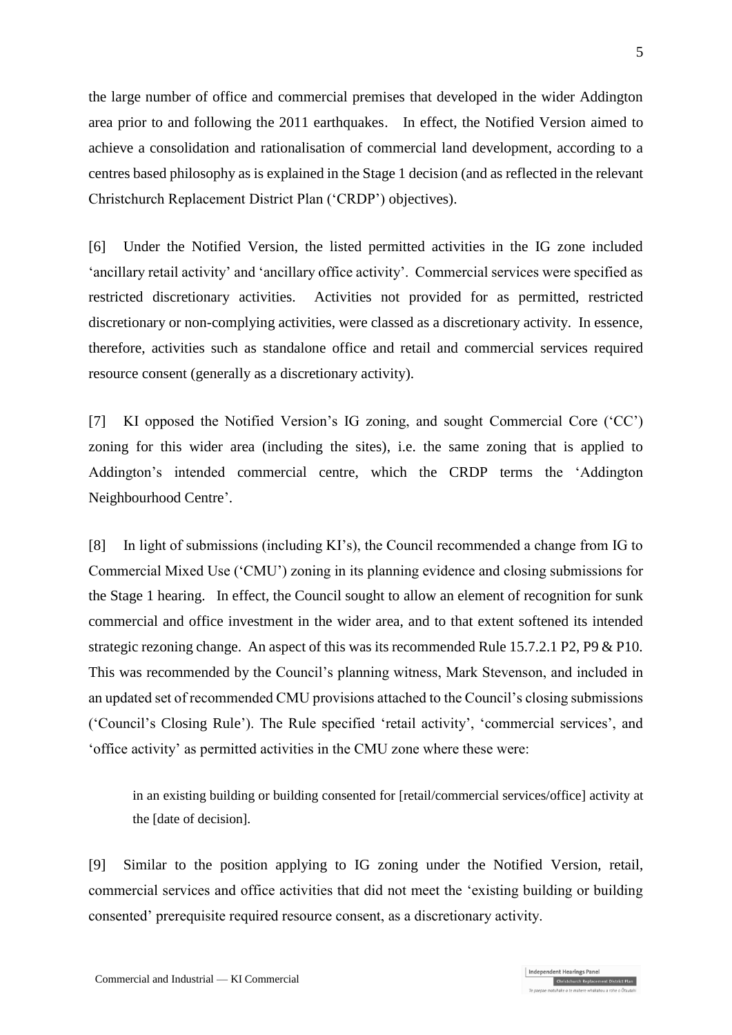the large number of office and commercial premises that developed in the wider Addington area prior to and following the 2011 earthquakes. In effect, the Notified Version aimed to achieve a consolidation and rationalisation of commercial land development, according to a centres based philosophy as is explained in the Stage 1 decision (and as reflected in the relevant Christchurch Replacement District Plan ('CRDP') objectives).

[6] Under the Notified Version, the listed permitted activities in the IG zone included 'ancillary retail activity' and 'ancillary office activity'. Commercial services were specified as restricted discretionary activities. Activities not provided for as permitted, restricted discretionary or non-complying activities, were classed as a discretionary activity. In essence, therefore, activities such as standalone office and retail and commercial services required resource consent (generally as a discretionary activity).

[7] KI opposed the Notified Version's IG zoning, and sought Commercial Core ('CC') zoning for this wider area (including the sites), i.e. the same zoning that is applied to Addington's intended commercial centre, which the CRDP terms the 'Addington Neighbourhood Centre'.

[8] In light of submissions (including KI's), the Council recommended a change from IG to Commercial Mixed Use ('CMU') zoning in its planning evidence and closing submissions for the Stage 1 hearing. In effect, the Council sought to allow an element of recognition for sunk commercial and office investment in the wider area, and to that extent softened its intended strategic rezoning change. An aspect of this was its recommended Rule 15.7.2.1 P2, P9 & P10. This was recommended by the Council's planning witness, Mark Stevenson, and included in an updated set of recommended CMU provisions attached to the Council's closing submissions ('Council's Closing Rule'). The Rule specified 'retail activity', 'commercial services', and 'office activity' as permitted activities in the CMU zone where these were:

> in an existing building or building consented for [retail/commercial services/office] activity at the [date of decision].

[9] Similar to the position applying to IG zoning under the Notified Version, retail, commercial services and office activities that did not meet the 'existing building or building consented' prerequisite required resource consent, as a discretionary activity.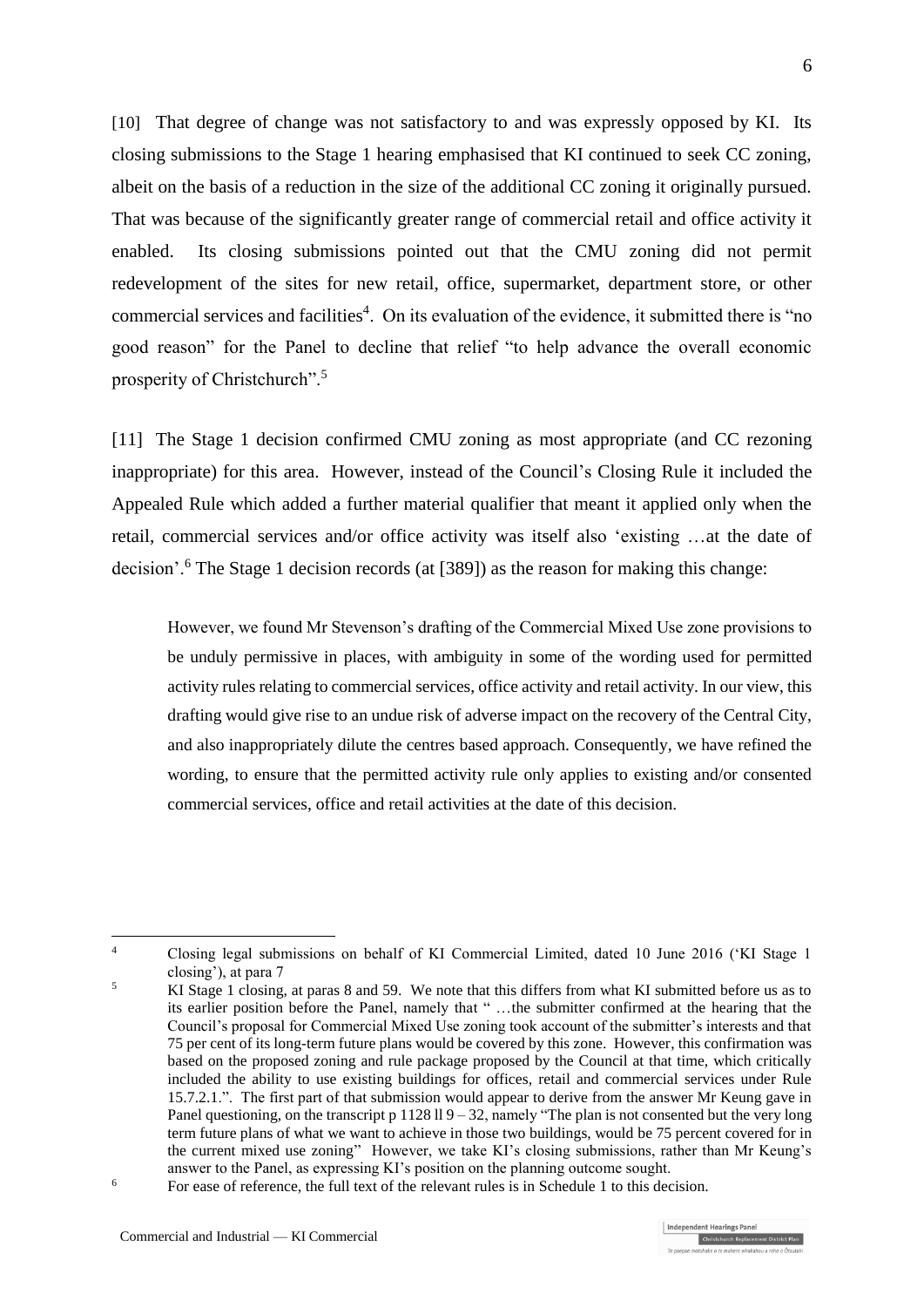[10] That degree of change was not satisfactory to and was expressly opposed by KI. Its closing submissions to the Stage 1 hearing emphasised that KI continued to seek CC zoning, albeit on the basis of a reduction in the size of the additional CC zoning it originally pursued. That was because of the significantly greater range of commercial retail and office activity it enabled. Its closing submissions pointed out that the CMU zoning did not permit redevelopment of the sites for new retail, office, supermarket, department store, or other commercial services and facilities[4]. On its evaluation of the evidence, it submitted there is "no good reason" for the Panel to decline that relief "to help advance the overall economic prosperity of Christchurch".[5]

[11] The Stage 1 decision confirmed CMU zoning as most appropriate (and CC rezoning inappropriate) for this area. However, instead of the Council's Closing Rule it included the Appealed Rule which added a further material qualifier that meant it applied only when the retail, commercial services and/or office activity was itself also 'existing …at the date of decision'.[6] The Stage 1 decision records (at [389]) as the reason for making this change:

> However, we found Mr Stevenson's drafting of the Commercial Mixed Use zone provisions to be unduly permissive in places, with ambiguity in some of the wording used for permitted activity rules relating to commercial services, office activity and retail activity. In our view, this drafting would give rise to an undue risk of adverse impact on the recovery of the Central City, and also inappropriately dilute the centres based approach. Consequently, we have refined the wording, to ensure that the permitted activity rule only applies to existing and/or consented commercial services, office and retail activities at the date of this decision.

---

[4] Closing legal submissions on behalf of KI Commercial Limited, dated 10 June 2016 ('KI Stage 1 closing'), at para 7

[5] KI Stage 1 closing, at paras 8 and 59. We note that this differs from what KI submitted before us as to its earlier position before the Panel, namely that " …the submitter confirmed at the hearing that the Council's proposal for Commercial Mixed Use zoning took account of the submitter's interests and that 75 per cent of its long-term future plans would be covered by this zone. However, this confirmation was based on the proposed zoning and rule package proposed by the Council at that time, which critically included the ability to use existing buildings for offices, retail and commercial services under Rule 15.7.2.1.". The first part of that submission would appear to derive from the answer Mr Keung gave in Panel questioning, on the transcript p 1128 ll 9 – 32, namely "The plan is not consented but the very long term future plans of what we want to achieve in those two buildings, would be 75 percent covered for in the current mixed use zoning" However, we take KI's closing submissions, rather than Mr Keung's answer to the Panel, as expressing KI's position on the planning outcome sought.

[6] For ease of reference, the full text of the relevant rules is in Schedule 1 to this decision.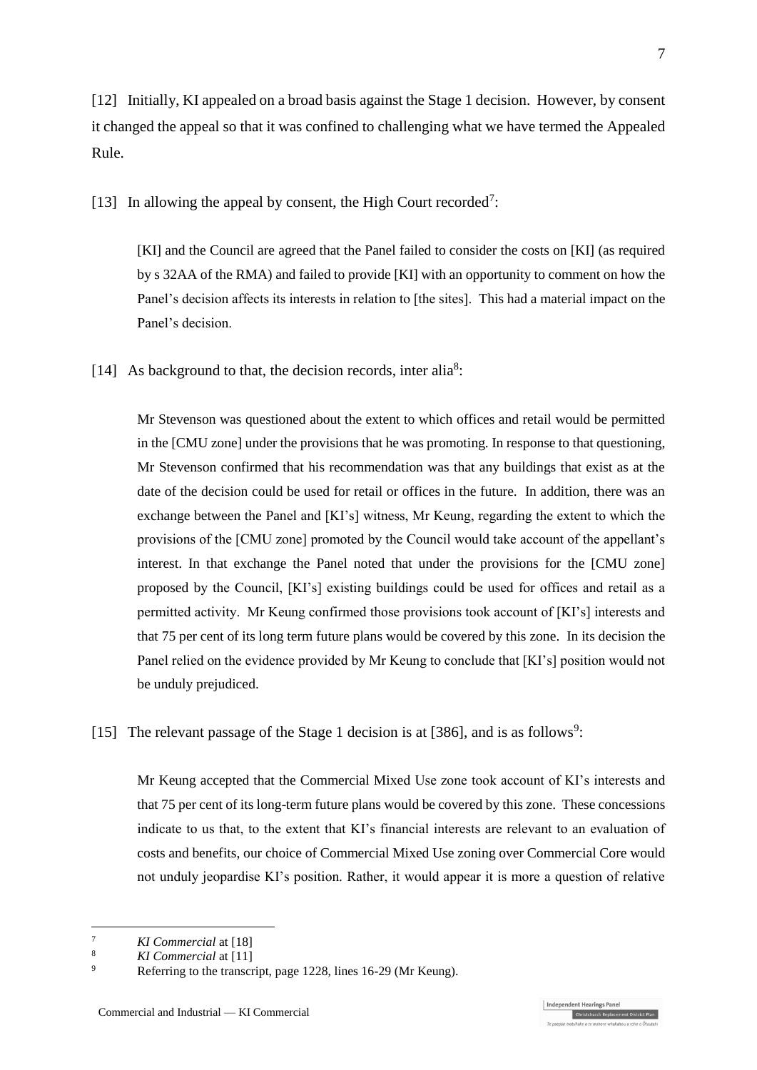[12] Initially, KI appealed on a broad basis against the Stage 1 decision. However, by consent it changed the appeal so that it was confined to challenging what we have termed the Appealed Rule.

[13] In allowing the appeal by consent, the High Court recorded[7]:

> [KI] and the Council are agreed that the Panel failed to consider the costs on [KI] (as required by s 32AA of the RMA) and failed to provide [KI] with an opportunity to comment on how the Panel's decision affects its interests in relation to [the sites]. This had a material impact on the Panel's decision.

[14] As background to that, the decision records, inter alia[8]:

> Mr Stevenson was questioned about the extent to which offices and retail would be permitted in the [CMU zone] under the provisions that he was promoting. In response to that questioning, Mr Stevenson confirmed that his recommendation was that any buildings that exist as at the date of the decision could be used for retail or offices in the future. In addition, there was an exchange between the Panel and [KI's] witness, Mr Keung, regarding the extent to which the provisions of the [CMU zone] promoted by the Council would take account of the appellant's interest. In that exchange the Panel noted that under the provisions for the [CMU zone] proposed by the Council, [KI's] existing buildings could be used for offices and retail as a permitted activity. Mr Keung confirmed those provisions took account of [KI's] interests and that 75 per cent of its long term future plans would be covered by this zone. In its decision the Panel relied on the evidence provided by Mr Keung to conclude that [KI's] position would not be unduly prejudiced.

[15] The relevant passage of the Stage 1 decision is at [386], and is as follows[9]:

> Mr Keung accepted that the Commercial Mixed Use zone took account of KI's interests and that 75 per cent of its long-term future plans would be covered by this zone. These concessions indicate to us that, to the extent that KI's financial interests are relevant to an evaluation of costs and benefits, our choice of Commercial Mixed Use zoning over Commercial Core would not unduly jeopardise KI's position. Rather, it would appear it is more a question of relative

---

[7] *KI Commercial* at [18]

[8] *KI Commercial* at [11]

[9] Referring to the transcript, page 1228, lines 16-29 (Mr Keung).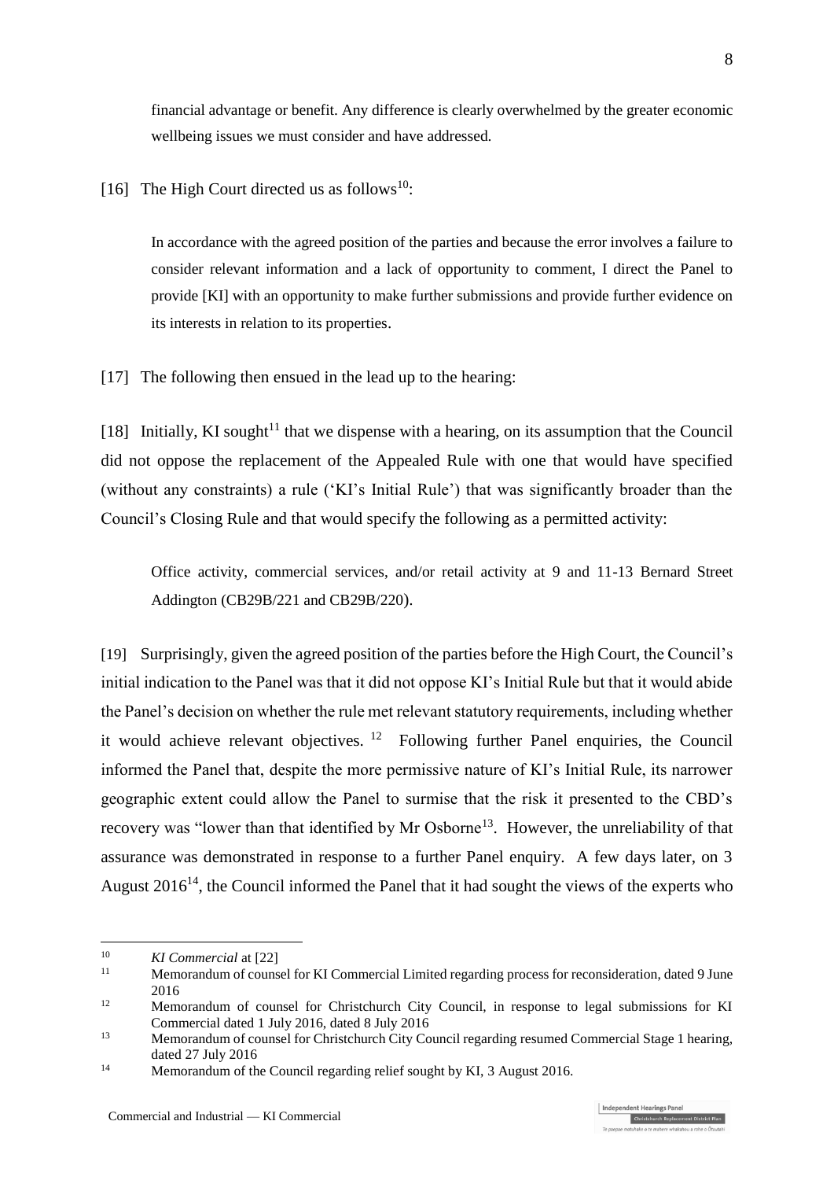financial advantage or benefit. Any difference is clearly overwhelmed by the greater economic wellbeing issues we must consider and have addressed.

[16] The High Court directed us as follows[10]:

> In accordance with the agreed position of the parties and because the error involves a failure to consider relevant information and a lack of opportunity to comment, I direct the Panel to provide [KI] with an opportunity to make further submissions and provide further evidence on its interests in relation to its properties.

[17] The following then ensued in the lead up to the hearing:

[18] Initially, KI sought[11] that we dispense with a hearing, on its assumption that the Council did not oppose the replacement of the Appealed Rule with one that would have specified (without any constraints) a rule ('KI's Initial Rule') that was significantly broader than the Council's Closing Rule and that would specify the following as a permitted activity:

> Office activity, commercial services, and/or retail activity at 9 and 11-13 Bernard Street Addington (CB29B/221 and CB29B/220).

[19] Surprisingly, given the agreed position of the parties before the High Court, the Council's initial indication to the Panel was that it did not oppose KI's Initial Rule but that it would abide the Panel's decision on whether the rule met relevant statutory requirements, including whether it would achieve relevant objectives. [12] Following further Panel enquiries, the Council informed the Panel that, despite the more permissive nature of KI's Initial Rule, its narrower geographic extent could allow the Panel to surmise that the risk it presented to the CBD's recovery was "lower than that identified by Mr Osborne[13]. However, the unreliability of that assurance was demonstrated in response to a further Panel enquiry. A few days later, on 3 August 2016[14], the Council informed the Panel that it had sought the views of the experts who

---

[10] *KI Commercial* at [22]

[11] Memorandum of counsel for KI Commercial Limited regarding process for reconsideration, dated 9 June 2016

[12] Memorandum of counsel for Christchurch City Council, in response to legal submissions for KI Commercial dated 1 July 2016, dated 8 July 2016

[13] Memorandum of counsel for Christchurch City Council regarding resumed Commercial Stage 1 hearing, dated 27 July 2016

[14] Memorandum of the Council regarding relief sought by KI, 3 August 2016.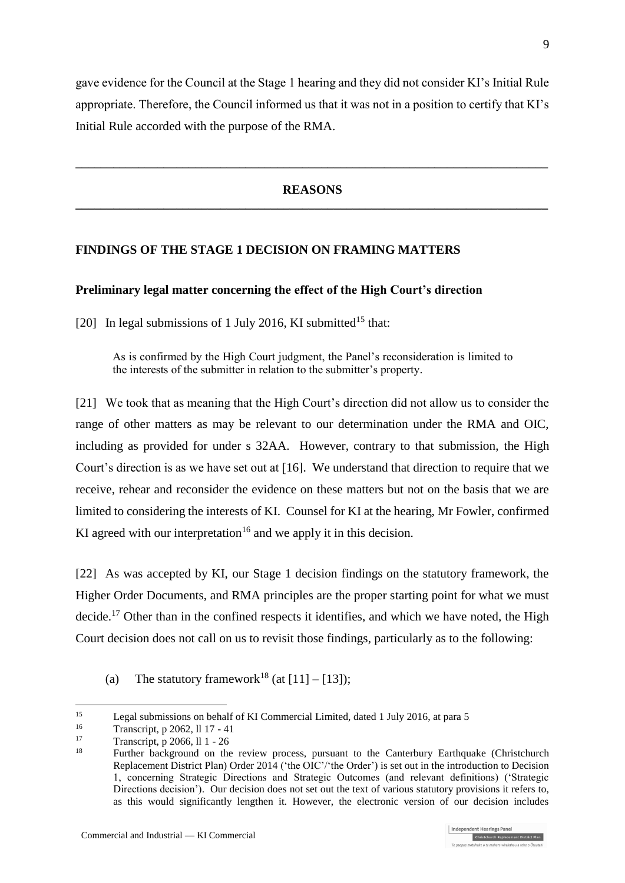gave evidence for the Council at the Stage 1 hearing and they did not consider KI's Initial Rule appropriate. Therefore, the Council informed us that it was not in a position to certify that KI's Initial Rule accorded with the purpose of the RMA.

---

## REASONS

---

### FINDINGS OF THE STAGE 1 DECISION ON FRAMING MATTERS

#### Preliminary legal matter concerning the effect of the High Court's direction

[20] In legal submissions of 1 July 2016, KI submitted[15] that:

> As is confirmed by the High Court judgment, the Panel's reconsideration is limited to the interests of the submitter in relation to the submitter's property.

[21] We took that as meaning that the High Court's direction did not allow us to consider the range of other matters as may be relevant to our determination under the RMA and OIC, including as provided for under s 32AA. However, contrary to that submission, the High Court's direction is as we have set out at [16]. We understand that direction to require that we receive, rehear and reconsider the evidence on these matters but not on the basis that we are limited to considering the interests of KI. Counsel for KI at the hearing, Mr Fowler, confirmed KI agreed with our interpretation[16] and we apply it in this decision.

[22] As was accepted by KI, our Stage 1 decision findings on the statutory framework, the Higher Order Documents, and RMA principles are the proper starting point for what we must decide.[17] Other than in the confined respects it identifies, and which we have noted, the High Court decision does not call on us to revisit those findings, particularly as to the following:

(a) The statutory framework[18] (at [11] – [13]);

---

[15] Legal submissions on behalf of KI Commercial Limited, dated 1 July 2016, at para 5

[16] Transcript, p 2062, ll 17 - 41

[17] Transcript, p 2066, ll 1 - 26

[18] Further background on the review process, pursuant to the Canterbury Earthquake (Christchurch Replacement District Plan) Order 2014 ('the OIC'/'the Order') is set out in the introduction to Decision 1, concerning Strategic Directions and Strategic Outcomes (and relevant definitions) ('Strategic Directions decision'). Our decision does not set out the text of various statutory provisions it refers to, as this would significantly lengthen it. However, the electronic version of our decision includes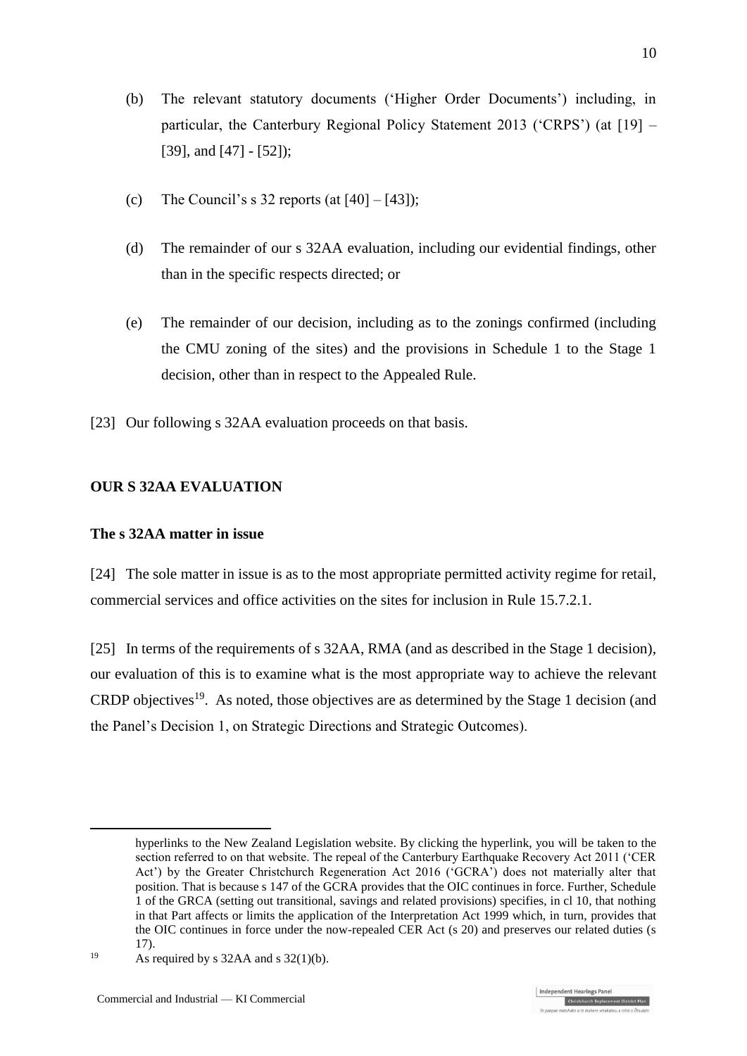(b) The relevant statutory documents ('Higher Order Documents') including, in particular, the Canterbury Regional Policy Statement 2013 ('CRPS') (at [19] – [39], and [47] - [52]);

(c) The Council's s 32 reports (at [40] – [43]);

(d) The remainder of our s 32AA evaluation, including our evidential findings, other than in the specific respects directed; or

(e) The remainder of our decision, including as to the zonings confirmed (including the CMU zoning of the sites) and the provisions in Schedule 1 to the Stage 1 decision, other than in respect to the Appealed Rule.

[23] Our following s 32AA evaluation proceeds on that basis.

## OUR S 32AA EVALUATION

### The s 32AA matter in issue

[24] The sole matter in issue is as to the most appropriate permitted activity regime for retail, commercial services and office activities on the sites for inclusion in Rule 15.7.2.1.

[25] In terms of the requirements of s 32AA, RMA (and as described in the Stage 1 decision), our evaluation of this is to examine what is the most appropriate way to achieve the relevant CRDP objectives[19]. As noted, those objectives are as determined by the Stage 1 decision (and the Panel's Decision 1, on Strategic Directions and Strategic Outcomes).

---

hyperlinks to the New Zealand Legislation website. By clicking the hyperlink, you will be taken to the section referred to on that website. The repeal of the Canterbury Earthquake Recovery Act 2011 ('CER Act') by the Greater Christchurch Regeneration Act 2016 ('GCRA') does not materially alter that position. That is because s 147 of the GCRA provides that the OIC continues in force. Further, Schedule 1 of the GRCA (setting out transitional, savings and related provisions) specifies, in cl 10, that nothing in that Part affects or limits the application of the Interpretation Act 1999 which, in turn, provides that the OIC continues in force under the now-repealed CER Act (s 20) and preserves our related duties (s 17).

[19] As required by s 32AA and s 32(1)(b).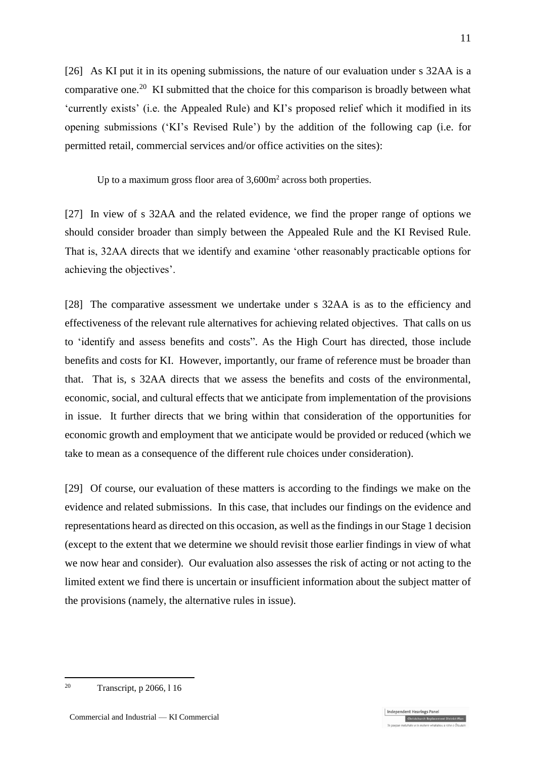[26] As KI put it in its opening submissions, the nature of our evaluation under s 32AA is a comparative one.[20] KI submitted that the choice for this comparison is broadly between what 'currently exists' (i.e. the Appealed Rule) and KI's proposed relief which it modified in its opening submissions ('KI's Revised Rule') by the addition of the following cap (i.e. for permitted retail, commercial services and/or office activities on the sites):

> Up to a maximum gross floor area of 3,600m² across both properties.

[27] In view of s 32AA and the related evidence, we find the proper range of options we should consider broader than simply between the Appealed Rule and the KI Revised Rule. That is, 32AA directs that we identify and examine 'other reasonably practicable options for achieving the objectives'.

[28] The comparative assessment we undertake under s 32AA is as to the efficiency and effectiveness of the relevant rule alternatives for achieving related objectives. That calls on us to 'identify and assess benefits and costs". As the High Court has directed, those include benefits and costs for KI. However, importantly, our frame of reference must be broader than that. That is, s 32AA directs that we assess the benefits and costs of the environmental, economic, social, and cultural effects that we anticipate from implementation of the provisions in issue. It further directs that we bring within that consideration of the opportunities for economic growth and employment that we anticipate would be provided or reduced (which we take to mean as a consequence of the different rule choices under consideration).

[29] Of course, our evaluation of these matters is according to the findings we make on the evidence and related submissions. In this case, that includes our findings on the evidence and representations heard as directed on this occasion, as well as the findings in our Stage 1 decision (except to the extent that we determine we should revisit those earlier findings in view of what we now hear and consider). Our evaluation also assesses the risk of acting or not acting to the limited extent we find there is uncertain or insufficient information about the subject matter of the provisions (namely, the alternative rules in issue).

---

[20] Transcript, p 2066, l 16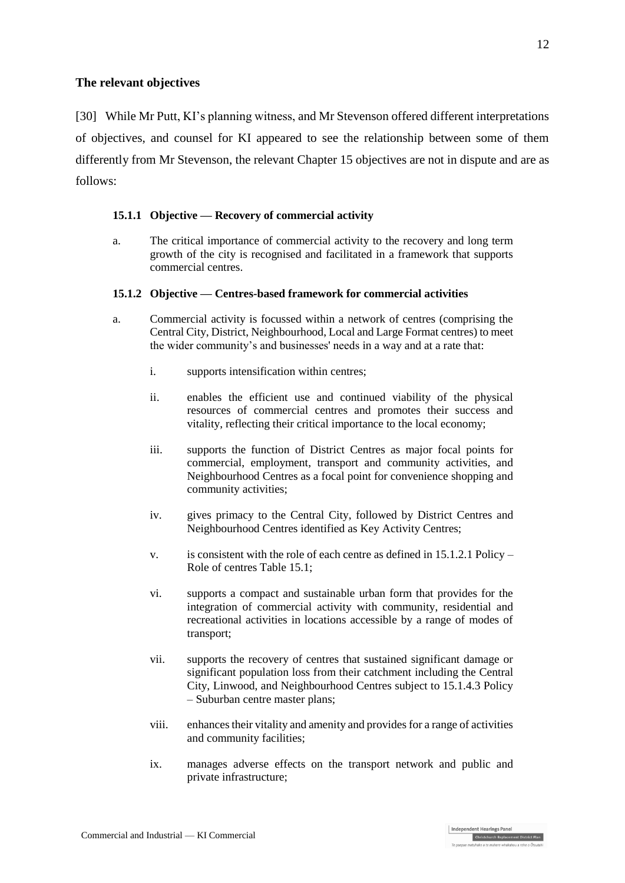## The relevant objectives

[30] While Mr Putt, KI's planning witness, and Mr Stevenson offered different interpretations of objectives, and counsel for KI appeared to see the relationship between some of them differently from Mr Stevenson, the relevant Chapter 15 objectives are not in dispute and are as follows:

> **15.1.1 Objective — Recovery of commercial activity**
>
> a. The critical importance of commercial activity to the recovery and long term growth of the city is recognised and facilitated in a framework that supports commercial centres.
>
> **15.1.2 Objective — Centres-based framework for commercial activities**
>
> a. Commercial activity is focussed within a network of centres (comprising the Central City, District, Neighbourhood, Local and Large Format centres) to meet the wider community's and businesses' needs in a way and at a rate that:
>
> i. supports intensification within centres;
>
> ii. enables the efficient use and continued viability of the physical resources of commercial centres and promotes their success and vitality, reflecting their critical importance to the local economy;
>
> iii. supports the function of District Centres as major focal points for commercial, employment, transport and community activities, and Neighbourhood Centres as a focal point for convenience shopping and community activities;
>
> iv. gives primacy to the Central City, followed by District Centres and Neighbourhood Centres identified as Key Activity Centres;
>
> v. is consistent with the role of each centre as defined in 15.1.2.1 Policy – Role of centres Table 15.1;
>
> vi. supports a compact and sustainable urban form that provides for the integration of commercial activity with community, residential and recreational activities in locations accessible by a range of modes of transport;
>
> vii. supports the recovery of centres that sustained significant damage or significant population loss from their catchment including the Central City, Linwood, and Neighbourhood Centres subject to 15.1.4.3 Policy – Suburban centre master plans;
>
> viii. enhances their vitality and amenity and provides for a range of activities and community facilities;
>
> ix. manages adverse effects on the transport network and public and private infrastructure;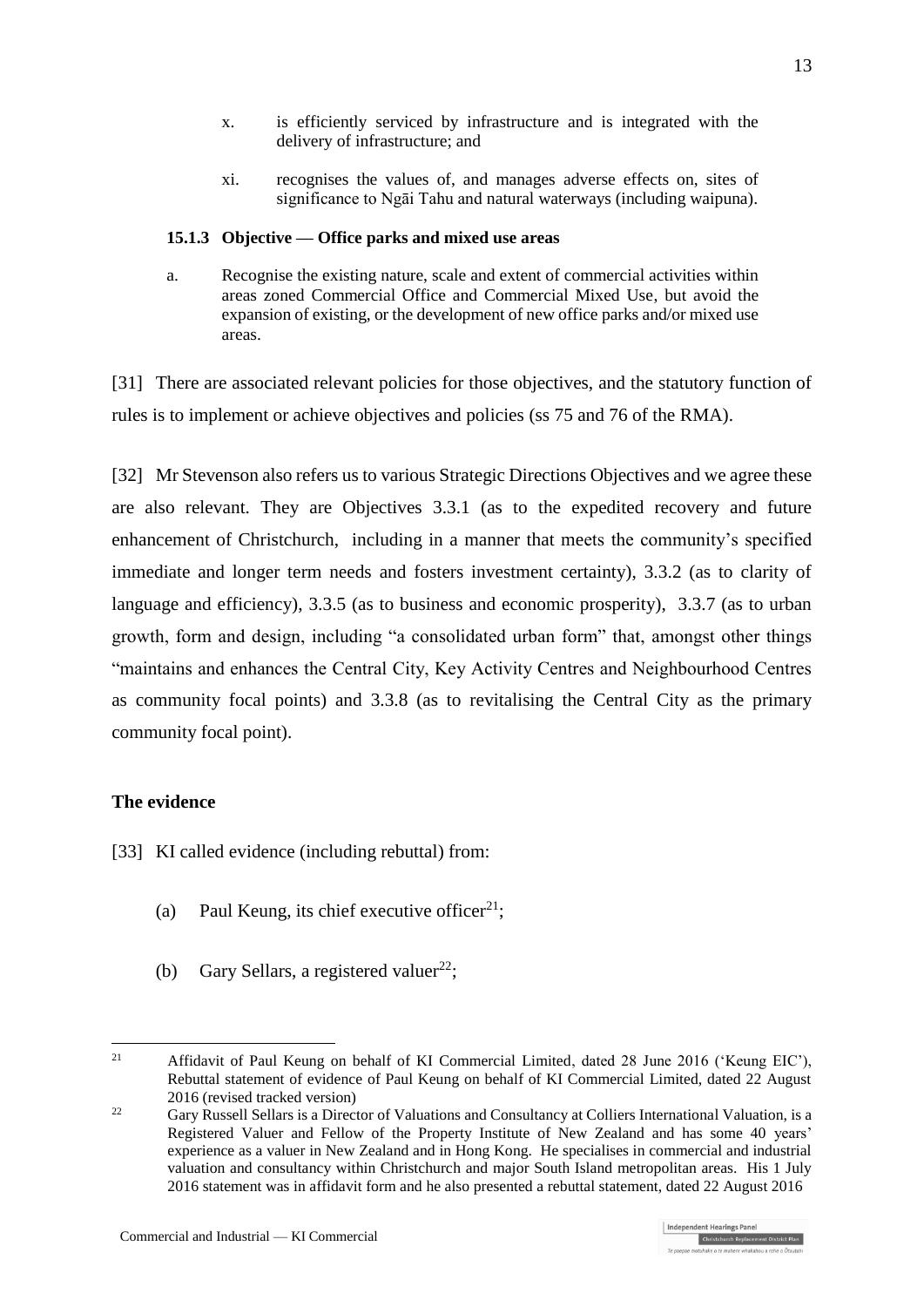x. is efficiently serviced by infrastructure and is integrated with the delivery of infrastructure; and

xi. recognises the values of, and manages adverse effects on, sites of significance to Ngāi Tahu and natural waterways (including waipuna).

**15.1.3 Objective — Office parks and mixed use areas**

a. Recognise the existing nature, scale and extent of commercial activities within areas zoned Commercial Office and Commercial Mixed Use, but avoid the expansion of existing, or the development of new office parks and/or mixed use areas.

[31] There are associated relevant policies for those objectives, and the statutory function of rules is to implement or achieve objectives and policies (ss 75 and 76 of the RMA).

[32] Mr Stevenson also refers us to various Strategic Directions Objectives and we agree these are also relevant. They are Objectives 3.3.1 (as to the expedited recovery and future enhancement of Christchurch, including in a manner that meets the community's specified immediate and longer term needs and fosters investment certainty), 3.3.2 (as to clarity of language and efficiency), 3.3.5 (as to business and economic prosperity), 3.3.7 (as to urban growth, form and design, including "a consolidated urban form" that, amongst other things "maintains and enhances the Central City, Key Activity Centres and Neighbourhood Centres as community focal points) and 3.3.8 (as to revitalising the Central City as the primary community focal point).

## The evidence

[33] KI called evidence (including rebuttal) from:

(a) Paul Keung, its chief executive officer[21];

(b) Gary Sellars, a registered valuer[22];

---

[21] Affidavit of Paul Keung on behalf of KI Commercial Limited, dated 28 June 2016 ('Keung EIC'), Rebuttal statement of evidence of Paul Keung on behalf of KI Commercial Limited, dated 22 August 2016 (revised tracked version)

[22] Gary Russell Sellars is a Director of Valuations and Consultancy at Colliers International Valuation, is a Registered Valuer and Fellow of the Property Institute of New Zealand and has some 40 years' experience as a valuer in New Zealand and in Hong Kong. He specialises in commercial and industrial valuation and consultancy within Christchurch and major South Island metropolitan areas. His 1 July 2016 statement was in affidavit form and he also presented a rebuttal statement, dated 22 August 2016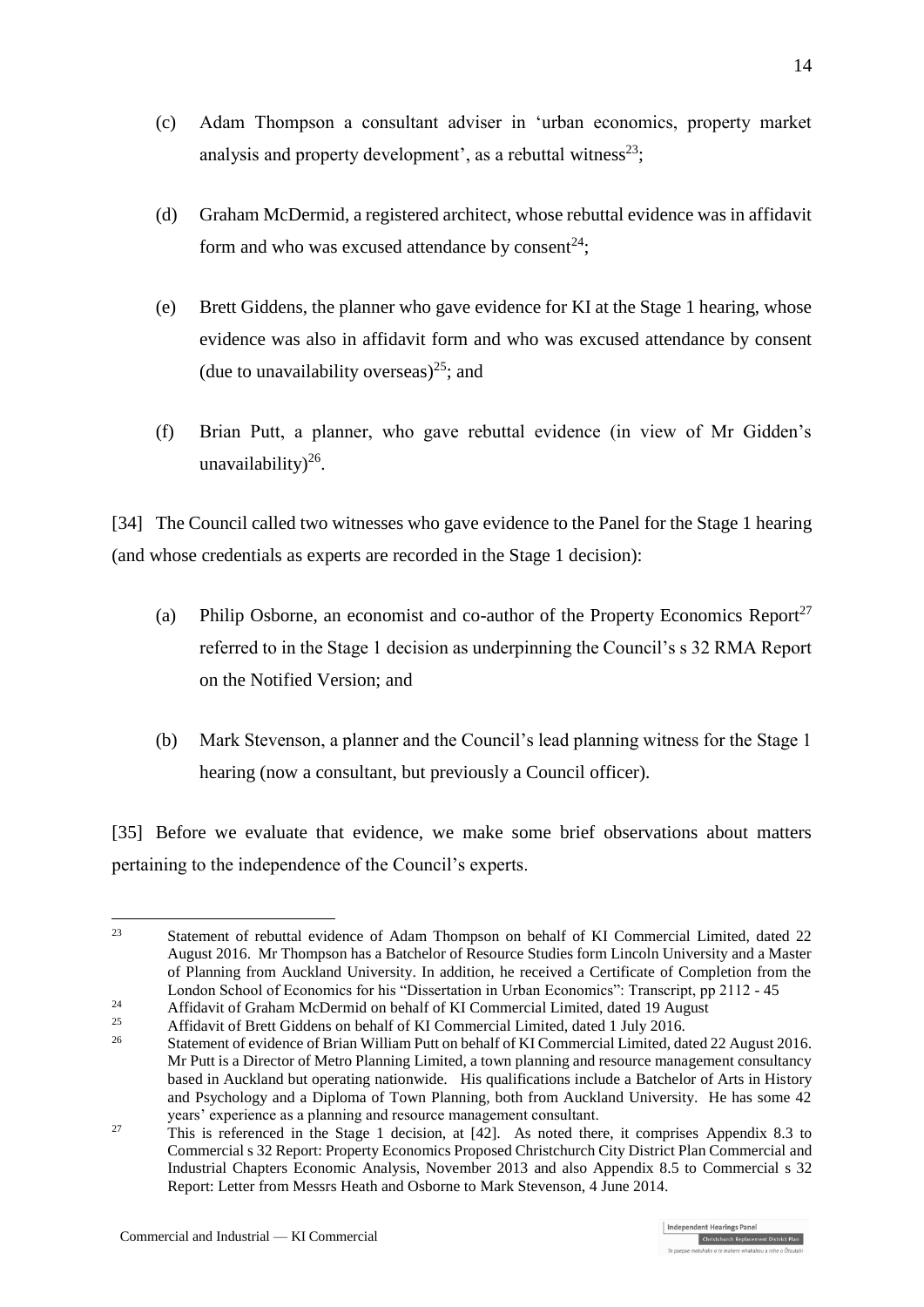(c) Adam Thompson a consultant adviser in 'urban economics, property market analysis and property development', as a rebuttal witness[23];

(d) Graham McDermid, a registered architect, whose rebuttal evidence was in affidavit form and who was excused attendance by consent[24];

(e) Brett Giddens, the planner who gave evidence for KI at the Stage 1 hearing, whose evidence was also in affidavit form and who was excused attendance by consent (due to unavailability overseas)[25]; and

(f) Brian Putt, a planner, who gave rebuttal evidence (in view of Mr Gidden's unavailability)[26].

[34] The Council called two witnesses who gave evidence to the Panel for the Stage 1 hearing (and whose credentials as experts are recorded in the Stage 1 decision):

(a) Philip Osborne, an economist and co-author of the Property Economics Report[27] referred to in the Stage 1 decision as underpinning the Council's s 32 RMA Report on the Notified Version; and

(b) Mark Stevenson, a planner and the Council's lead planning witness for the Stage 1 hearing (now a consultant, but previously a Council officer).

[35] Before we evaluate that evidence, we make some brief observations about matters pertaining to the independence of the Council's experts.

---

[23] Statement of rebuttal evidence of Adam Thompson on behalf of KI Commercial Limited, dated 22 August 2016. Mr Thompson has a Batchelor of Resource Studies form Lincoln University and a Master of Planning from Auckland University. In addition, he received a Certificate of Completion from the London School of Economics for his "Dissertation in Urban Economics": Transcript, pp 2112 - 45

[24] Affidavit of Graham McDermid on behalf of KI Commercial Limited, dated 19 August

[25] Affidavit of Brett Giddens on behalf of KI Commercial Limited, dated 1 July 2016.

[26] Statement of evidence of Brian William Putt on behalf of KI Commercial Limited, dated 22 August 2016. Mr Putt is a Director of Metro Planning Limited, a town planning and resource management consultancy based in Auckland but operating nationwide. His qualifications include a Batchelor of Arts in History and Psychology and a Diploma of Town Planning, both from Auckland University. He has some 42 years' experience as a planning and resource management consultant.

[27] This is referenced in the Stage 1 decision, at [42]. As noted there, it comprises Appendix 8.3 to Commercial s 32 Report: Property Economics Proposed Christchurch City District Plan Commercial and Industrial Chapters Economic Analysis, November 2013 and also Appendix 8.5 to Commercial s 32 Report: Letter from Messrs Heath and Osborne to Mark Stevenson, 4 June 2014.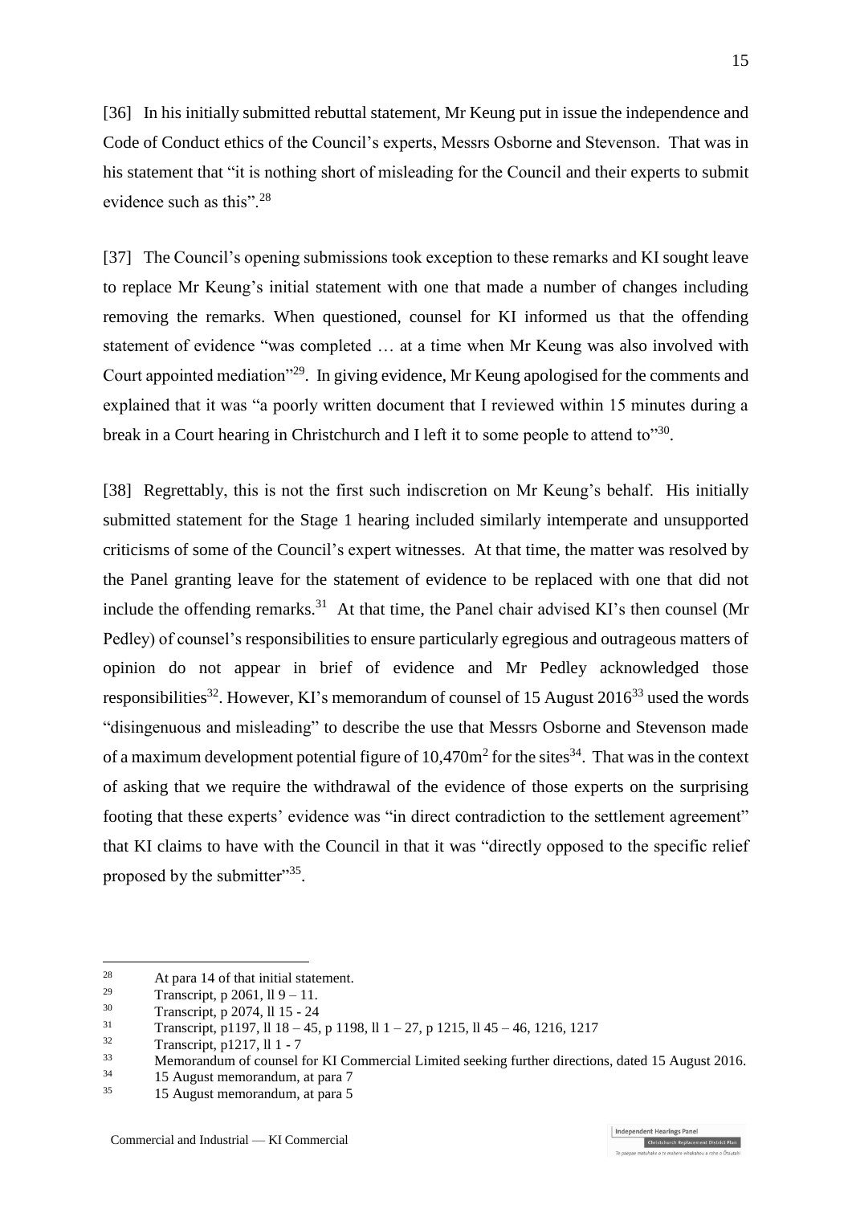[36] In his initially submitted rebuttal statement, Mr Keung put in issue the independence and Code of Conduct ethics of the Council's experts, Messrs Osborne and Stevenson. That was in his statement that "it is nothing short of misleading for the Council and their experts to submit evidence such as this".[28]

[37] The Council's opening submissions took exception to these remarks and KI sought leave to replace Mr Keung's initial statement with one that made a number of changes including removing the remarks. When questioned, counsel for KI informed us that the offending statement of evidence "was completed … at a time when Mr Keung was also involved with Court appointed mediation"[29]. In giving evidence, Mr Keung apologised for the comments and explained that it was "a poorly written document that I reviewed within 15 minutes during a break in a Court hearing in Christchurch and I left it to some people to attend to"[30].

[38] Regrettably, this is not the first such indiscretion on Mr Keung's behalf. His initially submitted statement for the Stage 1 hearing included similarly intemperate and unsupported criticisms of some of the Council's expert witnesses. At that time, the matter was resolved by the Panel granting leave for the statement of evidence to be replaced with one that did not include the offending remarks.[31] At that time, the Panel chair advised KI's then counsel (Mr Pedley) of counsel's responsibilities to ensure particularly egregious and outrageous matters of opinion do not appear in brief of evidence and Mr Pedley acknowledged those responsibilities[32]. However, KI's memorandum of counsel of 15 August 2016[33] used the words "disingenuous and misleading" to describe the use that Messrs Osborne and Stevenson made of a maximum development potential figure of 10,470m$^2$ for the sites[34]. That was in the context of asking that we require the withdrawal of the evidence of those experts on the surprising footing that these experts' evidence was "in direct contradiction to the settlement agreement" that KI claims to have with the Council in that it was "directly opposed to the specific relief proposed by the submitter"[35].

---

[28] At para 14 of that initial statement.

[29] Transcript, p 2061, ll 9 – 11.

[30] Transcript, p 2074, ll 15 - 24

[31] Transcript, p1197, ll 18 – 45, p 1198, ll 1 – 27, p 1215, ll 45 – 46, 1216, 1217

[32] Transcript, p1217, ll 1 - 7

[33] Memorandum of counsel for KI Commercial Limited seeking further directions, dated 15 August 2016.

[34] 15 August memorandum, at para 7

[35] 15 August memorandum, at para 5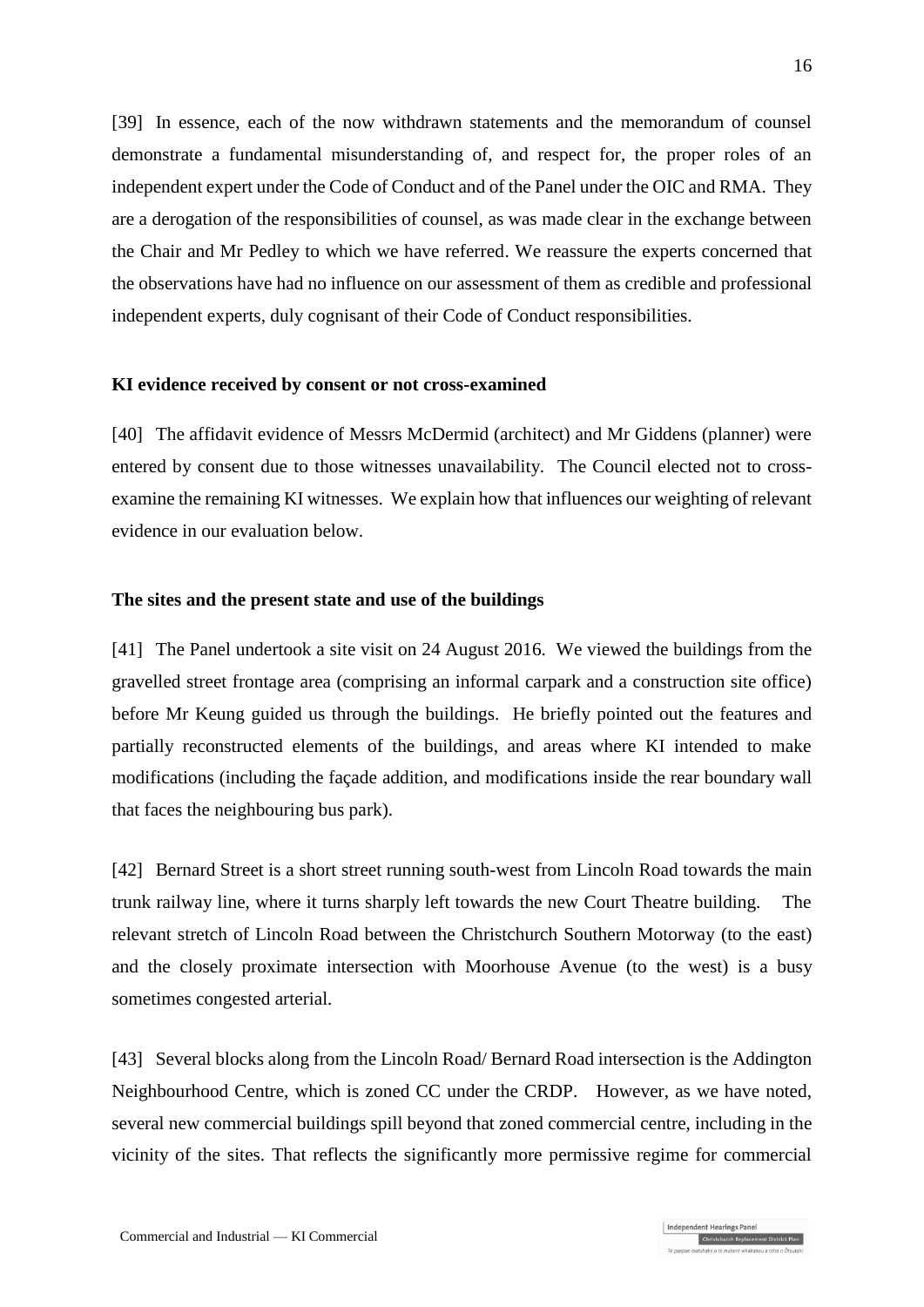[39] In essence, each of the now withdrawn statements and the memorandum of counsel demonstrate a fundamental misunderstanding of, and respect for, the proper roles of an independent expert under the Code of Conduct and of the Panel under the OIC and RMA. They are a derogation of the responsibilities of counsel, as was made clear in the exchange between the Chair and Mr Pedley to which we have referred. We reassure the experts concerned that the observations have had no influence on our assessment of them as credible and professional independent experts, duly cognisant of their Code of Conduct responsibilities.

**KI evidence received by consent or not cross-examined**

[40] The affidavit evidence of Messrs McDermid (architect) and Mr Giddens (planner) were entered by consent due to those witnesses unavailability. The Council elected not to cross-examine the remaining KI witnesses. We explain how that influences our weighting of relevant evidence in our evaluation below.

**The sites and the present state and use of the buildings**

[41] The Panel undertook a site visit on 24 August 2016. We viewed the buildings from the gravelled street frontage area (comprising an informal carpark and a construction site office) before Mr Keung guided us through the buildings. He briefly pointed out the features and partially reconstructed elements of the buildings, and areas where KI intended to make modifications (including the façade addition, and modifications inside the rear boundary wall that faces the neighbouring bus park).

[42] Bernard Street is a short street running south-west from Lincoln Road towards the main trunk railway line, where it turns sharply left towards the new Court Theatre building. The relevant stretch of Lincoln Road between the Christchurch Southern Motorway (to the east) and the closely proximate intersection with Moorhouse Avenue (to the west) is a busy sometimes congested arterial.

[43] Several blocks along from the Lincoln Road/ Bernard Road intersection is the Addington Neighbourhood Centre, which is zoned CC under the CRDP. However, as we have noted, several new commercial buildings spill beyond that zoned commercial centre, including in the vicinity of the sites. That reflects the significantly more permissive regime for commercial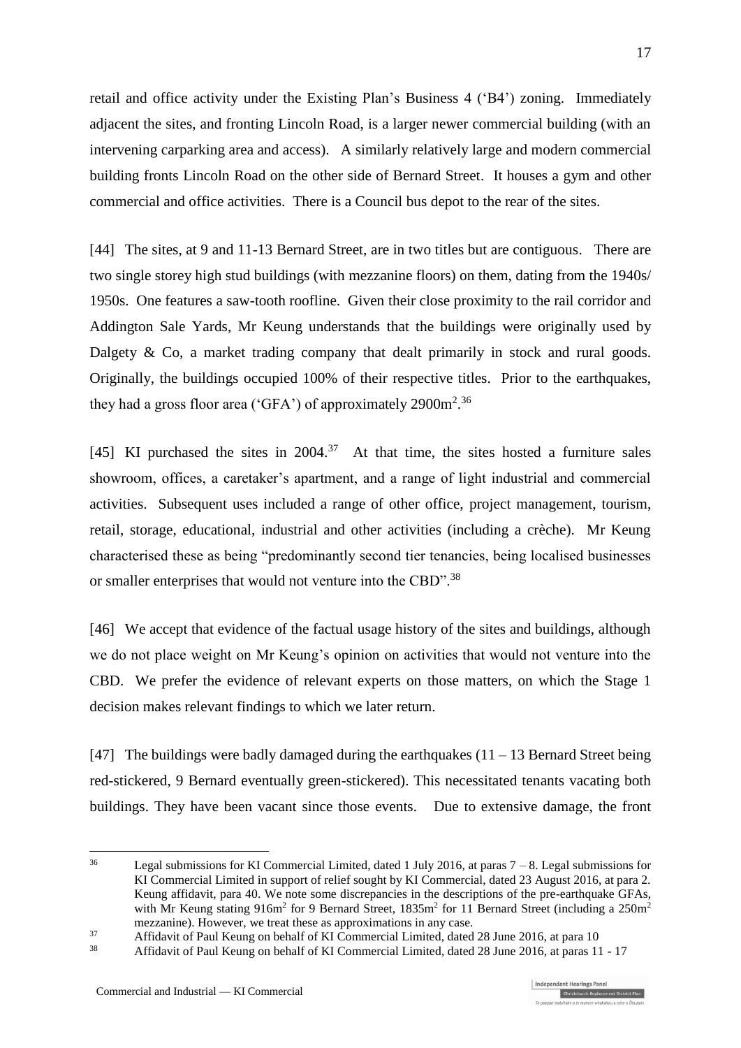retail and office activity under the Existing Plan's Business 4 ('B4') zoning. Immediately adjacent the sites, and fronting Lincoln Road, is a larger newer commercial building (with an intervening carparking area and access). A similarly relatively large and modern commercial building fronts Lincoln Road on the other side of Bernard Street. It houses a gym and other commercial and office activities. There is a Council bus depot to the rear of the sites.

[44] The sites, at 9 and 11-13 Bernard Street, are in two titles but are contiguous. There are two single storey high stud buildings (with mezzanine floors) on them, dating from the 1940s/ 1950s. One features a saw-tooth roofline. Given their close proximity to the rail corridor and Addington Sale Yards, Mr Keung understands that the buildings were originally used by Dalgety & Co, a market trading company that dealt primarily in stock and rural goods. Originally, the buildings occupied 100% of their respective titles. Prior to the earthquakes, they had a gross floor area ('GFA') of approximately 2900m$^2$.[36]

[45] KI purchased the sites in 2004.[37] At that time, the sites hosted a furniture sales showroom, offices, a caretaker's apartment, and a range of light industrial and commercial activities. Subsequent uses included a range of other office, project management, tourism, retail, storage, educational, industrial and other activities (including a crèche). Mr Keung characterised these as being "predominantly second tier tenancies, being localised businesses or smaller enterprises that would not venture into the CBD".[38]

[46] We accept that evidence of the factual usage history of the sites and buildings, although we do not place weight on Mr Keung's opinion on activities that would not venture into the CBD. We prefer the evidence of relevant experts on those matters, on which the Stage 1 decision makes relevant findings to which we later return.

[47] The buildings were badly damaged during the earthquakes (11 – 13 Bernard Street being red-stickered, 9 Bernard eventually green-stickered). This necessitated tenants vacating both buildings. They have been vacant since those events. Due to extensive damage, the front

---

[36] Legal submissions for KI Commercial Limited, dated 1 July 2016, at paras 7 – 8. Legal submissions for KI Commercial Limited in support of relief sought by KI Commercial, dated 23 August 2016, at para 2. Keung affidavit, para 40. We note some discrepancies in the descriptions of the pre-earthquake GFAs, with Mr Keung stating 916m$^2$ for 9 Bernard Street, 1835m$^2$ for 11 Bernard Street (including a 250m$^2$ mezzanine). However, we treat these as approximations in any case.

[37] Affidavit of Paul Keung on behalf of KI Commercial Limited, dated 28 June 2016, at para 10

[38] Affidavit of Paul Keung on behalf of KI Commercial Limited, dated 28 June 2016, at paras 11 - 17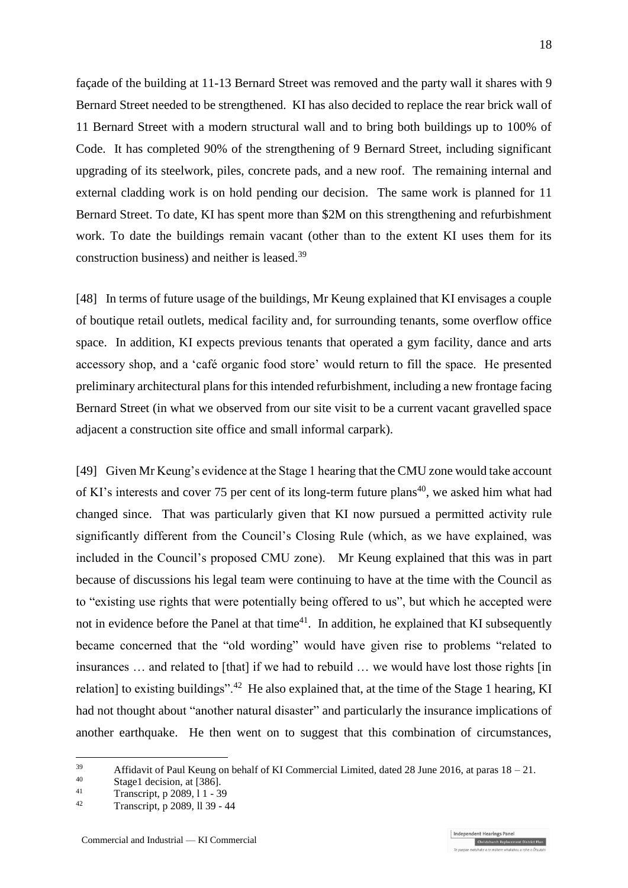façade of the building at 11-13 Bernard Street was removed and the party wall it shares with 9 Bernard Street needed to be strengthened. KI has also decided to replace the rear brick wall of 11 Bernard Street with a modern structural wall and to bring both buildings up to 100% of Code. It has completed 90% of the strengthening of 9 Bernard Street, including significant upgrading of its steelwork, piles, concrete pads, and a new roof. The remaining internal and external cladding work is on hold pending our decision. The same work is planned for 11 Bernard Street. To date, KI has spent more than $2M on this strengthening and refurbishment work. To date the buildings remain vacant (other than to the extent KI uses them for its construction business) and neither is leased.[39]

[48] In terms of future usage of the buildings, Mr Keung explained that KI envisages a couple of boutique retail outlets, medical facility and, for surrounding tenants, some overflow office space. In addition, KI expects previous tenants that operated a gym facility, dance and arts accessory shop, and a 'café organic food store' would return to fill the space. He presented preliminary architectural plans for this intended refurbishment, including a new frontage facing Bernard Street (in what we observed from our site visit to be a current vacant gravelled space adjacent a construction site office and small informal carpark).

[49] Given Mr Keung's evidence at the Stage 1 hearing that the CMU zone would take account of KI's interests and cover 75 per cent of its long-term future plans[40], we asked him what had changed since. That was particularly given that KI now pursued a permitted activity rule significantly different from the Council's Closing Rule (which, as we have explained, was included in the Council's proposed CMU zone). Mr Keung explained that this was in part because of discussions his legal team were continuing to have at the time with the Council as to "existing use rights that were potentially being offered to us", but which he accepted were not in evidence before the Panel at that time[41]. In addition, he explained that KI subsequently became concerned that the "old wording" would have given rise to problems "related to insurances … and related to [that] if we had to rebuild … we would have lost those rights [in relation] to existing buildings".[42] He also explained that, at the time of the Stage 1 hearing, KI had not thought about "another natural disaster" and particularly the insurance implications of another earthquake. He then went on to suggest that this combination of circumstances,

---

[39] Affidavit of Paul Keung on behalf of KI Commercial Limited, dated 28 June 2016, at paras 18 – 21.

[40] Stage1 decision, at [386].

[41] Transcript, p 2089, l 1 - 39

[42] Transcript, p 2089, ll 39 - 44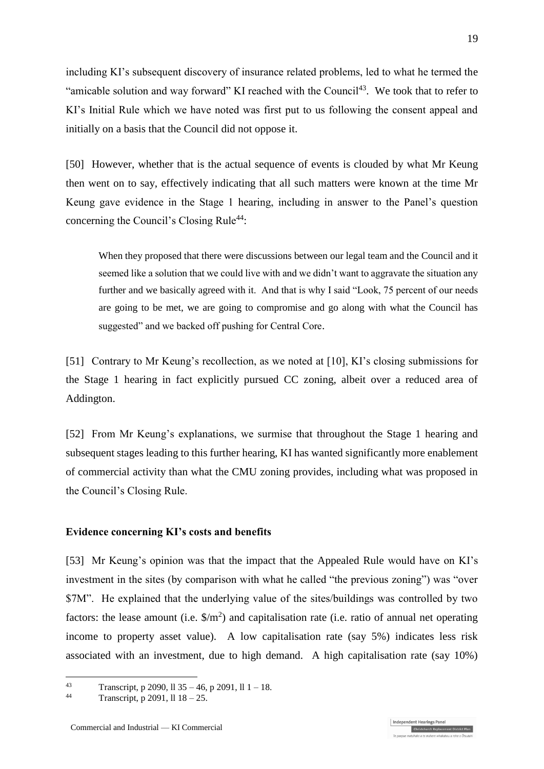including KI's subsequent discovery of insurance related problems, led to what he termed the "amicable solution and way forward" KI reached with the Council[43]. We took that to refer to KI's Initial Rule which we have noted was first put to us following the consent appeal and initially on a basis that the Council did not oppose it.

[50] However, whether that is the actual sequence of events is clouded by what Mr Keung then went on to say, effectively indicating that all such matters were known at the time Mr Keung gave evidence in the Stage 1 hearing, including in answer to the Panel's question concerning the Council's Closing Rule[44]:

> When they proposed that there were discussions between our legal team and the Council and it seemed like a solution that we could live with and we didn't want to aggravate the situation any further and we basically agreed with it. And that is why I said "Look, 75 percent of our needs are going to be met, we are going to compromise and go along with what the Council has suggested" and we backed off pushing for Central Core.

[51] Contrary to Mr Keung's recollection, as we noted at [10], KI's closing submissions for the Stage 1 hearing in fact explicitly pursued CC zoning, albeit over a reduced area of Addington.

[52] From Mr Keung's explanations, we surmise that throughout the Stage 1 hearing and subsequent stages leading to this further hearing, KI has wanted significantly more enablement of commercial activity than what the CMU zoning provides, including what was proposed in the Council's Closing Rule.

**Evidence concerning KI's costs and benefits**

[53] Mr Keung's opinion was that the impact that the Appealed Rule would have on KI's investment in the sites (by comparison with what he called "the previous zoning") was "over \$7M". He explained that the underlying value of the sites/buildings was controlled by two factors: the lease amount (i.e. $\$/m^2$) and capitalisation rate (i.e. ratio of annual net operating income to property asset value). A low capitalisation rate (say 5%) indicates less risk associated with an investment, due to high demand. A high capitalisation rate (say 10%)

[43] Transcript, p 2090, ll 35 – 46, p 2091, ll 1 – 18.

[44] Transcript, p 2091, ll 18 – 25.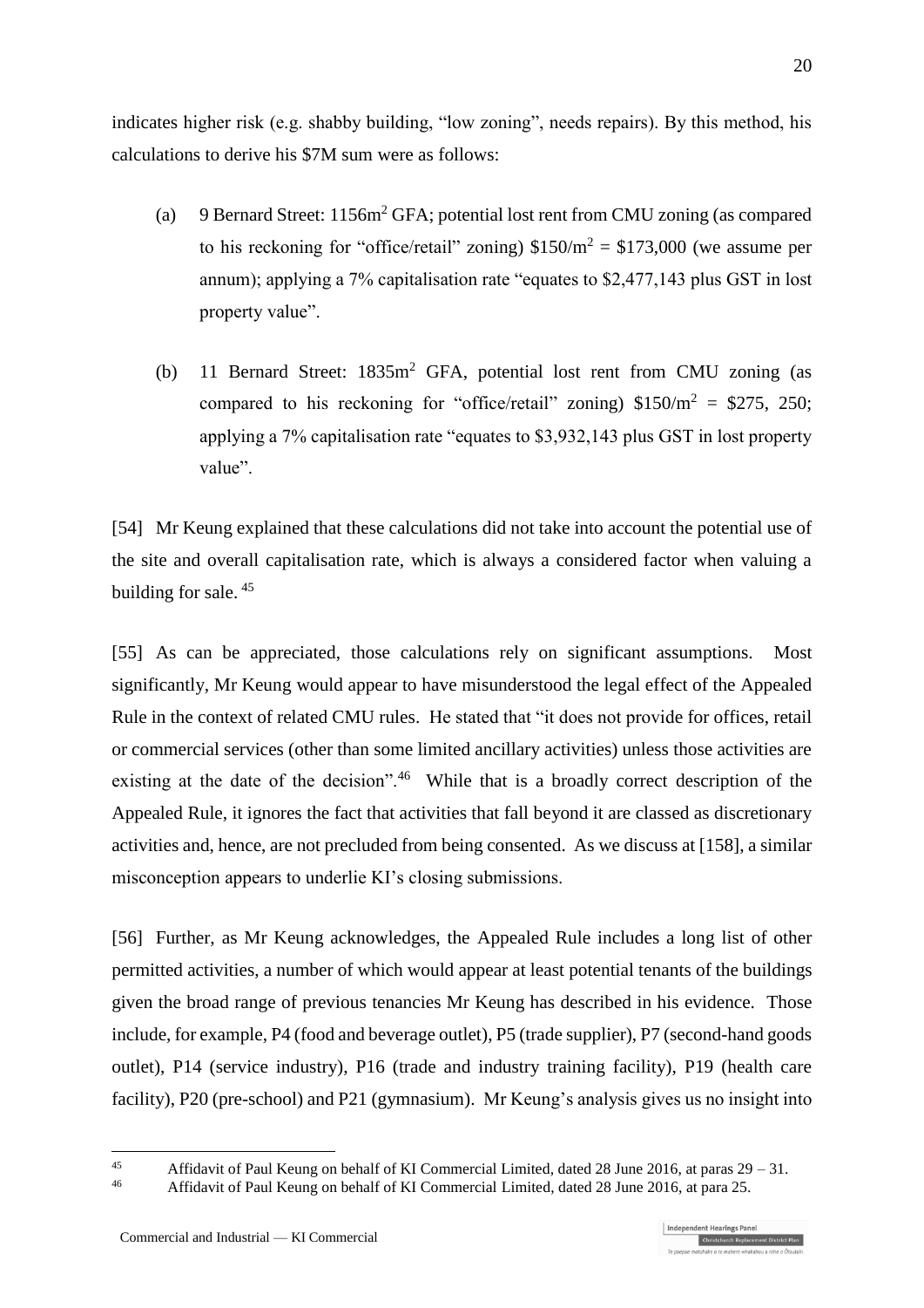indicates higher risk (e.g. shabby building, "low zoning", needs repairs). By this method, his calculations to derive his $7M sum were as follows:

(a) 9 Bernard Street: 1156m$^2$ GFA; potential lost rent from CMU zoning (as compared to his reckoning for "office/retail" zoning) $150/m$^2$ = $173,000 (we assume per annum); applying a 7% capitalisation rate "equates to $2,477,143 plus GST in lost property value".

(b) 11 Bernard Street: 1835m$^2$ GFA, potential lost rent from CMU zoning (as compared to his reckoning for "office/retail" zoning) $150/m$^2$ = $275, 250; applying a 7% capitalisation rate "equates to $3,932,143 plus GST in lost property value".

[54] Mr Keung explained that these calculations did not take into account the potential use of the site and overall capitalisation rate, which is always a considered factor when valuing a building for sale. [45]

[55] As can be appreciated, those calculations rely on significant assumptions. Most significantly, Mr Keung would appear to have misunderstood the legal effect of the Appealed Rule in the context of related CMU rules. He stated that "it does not provide for offices, retail or commercial services (other than some limited ancillary activities) unless those activities are existing at the date of the decision".[46] While that is a broadly correct description of the Appealed Rule, it ignores the fact that activities that fall beyond it are classed as discretionary activities and, hence, are not precluded from being consented. As we discuss at [158], a similar misconception appears to underlie KI's closing submissions.

[56] Further, as Mr Keung acknowledges, the Appealed Rule includes a long list of other permitted activities, a number of which would appear at least potential tenants of the buildings given the broad range of previous tenancies Mr Keung has described in his evidence. Those include, for example, P4 (food and beverage outlet), P5 (trade supplier), P7 (second-hand goods outlet), P14 (service industry), P16 (trade and industry training facility), P19 (health care facility), P20 (pre-school) and P21 (gymnasium). Mr Keung's analysis gives us no insight into

---

[45] Affidavit of Paul Keung on behalf of KI Commercial Limited, dated 28 June 2016, at paras 29 – 31.

[46] Affidavit of Paul Keung on behalf of KI Commercial Limited, dated 28 June 2016, at para 25.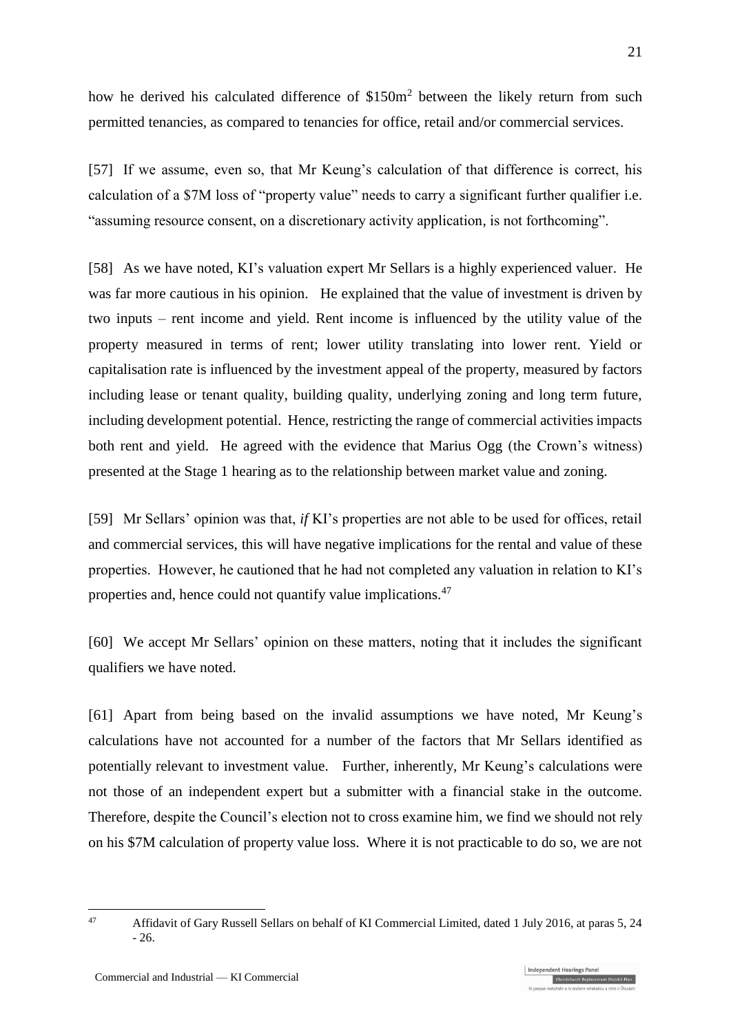how he derived his calculated difference of $150m$^2$ between the likely return from such permitted tenancies, as compared to tenancies for office, retail and/or commercial services.

[57] If we assume, even so, that Mr Keung's calculation of that difference is correct, his calculation of a $7M loss of "property value" needs to carry a significant further qualifier i.e. "assuming resource consent, on a discretionary activity application, is not forthcoming".

[58] As we have noted, KI's valuation expert Mr Sellars is a highly experienced valuer. He was far more cautious in his opinion. He explained that the value of investment is driven by two inputs – rent income and yield. Rent income is influenced by the utility value of the property measured in terms of rent; lower utility translating into lower rent. Yield or capitalisation rate is influenced by the investment appeal of the property, measured by factors including lease or tenant quality, building quality, underlying zoning and long term future, including development potential. Hence, restricting the range of commercial activities impacts both rent and yield. He agreed with the evidence that Marius Ogg (the Crown's witness) presented at the Stage 1 hearing as to the relationship between market value and zoning.

[59] Mr Sellars' opinion was that, *if* KI's properties are not able to be used for offices, retail and commercial services, this will have negative implications for the rental and value of these properties. However, he cautioned that he had not completed any valuation in relation to KI's properties and, hence could not quantify value implications.[47]

[60] We accept Mr Sellars' opinion on these matters, noting that it includes the significant qualifiers we have noted.

[61] Apart from being based on the invalid assumptions we have noted, Mr Keung's calculations have not accounted for a number of the factors that Mr Sellars identified as potentially relevant to investment value. Further, inherently, Mr Keung's calculations were not those of an independent expert but a submitter with a financial stake in the outcome. Therefore, despite the Council's election not to cross examine him, we find we should not rely on his $7M calculation of property value loss. Where it is not practicable to do so, we are not

---

[47] Affidavit of Gary Russell Sellars on behalf of KI Commercial Limited, dated 1 July 2016, at paras 5, 24 - 26.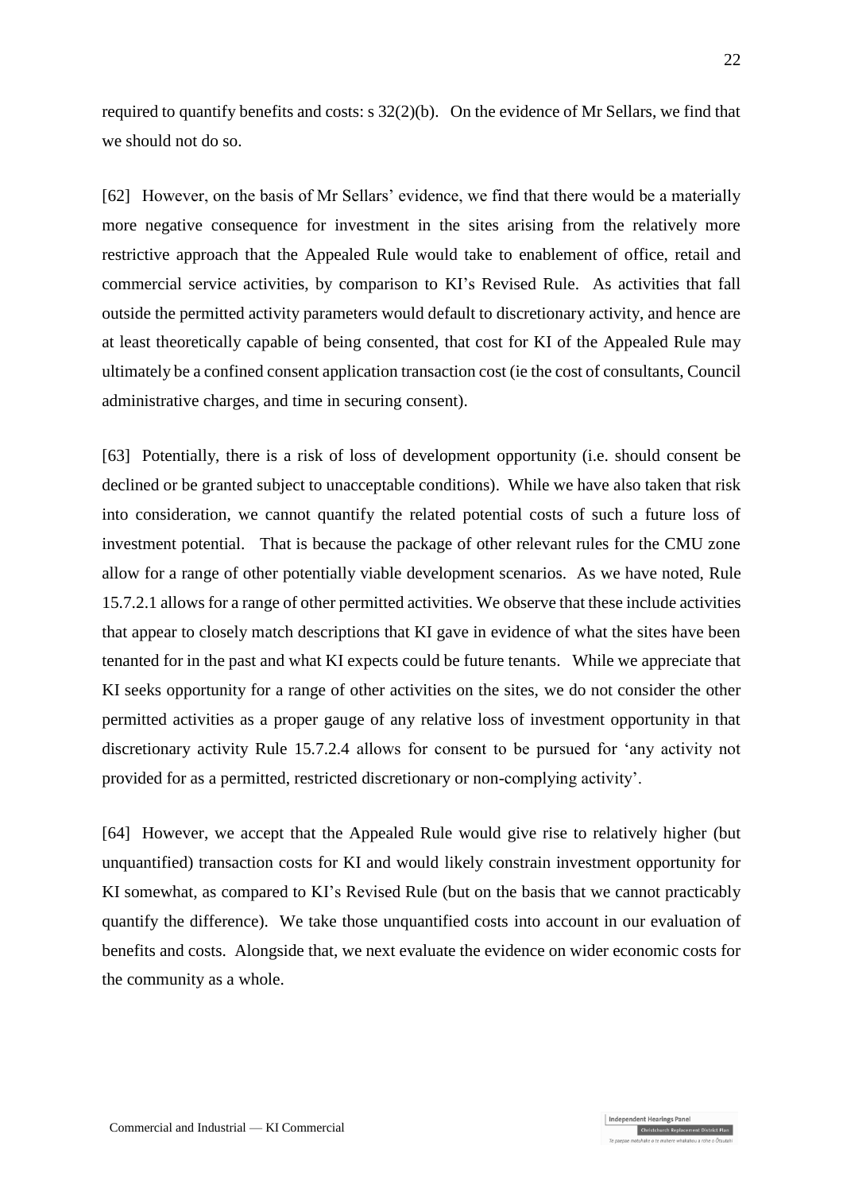required to quantify benefits and costs: s 32(2)(b). On the evidence of Mr Sellars, we find that we should not do so.

[62] However, on the basis of Mr Sellars' evidence, we find that there would be a materially more negative consequence for investment in the sites arising from the relatively more restrictive approach that the Appealed Rule would take to enablement of office, retail and commercial service activities, by comparison to KI's Revised Rule. As activities that fall outside the permitted activity parameters would default to discretionary activity, and hence are at least theoretically capable of being consented, that cost for KI of the Appealed Rule may ultimately be a confined consent application transaction cost (ie the cost of consultants, Council administrative charges, and time in securing consent).

[63] Potentially, there is a risk of loss of development opportunity (i.e. should consent be declined or be granted subject to unacceptable conditions). While we have also taken that risk into consideration, we cannot quantify the related potential costs of such a future loss of investment potential. That is because the package of other relevant rules for the CMU zone allow for a range of other potentially viable development scenarios. As we have noted, Rule 15.7.2.1 allows for a range of other permitted activities. We observe that these include activities that appear to closely match descriptions that KI gave in evidence of what the sites have been tenanted for in the past and what KI expects could be future tenants. While we appreciate that KI seeks opportunity for a range of other activities on the sites, we do not consider the other permitted activities as a proper gauge of any relative loss of investment opportunity in that discretionary activity Rule 15.7.2.4 allows for consent to be pursued for 'any activity not provided for as a permitted, restricted discretionary or non-complying activity'.

[64] However, we accept that the Appealed Rule would give rise to relatively higher (but unquantified) transaction costs for KI and would likely constrain investment opportunity for KI somewhat, as compared to KI's Revised Rule (but on the basis that we cannot practicably quantify the difference). We take those unquantified costs into account in our evaluation of benefits and costs. Alongside that, we next evaluate the evidence on wider economic costs for the community as a whole.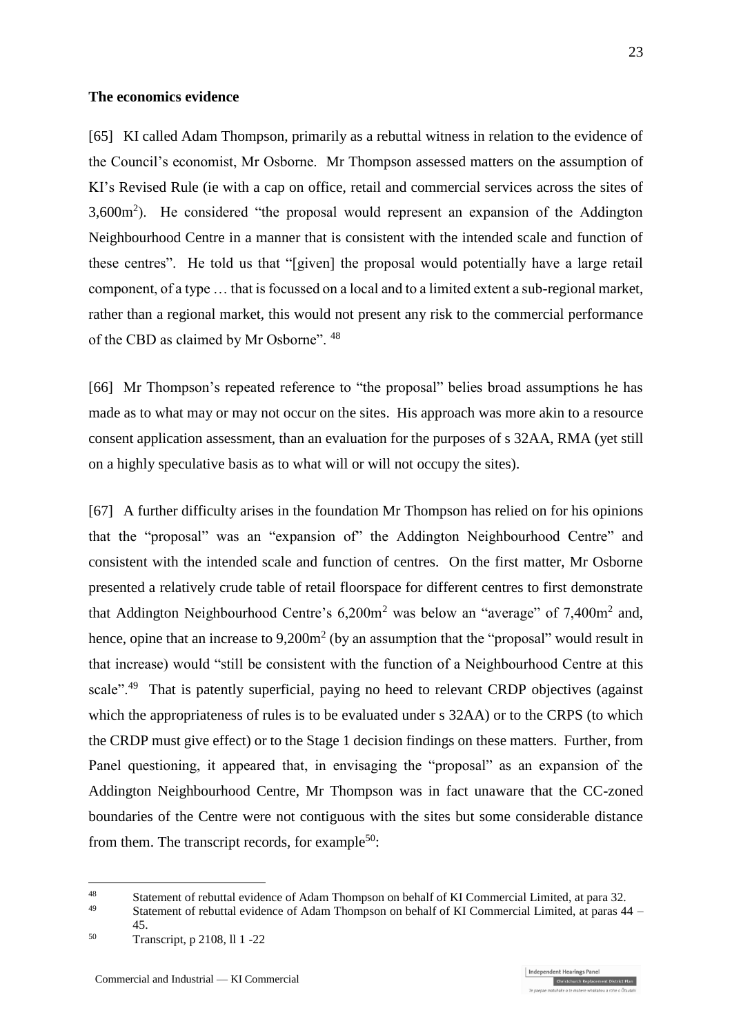**The economics evidence**

[65] KI called Adam Thompson, primarily as a rebuttal witness in relation to the evidence of the Council's economist, Mr Osborne. Mr Thompson assessed matters on the assumption of KI's Revised Rule (ie with a cap on office, retail and commercial services across the sites of 3,600m$^2$). He considered "the proposal would represent an expansion of the Addington Neighbourhood Centre in a manner that is consistent with the intended scale and function of these centres". He told us that "[given] the proposal would potentially have a large retail component, of a type … that is focussed on a local and to a limited extent a sub-regional market, rather than a regional market, this would not present any risk to the commercial performance of the CBD as claimed by Mr Osborne".[48]

[66] Mr Thompson's repeated reference to "the proposal" belies broad assumptions he has made as to what may or may not occur on the sites. His approach was more akin to a resource consent application assessment, than an evaluation for the purposes of s 32AA, RMA (yet still on a highly speculative basis as to what will or will not occupy the sites).

[67] A further difficulty arises in the foundation Mr Thompson has relied on for his opinions that the "proposal" was an "expansion of" the Addington Neighbourhood Centre" and consistent with the intended scale and function of centres. On the first matter, Mr Osborne presented a relatively crude table of retail floorspace for different centres to first demonstrate that Addington Neighbourhood Centre's 6,200m$^2$ was below an "average" of 7,400m$^2$ and, hence, opine that an increase to 9,200m$^2$ (by an assumption that the "proposal" would result in that increase) would "still be consistent with the function of a Neighbourhood Centre at this scale".[49] That is patently superficial, paying no heed to relevant CRDP objectives (against which the appropriateness of rules is to be evaluated under s 32AA) or to the CRPS (to which the CRDP must give effect) or to the Stage 1 decision findings on these matters. Further, from Panel questioning, it appeared that, in envisaging the "proposal" as an expansion of the Addington Neighbourhood Centre, Mr Thompson was in fact unaware that the CC-zoned boundaries of the Centre were not contiguous with the sites but some considerable distance from them. The transcript records, for example[50]:

---

[48] Statement of rebuttal evidence of Adam Thompson on behalf of KI Commercial Limited, at para 32.

[49] Statement of rebuttal evidence of Adam Thompson on behalf of KI Commercial Limited, at paras 44 – 45.

[50] Transcript, p 2108, ll 1 -22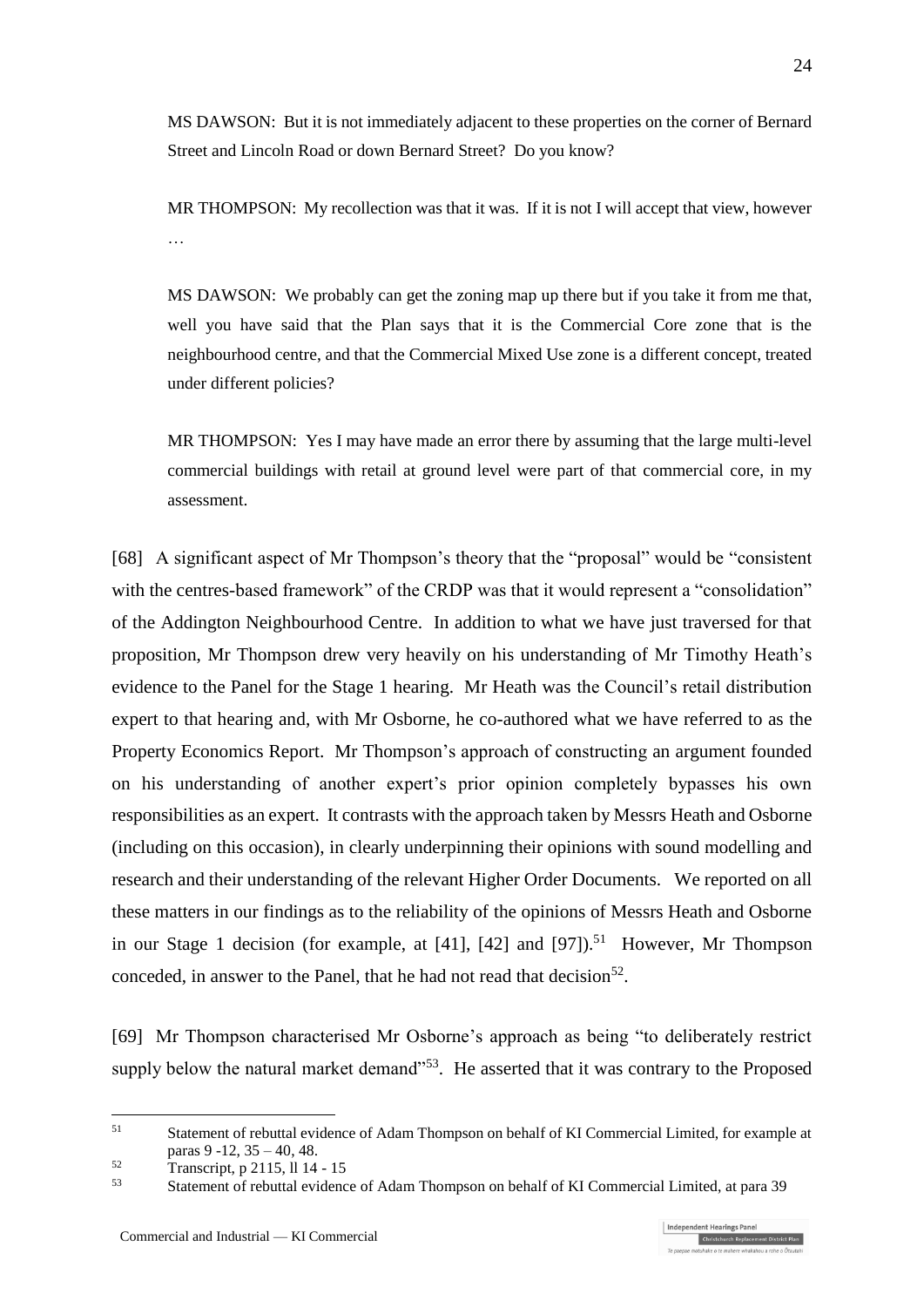MS DAWSON: But it is not immediately adjacent to these properties on the corner of Bernard Street and Lincoln Road or down Bernard Street? Do you know?

MR THOMPSON: My recollection was that it was. If it is not I will accept that view, however …

MS DAWSON: We probably can get the zoning map up there but if you take it from me that, well you have said that the Plan says that it is the Commercial Core zone that is the neighbourhood centre, and that the Commercial Mixed Use zone is a different concept, treated under different policies?

MR THOMPSON: Yes I may have made an error there by assuming that the large multi-level commercial buildings with retail at ground level were part of that commercial core, in my assessment.

[68] A significant aspect of Mr Thompson's theory that the "proposal" would be "consistent with the centres-based framework" of the CRDP was that it would represent a "consolidation" of the Addington Neighbourhood Centre. In addition to what we have just traversed for that proposition, Mr Thompson drew very heavily on his understanding of Mr Timothy Heath's evidence to the Panel for the Stage 1 hearing. Mr Heath was the Council's retail distribution expert to that hearing and, with Mr Osborne, he co-authored what we have referred to as the Property Economics Report. Mr Thompson's approach of constructing an argument founded on his understanding of another expert's prior opinion completely bypasses his own responsibilities as an expert. It contrasts with the approach taken by Messrs Heath and Osborne (including on this occasion), in clearly underpinning their opinions with sound modelling and research and their understanding of the relevant Higher Order Documents. We reported on all these matters in our findings as to the reliability of the opinions of Messrs Heath and Osborne in our Stage 1 decision (for example, at [41], [42] and [97]).[51] However, Mr Thompson conceded, in answer to the Panel, that he had not read that decision[52].

[69] Mr Thompson characterised Mr Osborne's approach as being "to deliberately restrict supply below the natural market demand"[53]. He asserted that it was contrary to the Proposed

[51] Statement of rebuttal evidence of Adam Thompson on behalf of KI Commercial Limited, for example at paras 9 -12, 35 – 40, 48.

[52] Transcript, p 2115, ll 14 - 15

[53] Statement of rebuttal evidence of Adam Thompson on behalf of KI Commercial Limited, at para 39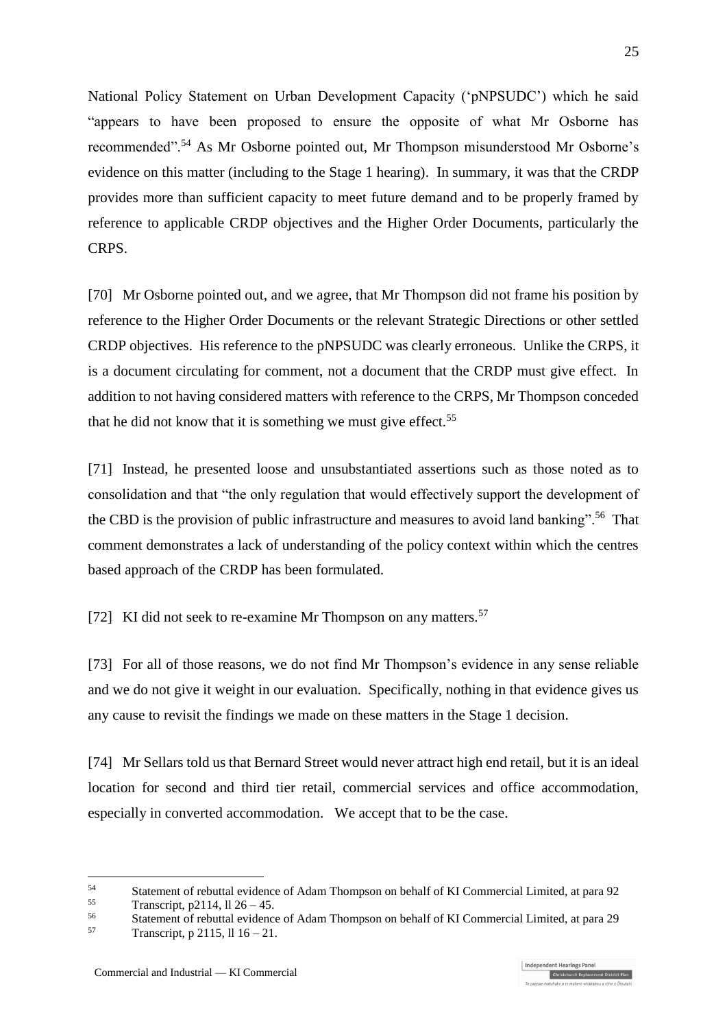National Policy Statement on Urban Development Capacity ('pNPSUDC') which he said "appears to have been proposed to ensure the opposite of what Mr Osborne has recommended".[54] As Mr Osborne pointed out, Mr Thompson misunderstood Mr Osborne's evidence on this matter (including to the Stage 1 hearing). In summary, it was that the CRDP provides more than sufficient capacity to meet future demand and to be properly framed by reference to applicable CRDP objectives and the Higher Order Documents, particularly the CRPS.

[70] Mr Osborne pointed out, and we agree, that Mr Thompson did not frame his position by reference to the Higher Order Documents or the relevant Strategic Directions or other settled CRDP objectives. His reference to the pNPSUDC was clearly erroneous. Unlike the CRPS, it is a document circulating for comment, not a document that the CRDP must give effect. In addition to not having considered matters with reference to the CRPS, Mr Thompson conceded that he did not know that it is something we must give effect.[55]

[71] Instead, he presented loose and unsubstantiated assertions such as those noted as to consolidation and that "the only regulation that would effectively support the development of the CBD is the provision of public infrastructure and measures to avoid land banking".[56] That comment demonstrates a lack of understanding of the policy context within which the centres based approach of the CRDP has been formulated.

[72] KI did not seek to re-examine Mr Thompson on any matters.[57]

[73] For all of those reasons, we do not find Mr Thompson's evidence in any sense reliable and we do not give it weight in our evaluation. Specifically, nothing in that evidence gives us any cause to revisit the findings we made on these matters in the Stage 1 decision.

[74] Mr Sellars told us that Bernard Street would never attract high end retail, but it is an ideal location for second and third tier retail, commercial services and office accommodation, especially in converted accommodation. We accept that to be the case.

---

[54] Statement of rebuttal evidence of Adam Thompson on behalf of KI Commercial Limited, at para 92

[55] Transcript, p2114, ll 26 – 45.

[56] Statement of rebuttal evidence of Adam Thompson on behalf of KI Commercial Limited, at para 29

[57] Transcript, p 2115, ll 16 – 21.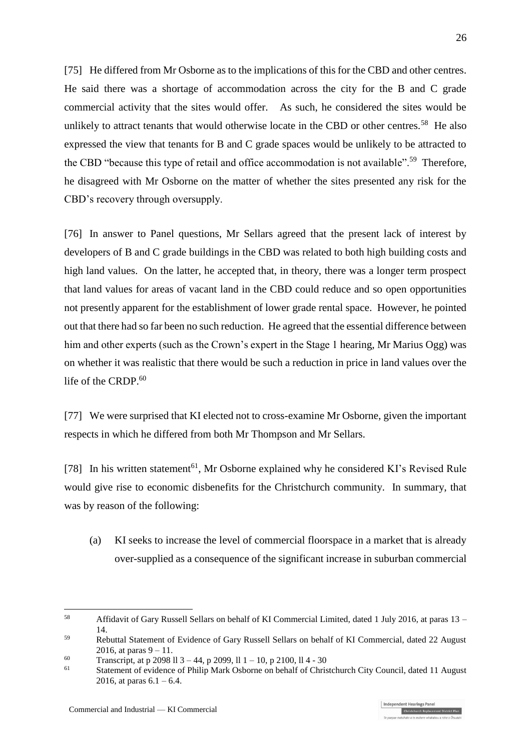[75] He differed from Mr Osborne as to the implications of this for the CBD and other centres. He said there was a shortage of accommodation across the city for the B and C grade commercial activity that the sites would offer. As such, he considered the sites would be unlikely to attract tenants that would otherwise locate in the CBD or other centres.[58] He also expressed the view that tenants for B and C grade spaces would be unlikely to be attracted to the CBD "because this type of retail and office accommodation is not available".[59] Therefore, he disagreed with Mr Osborne on the matter of whether the sites presented any risk for the CBD's recovery through oversupply.

[76] In answer to Panel questions, Mr Sellars agreed that the present lack of interest by developers of B and C grade buildings in the CBD was related to both high building costs and high land values. On the latter, he accepted that, in theory, there was a longer term prospect that land values for areas of vacant land in the CBD could reduce and so open opportunities not presently apparent for the establishment of lower grade rental space. However, he pointed out that there had so far been no such reduction. He agreed that the essential difference between him and other experts (such as the Crown's expert in the Stage 1 hearing, Mr Marius Ogg) was on whether it was realistic that there would be such a reduction in price in land values over the life of the CRDP.[60]

[77] We were surprised that KI elected not to cross-examine Mr Osborne, given the important respects in which he differed from both Mr Thompson and Mr Sellars.

[78] In his written statement[61], Mr Osborne explained why he considered KI's Revised Rule would give rise to economic disbenefits for the Christchurch community. In summary, that was by reason of the following:

(a) KI seeks to increase the level of commercial floorspace in a market that is already over-supplied as a consequence of the significant increase in suburban commercial

---

[58] Affidavit of Gary Russell Sellars on behalf of KI Commercial Limited, dated 1 July 2016, at paras 13 – 14.

[59] Rebuttal Statement of Evidence of Gary Russell Sellars on behalf of KI Commercial, dated 22 August 2016, at paras 9 – 11.

[60] Transcript, at p 2098 ll 3 – 44, p 2099, ll 1 – 10, p 2100, ll 4 - 30

[61] Statement of evidence of Philip Mark Osborne on behalf of Christchurch City Council, dated 11 August 2016, at paras 6.1 – 6.4.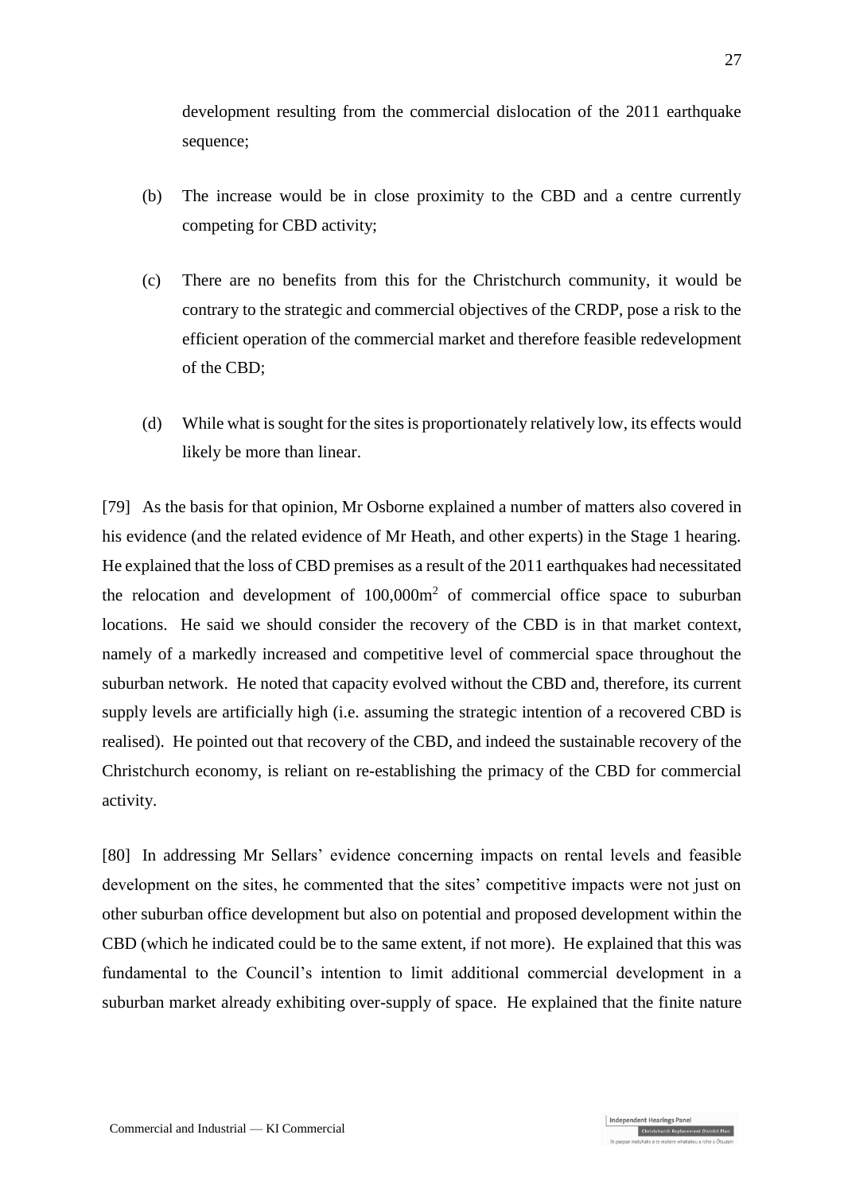development resulting from the commercial dislocation of the 2011 earthquake sequence;

(b) The increase would be in close proximity to the CBD and a centre currently competing for CBD activity;

(c) There are no benefits from this for the Christchurch community, it would be contrary to the strategic and commercial objectives of the CRDP, pose a risk to the efficient operation of the commercial market and therefore feasible redevelopment of the CBD;

(d) While what is sought for the sites is proportionately relatively low, its effects would likely be more than linear.

[79] As the basis for that opinion, Mr Osborne explained a number of matters also covered in his evidence (and the related evidence of Mr Heath, and other experts) in the Stage 1 hearing. He explained that the loss of CBD premises as a result of the 2011 earthquakes had necessitated the relocation and development of 100,000m$^2$ of commercial office space to suburban locations. He said we should consider the recovery of the CBD is in that market context, namely of a markedly increased and competitive level of commercial space throughout the suburban network. He noted that capacity evolved without the CBD and, therefore, its current supply levels are artificially high (i.e. assuming the strategic intention of a recovered CBD is realised). He pointed out that recovery of the CBD, and indeed the sustainable recovery of the Christchurch economy, is reliant on re-establishing the primacy of the CBD for commercial activity.

[80] In addressing Mr Sellars' evidence concerning impacts on rental levels and feasible development on the sites, he commented that the sites' competitive impacts were not just on other suburban office development but also on potential and proposed development within the CBD (which he indicated could be to the same extent, if not more). He explained that this was fundamental to the Council's intention to limit additional commercial development in a suburban market already exhibiting over-supply of space. He explained that the finite nature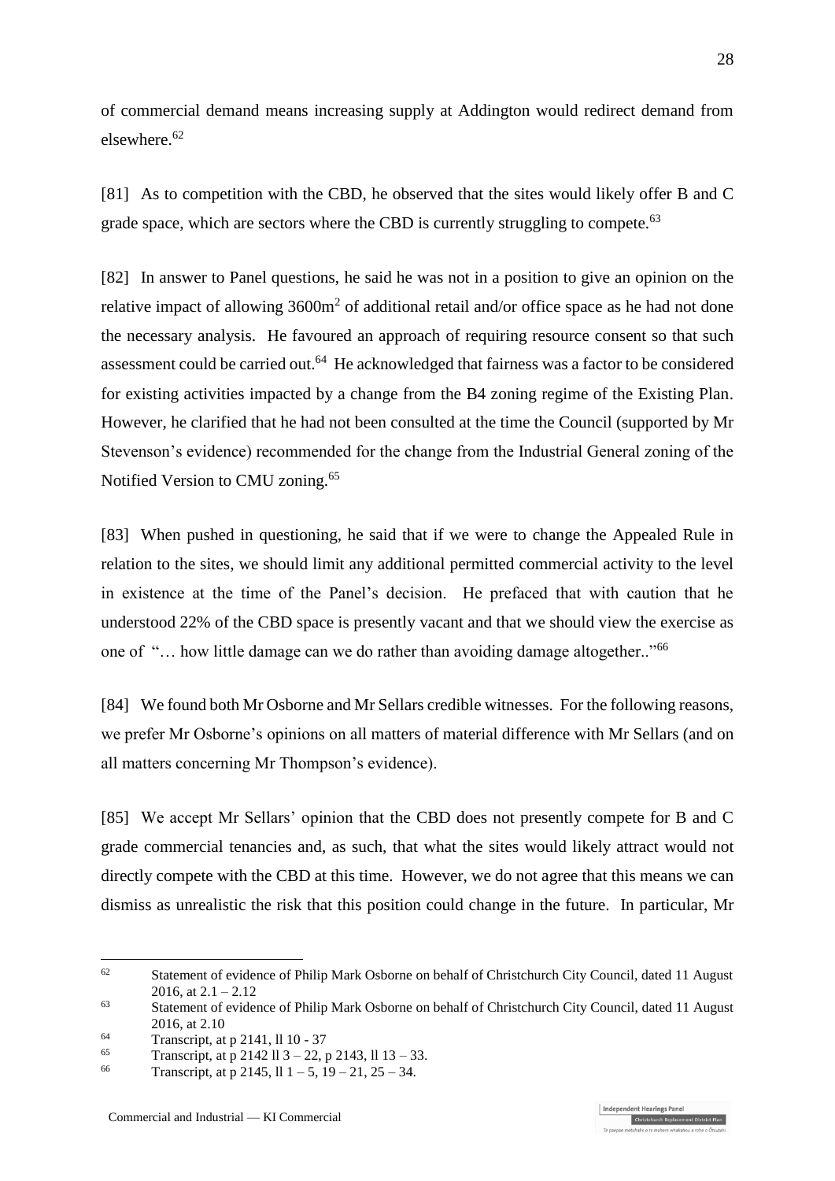of commercial demand means increasing supply at Addington would redirect demand from elsewhere.[62]

[81] As to competition with the CBD, he observed that the sites would likely offer B and C grade space, which are sectors where the CBD is currently struggling to compete.[63]

[82] In answer to Panel questions, he said he was not in a position to give an opinion on the relative impact of allowing 3600m$^2$ of additional retail and/or office space as he had not done the necessary analysis. He favoured an approach of requiring resource consent so that such assessment could be carried out.[64] He acknowledged that fairness was a factor to be considered for existing activities impacted by a change from the B4 zoning regime of the Existing Plan. However, he clarified that he had not been consulted at the time the Council (supported by Mr Stevenson's evidence) recommended for the change from the Industrial General zoning of the Notified Version to CMU zoning.[65]

[83] When pushed in questioning, he said that if we were to change the Appealed Rule in relation to the sites, we should limit any additional permitted commercial activity to the level in existence at the time of the Panel's decision. He prefaced that with caution that he understood 22% of the CBD space is presently vacant and that we should view the exercise as one of "… how little damage can we do rather than avoiding damage altogether.."[66]

[84] We found both Mr Osborne and Mr Sellars credible witnesses. For the following reasons, we prefer Mr Osborne's opinions on all matters of material difference with Mr Sellars (and on all matters concerning Mr Thompson's evidence).

[85] We accept Mr Sellars' opinion that the CBD does not presently compete for B and C grade commercial tenancies and, as such, that what the sites would likely attract would not directly compete with the CBD at this time. However, we do not agree that this means we can dismiss as unrealistic the risk that this position could change in the future. In particular, Mr

---

[62] Statement of evidence of Philip Mark Osborne on behalf of Christchurch City Council, dated 11 August 2016, at 2.1 – 2.12

[63] Statement of evidence of Philip Mark Osborne on behalf of Christchurch City Council, dated 11 August 2016, at 2.10

[64] Transcript, at p 2141, ll 10 - 37

[65] Transcript, at p 2142 ll 3 – 22, p 2143, ll 13 – 33.

[66] Transcript, at p 2145, ll 1 – 5, 19 – 21, 25 – 34.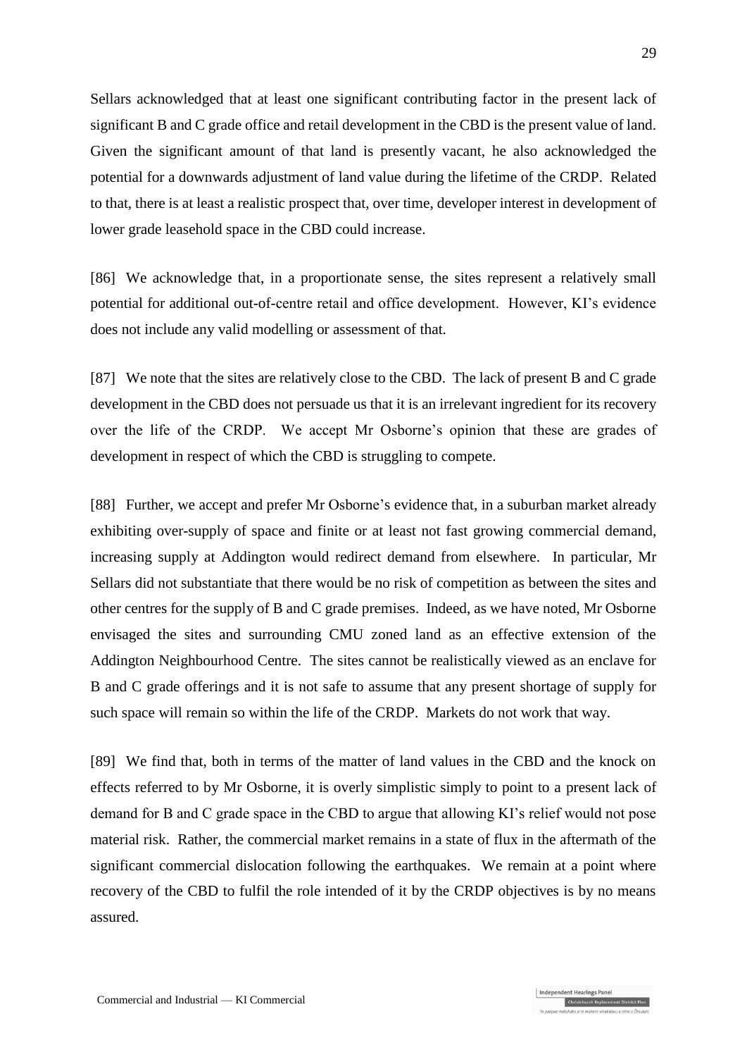Sellars acknowledged that at least one significant contributing factor in the present lack of significant B and C grade office and retail development in the CBD is the present value of land. Given the significant amount of that land is presently vacant, he also acknowledged the potential for a downwards adjustment of land value during the lifetime of the CRDP. Related to that, there is at least a realistic prospect that, over time, developer interest in development of lower grade leasehold space in the CBD could increase.

[86] We acknowledge that, in a proportionate sense, the sites represent a relatively small potential for additional out-of-centre retail and office development. However, KI's evidence does not include any valid modelling or assessment of that.

[87] We note that the sites are relatively close to the CBD. The lack of present B and C grade development in the CBD does not persuade us that it is an irrelevant ingredient for its recovery over the life of the CRDP. We accept Mr Osborne's opinion that these are grades of development in respect of which the CBD is struggling to compete.

[88] Further, we accept and prefer Mr Osborne's evidence that, in a suburban market already exhibiting over-supply of space and finite or at least not fast growing commercial demand, increasing supply at Addington would redirect demand from elsewhere. In particular, Mr Sellars did not substantiate that there would be no risk of competition as between the sites and other centres for the supply of B and C grade premises. Indeed, as we have noted, Mr Osborne envisaged the sites and surrounding CMU zoned land as an effective extension of the Addington Neighbourhood Centre. The sites cannot be realistically viewed as an enclave for B and C grade offerings and it is not safe to assume that any present shortage of supply for such space will remain so within the life of the CRDP. Markets do not work that way.

[89] We find that, both in terms of the matter of land values in the CBD and the knock on effects referred to by Mr Osborne, it is overly simplistic simply to point to a present lack of demand for B and C grade space in the CBD to argue that allowing KI's relief would not pose material risk. Rather, the commercial market remains in a state of flux in the aftermath of the significant commercial dislocation following the earthquakes. We remain at a point where recovery of the CBD to fulfil the role intended of it by the CRDP objectives is by no means assured.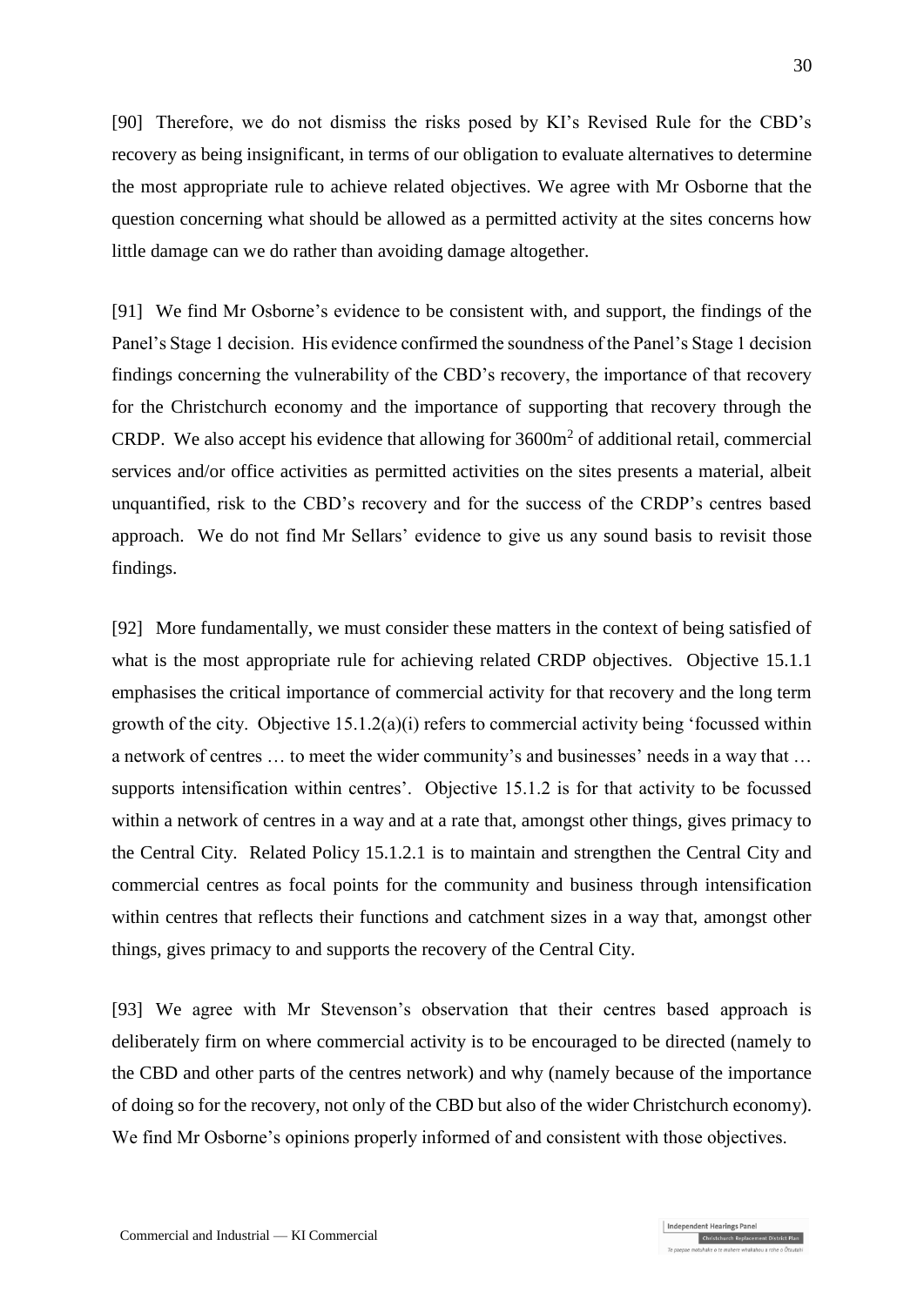[90] Therefore, we do not dismiss the risks posed by KI's Revised Rule for the CBD's recovery as being insignificant, in terms of our obligation to evaluate alternatives to determine the most appropriate rule to achieve related objectives. We agree with Mr Osborne that the question concerning what should be allowed as a permitted activity at the sites concerns how little damage can we do rather than avoiding damage altogether.

[91] We find Mr Osborne's evidence to be consistent with, and support, the findings of the Panel's Stage 1 decision. His evidence confirmed the soundness of the Panel's Stage 1 decision findings concerning the vulnerability of the CBD's recovery, the importance of that recovery for the Christchurch economy and the importance of supporting that recovery through the CRDP. We also accept his evidence that allowing for 3600m$^2$ of additional retail, commercial services and/or office activities as permitted activities on the sites presents a material, albeit unquantified, risk to the CBD's recovery and for the success of the CRDP's centres based approach. We do not find Mr Sellars' evidence to give us any sound basis to revisit those findings.

[92] More fundamentally, we must consider these matters in the context of being satisfied of what is the most appropriate rule for achieving related CRDP objectives. Objective 15.1.1 emphasises the critical importance of commercial activity for that recovery and the long term growth of the city. Objective 15.1.2(a)(i) refers to commercial activity being 'focussed within a network of centres … to meet the wider community's and businesses' needs in a way that … supports intensification within centres'. Objective 15.1.2 is for that activity to be focussed within a network of centres in a way and at a rate that, amongst other things, gives primacy to the Central City. Related Policy 15.1.2.1 is to maintain and strengthen the Central City and commercial centres as focal points for the community and business through intensification within centres that reflects their functions and catchment sizes in a way that, amongst other things, gives primacy to and supports the recovery of the Central City.

[93] We agree with Mr Stevenson's observation that their centres based approach is deliberately firm on where commercial activity is to be encouraged to be directed (namely to the CBD and other parts of the centres network) and why (namely because of the importance of doing so for the recovery, not only of the CBD but also of the wider Christchurch economy). We find Mr Osborne's opinions properly informed of and consistent with those objectives.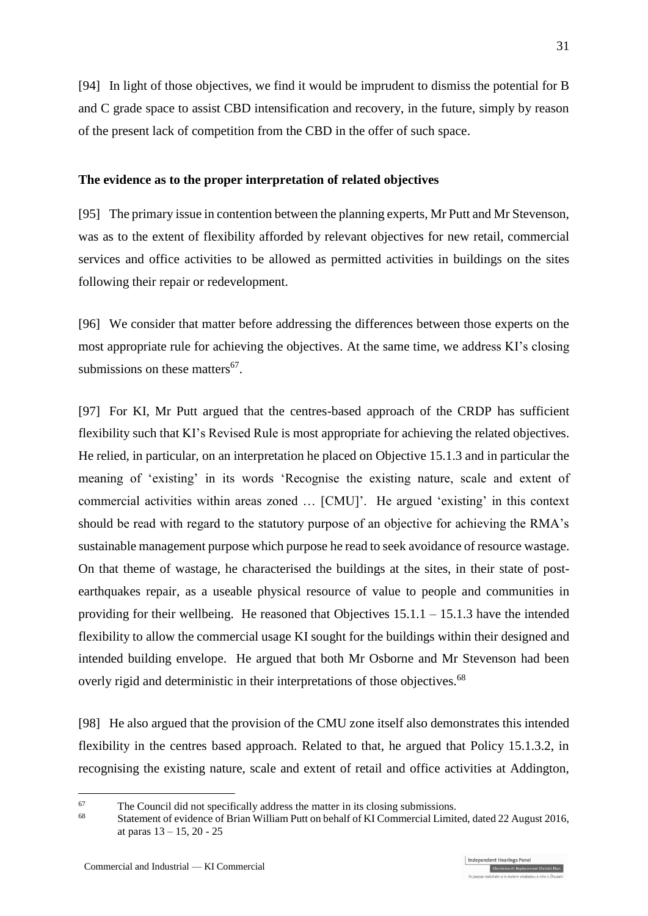[94] In light of those objectives, we find it would be imprudent to dismiss the potential for B and C grade space to assist CBD intensification and recovery, in the future, simply by reason of the present lack of competition from the CBD in the offer of such space.

**The evidence as to the proper interpretation of related objectives**

[95] The primary issue in contention between the planning experts, Mr Putt and Mr Stevenson, was as to the extent of flexibility afforded by relevant objectives for new retail, commercial services and office activities to be allowed as permitted activities in buildings on the sites following their repair or redevelopment.

[96] We consider that matter before addressing the differences between those experts on the most appropriate rule for achieving the objectives. At the same time, we address KI's closing submissions on these matters[67].

[97] For KI, Mr Putt argued that the centres-based approach of the CRDP has sufficient flexibility such that KI's Revised Rule is most appropriate for achieving the related objectives. He relied, in particular, on an interpretation he placed on Objective 15.1.3 and in particular the meaning of 'existing' in its words 'Recognise the existing nature, scale and extent of commercial activities within areas zoned … [CMU]'. He argued 'existing' in this context should be read with regard to the statutory purpose of an objective for achieving the RMA's sustainable management purpose which purpose he read to seek avoidance of resource wastage. On that theme of wastage, he characterised the buildings at the sites, in their state of post-earthquakes repair, as a useable physical resource of value to people and communities in providing for their wellbeing. He reasoned that Objectives 15.1.1 – 15.1.3 have the intended flexibility to allow the commercial usage KI sought for the buildings within their designed and intended building envelope. He argued that both Mr Osborne and Mr Stevenson had been overly rigid and deterministic in their interpretations of those objectives.[68]

[98] He also argued that the provision of the CMU zone itself also demonstrates this intended flexibility in the centres based approach. Related to that, he argued that Policy 15.1.3.2, in recognising the existing nature, scale and extent of retail and office activities at Addington,

---

[67] The Council did not specifically address the matter in its closing submissions.

[68] Statement of evidence of Brian William Putt on behalf of KI Commercial Limited, dated 22 August 2016, at paras 13 – 15, 20 - 25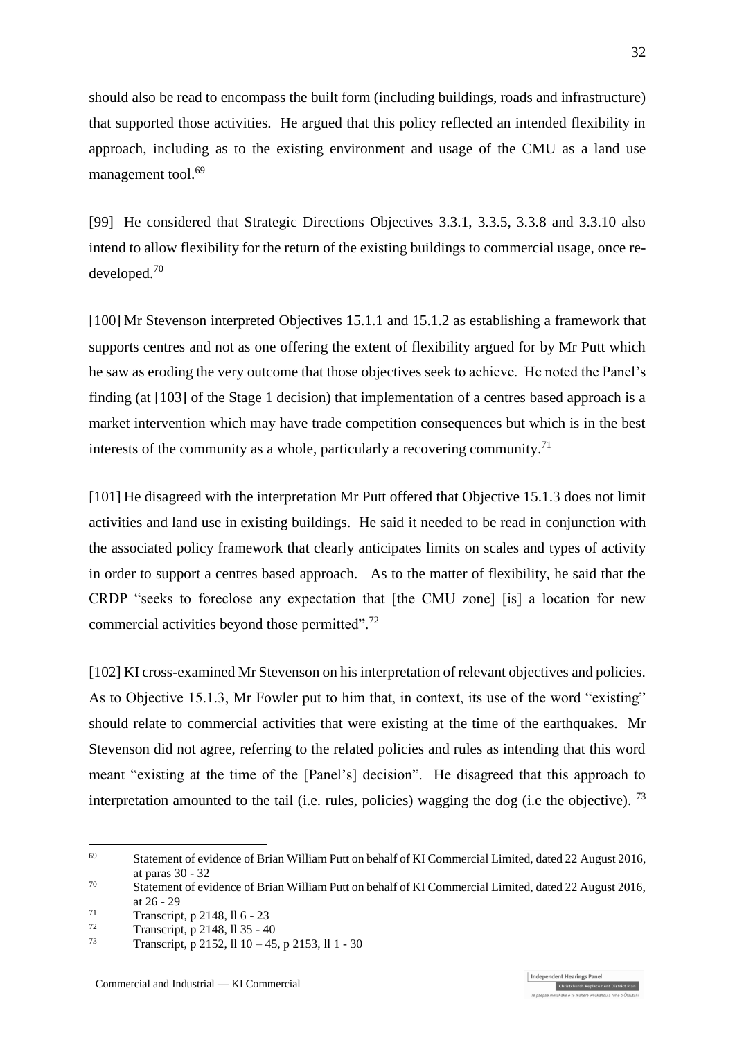should also be read to encompass the built form (including buildings, roads and infrastructure) that supported those activities. He argued that this policy reflected an intended flexibility in approach, including as to the existing environment and usage of the CMU as a land use management tool.[69]

[99] He considered that Strategic Directions Objectives 3.3.1, 3.3.5, 3.3.8 and 3.3.10 also intend to allow flexibility for the return of the existing buildings to commercial usage, once re-developed.[70]

[100] Mr Stevenson interpreted Objectives 15.1.1 and 15.1.2 as establishing a framework that supports centres and not as one offering the extent of flexibility argued for by Mr Putt which he saw as eroding the very outcome that those objectives seek to achieve. He noted the Panel's finding (at [103] of the Stage 1 decision) that implementation of a centres based approach is a market intervention which may have trade competition consequences but which is in the best interests of the community as a whole, particularly a recovering community.[71]

[101] He disagreed with the interpretation Mr Putt offered that Objective 15.1.3 does not limit activities and land use in existing buildings. He said it needed to be read in conjunction with the associated policy framework that clearly anticipates limits on scales and types of activity in order to support a centres based approach. As to the matter of flexibility, he said that the CRDP "seeks to foreclose any expectation that [the CMU zone] [is] a location for new commercial activities beyond those permitted".[72]

[102] KI cross-examined Mr Stevenson on his interpretation of relevant objectives and policies. As to Objective 15.1.3, Mr Fowler put to him that, in context, its use of the word "existing" should relate to commercial activities that were existing at the time of the earthquakes. Mr Stevenson did not agree, referring to the related policies and rules as intending that this word meant "existing at the time of the [Panel's] decision". He disagreed that this approach to interpretation amounted to the tail (i.e. rules, policies) wagging the dog (i.e the objective).[73]

---

[69] Statement of evidence of Brian William Putt on behalf of KI Commercial Limited, dated 22 August 2016, at paras 30 - 32

[70] Statement of evidence of Brian William Putt on behalf of KI Commercial Limited, dated 22 August 2016, at 26 - 29

[71] Transcript, p 2148, ll 6 - 23

[72] Transcript, p 2148, ll 35 - 40

[73] Transcript, p 2152, ll 10 – 45, p 2153, ll 1 - 30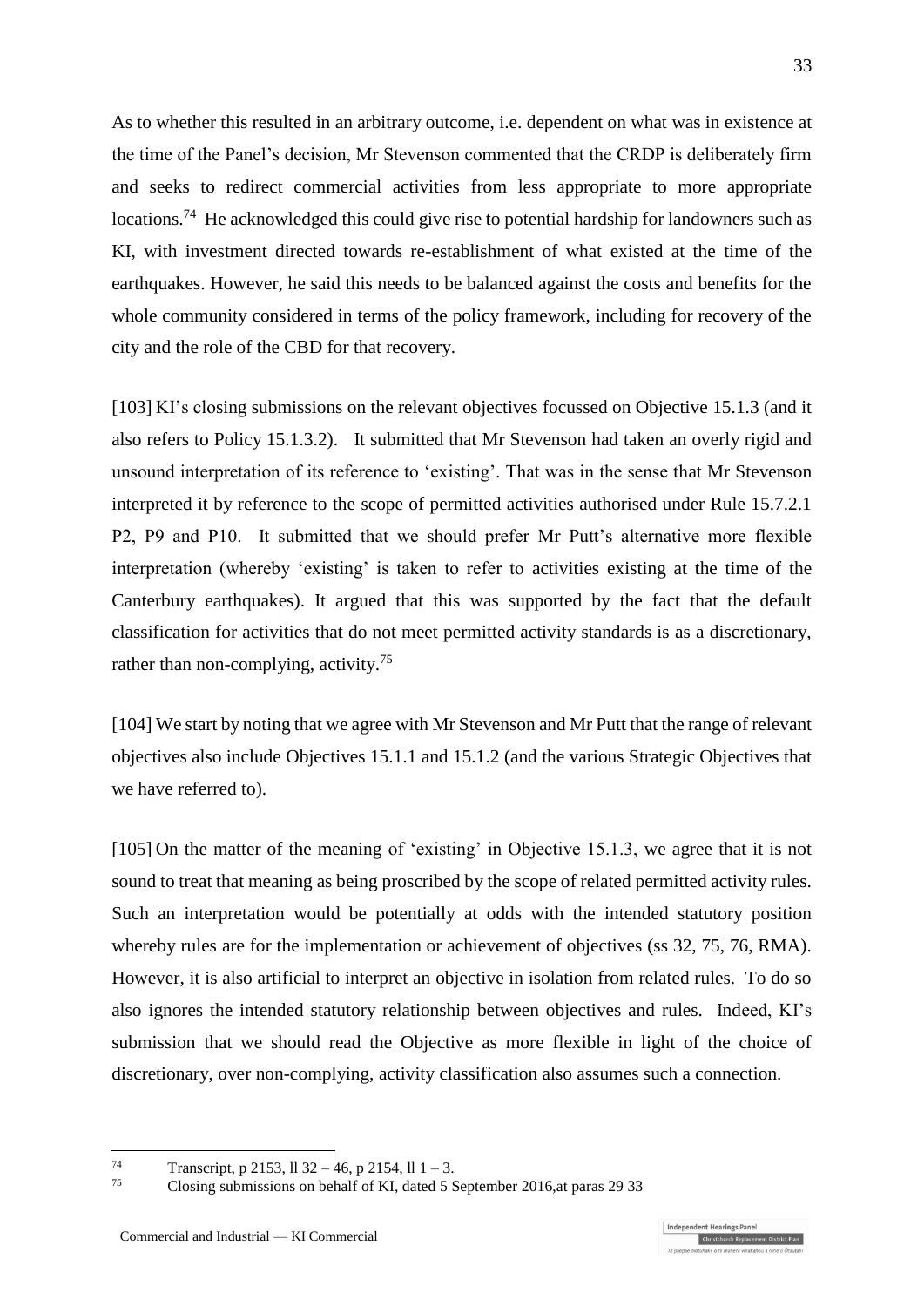As to whether this resulted in an arbitrary outcome, i.e. dependent on what was in existence at the time of the Panel's decision, Mr Stevenson commented that the CRDP is deliberately firm and seeks to redirect commercial activities from less appropriate to more appropriate locations.[74] He acknowledged this could give rise to potential hardship for landowners such as KI, with investment directed towards re-establishment of what existed at the time of the earthquakes. However, he said this needs to be balanced against the costs and benefits for the whole community considered in terms of the policy framework, including for recovery of the city and the role of the CBD for that recovery.

[103] KI's closing submissions on the relevant objectives focussed on Objective 15.1.3 (and it also refers to Policy 15.1.3.2). It submitted that Mr Stevenson had taken an overly rigid and unsound interpretation of its reference to 'existing'. That was in the sense that Mr Stevenson interpreted it by reference to the scope of permitted activities authorised under Rule 15.7.2.1 P2, P9 and P10. It submitted that we should prefer Mr Putt's alternative more flexible interpretation (whereby 'existing' is taken to refer to activities existing at the time of the Canterbury earthquakes). It argued that this was supported by the fact that the default classification for activities that do not meet permitted activity standards is as a discretionary, rather than non-complying, activity.[75]

[104] We start by noting that we agree with Mr Stevenson and Mr Putt that the range of relevant objectives also include Objectives 15.1.1 and 15.1.2 (and the various Strategic Objectives that we have referred to).

[105] On the matter of the meaning of 'existing' in Objective 15.1.3, we agree that it is not sound to treat that meaning as being proscribed by the scope of related permitted activity rules. Such an interpretation would be potentially at odds with the intended statutory position whereby rules are for the implementation or achievement of objectives (ss 32, 75, 76, RMA). However, it is also artificial to interpret an objective in isolation from related rules. To do so also ignores the intended statutory relationship between objectives and rules. Indeed, KI's submission that we should read the Objective as more flexible in light of the choice of discretionary, over non-complying, activity classification also assumes such a connection.

---

[74] Transcript, p 2153, ll 32 – 46, p 2154, ll 1 – 3.

[75] Closing submissions on behalf of KI, dated 5 September 2016,at paras 29 33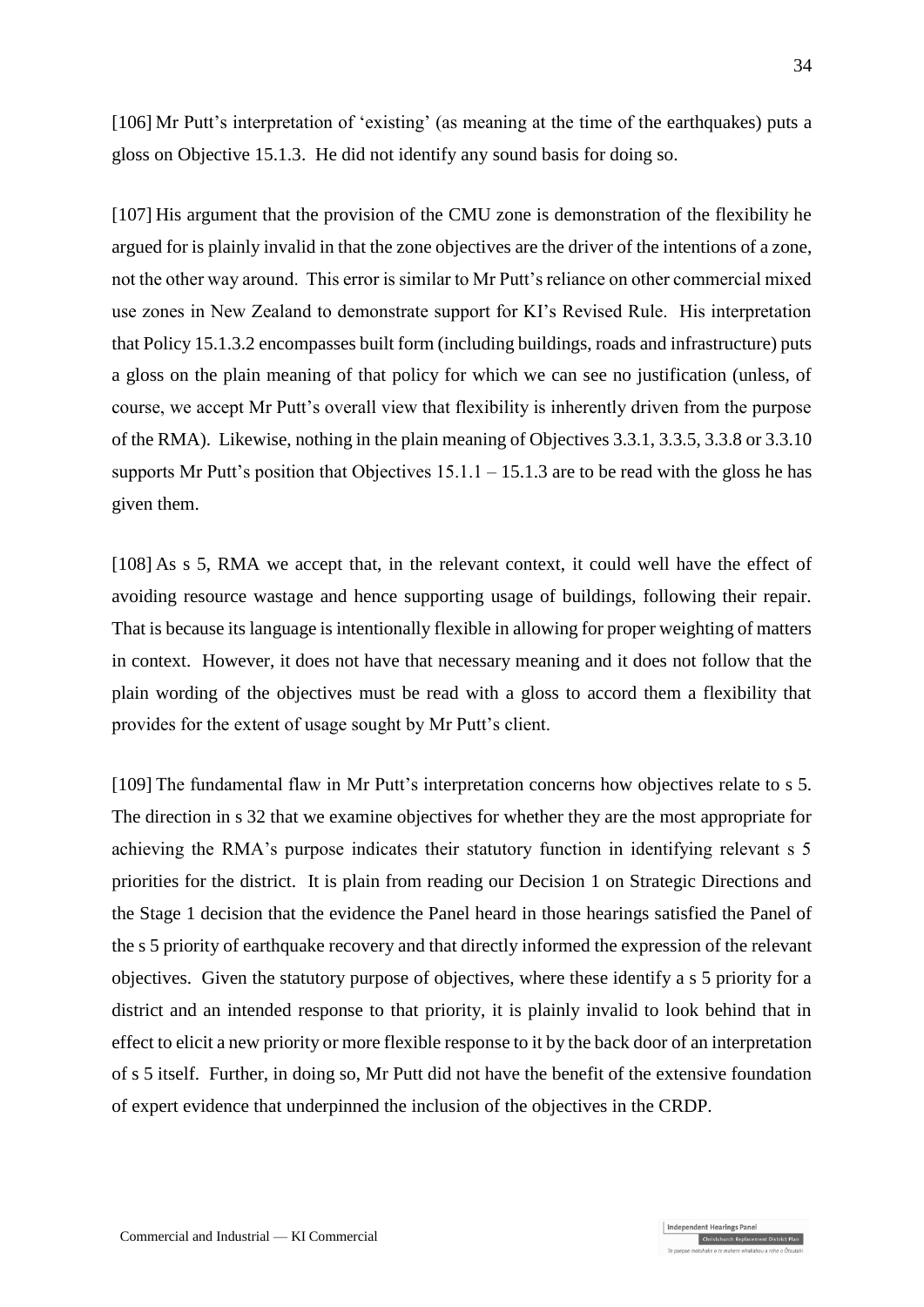[106] Mr Putt's interpretation of 'existing' (as meaning at the time of the earthquakes) puts a gloss on Objective 15.1.3. He did not identify any sound basis for doing so.

[107] His argument that the provision of the CMU zone is demonstration of the flexibility he argued for is plainly invalid in that the zone objectives are the driver of the intentions of a zone, not the other way around. This error is similar to Mr Putt's reliance on other commercial mixed use zones in New Zealand to demonstrate support for KI's Revised Rule. His interpretation that Policy 15.1.3.2 encompasses built form (including buildings, roads and infrastructure) puts a gloss on the plain meaning of that policy for which we can see no justification (unless, of course, we accept Mr Putt's overall view that flexibility is inherently driven from the purpose of the RMA). Likewise, nothing in the plain meaning of Objectives 3.3.1, 3.3.5, 3.3.8 or 3.3.10 supports Mr Putt's position that Objectives 15.1.1 – 15.1.3 are to be read with the gloss he has given them.

[108] As s 5, RMA we accept that, in the relevant context, it could well have the effect of avoiding resource wastage and hence supporting usage of buildings, following their repair. That is because its language is intentionally flexible in allowing for proper weighting of matters in context. However, it does not have that necessary meaning and it does not follow that the plain wording of the objectives must be read with a gloss to accord them a flexibility that provides for the extent of usage sought by Mr Putt's client.

[109] The fundamental flaw in Mr Putt's interpretation concerns how objectives relate to s 5. The direction in s 32 that we examine objectives for whether they are the most appropriate for achieving the RMA's purpose indicates their statutory function in identifying relevant s 5 priorities for the district. It is plain from reading our Decision 1 on Strategic Directions and the Stage 1 decision that the evidence the Panel heard in those hearings satisfied the Panel of the s 5 priority of earthquake recovery and that directly informed the expression of the relevant objectives. Given the statutory purpose of objectives, where these identify a s 5 priority for a district and an intended response to that priority, it is plainly invalid to look behind that in effect to elicit a new priority or more flexible response to it by the back door of an interpretation of s 5 itself. Further, in doing so, Mr Putt did not have the benefit of the extensive foundation of expert evidence that underpinned the inclusion of the objectives in the CRDP.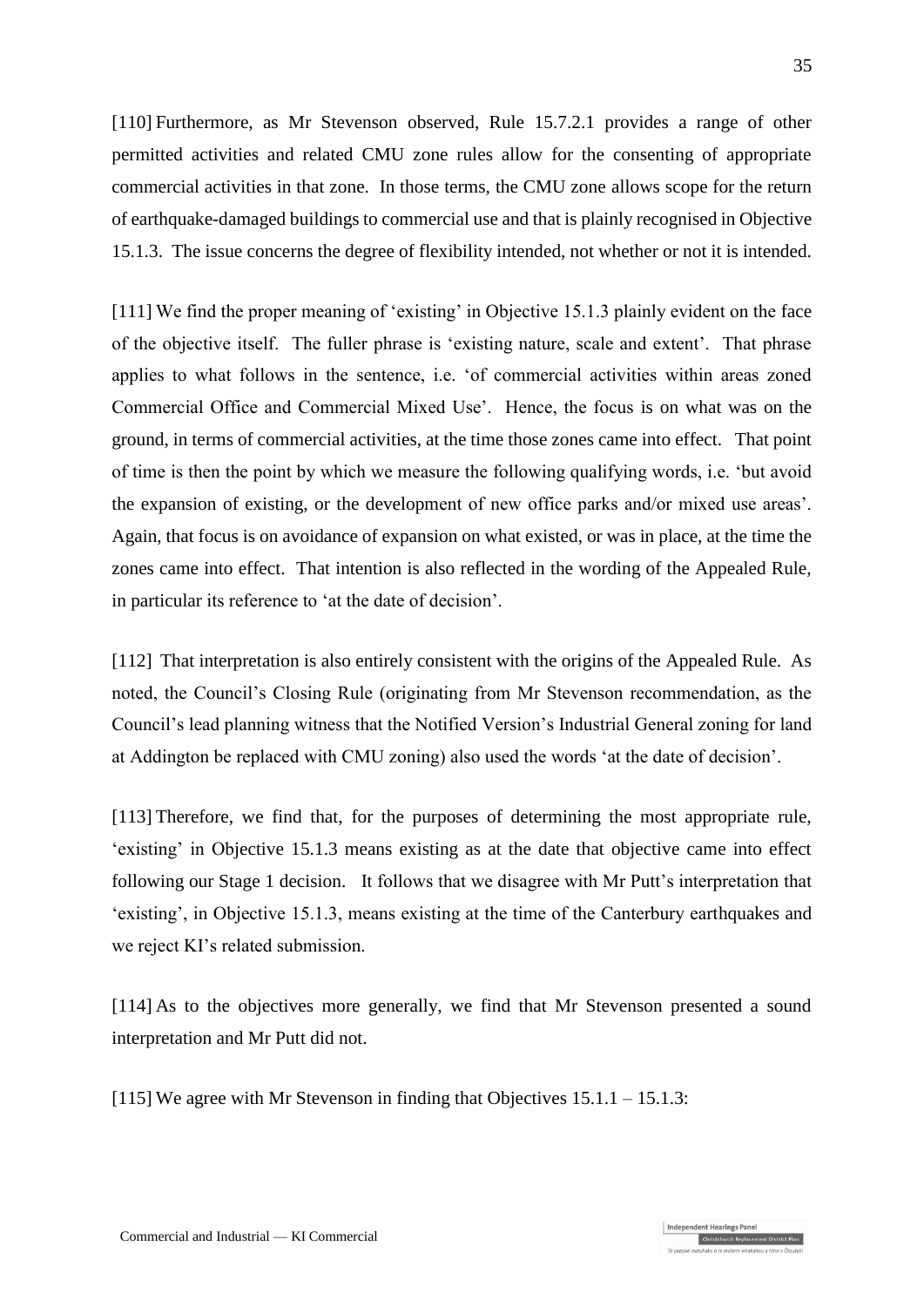[110] Furthermore, as Mr Stevenson observed, Rule 15.7.2.1 provides a range of other permitted activities and related CMU zone rules allow for the consenting of appropriate commercial activities in that zone. In those terms, the CMU zone allows scope for the return of earthquake-damaged buildings to commercial use and that is plainly recognised in Objective 15.1.3. The issue concerns the degree of flexibility intended, not whether or not it is intended.

[111] We find the proper meaning of 'existing' in Objective 15.1.3 plainly evident on the face of the objective itself. The fuller phrase is 'existing nature, scale and extent'. That phrase applies to what follows in the sentence, i.e. 'of commercial activities within areas zoned Commercial Office and Commercial Mixed Use'. Hence, the focus is on what was on the ground, in terms of commercial activities, at the time those zones came into effect. That point of time is then the point by which we measure the following qualifying words, i.e. 'but avoid the expansion of existing, or the development of new office parks and/or mixed use areas'. Again, that focus is on avoidance of expansion on what existed, or was in place, at the time the zones came into effect. That intention is also reflected in the wording of the Appealed Rule, in particular its reference to 'at the date of decision'.

[112] That interpretation is also entirely consistent with the origins of the Appealed Rule. As noted, the Council's Closing Rule (originating from Mr Stevenson recommendation, as the Council's lead planning witness that the Notified Version's Industrial General zoning for land at Addington be replaced with CMU zoning) also used the words 'at the date of decision'.

[113] Therefore, we find that, for the purposes of determining the most appropriate rule, 'existing' in Objective 15.1.3 means existing as at the date that objective came into effect following our Stage 1 decision. It follows that we disagree with Mr Putt's interpretation that 'existing', in Objective 15.1.3, means existing at the time of the Canterbury earthquakes and we reject KI's related submission.

[114] As to the objectives more generally, we find that Mr Stevenson presented a sound interpretation and Mr Putt did not.

[115] We agree with Mr Stevenson in finding that Objectives 15.1.1 – 15.1.3: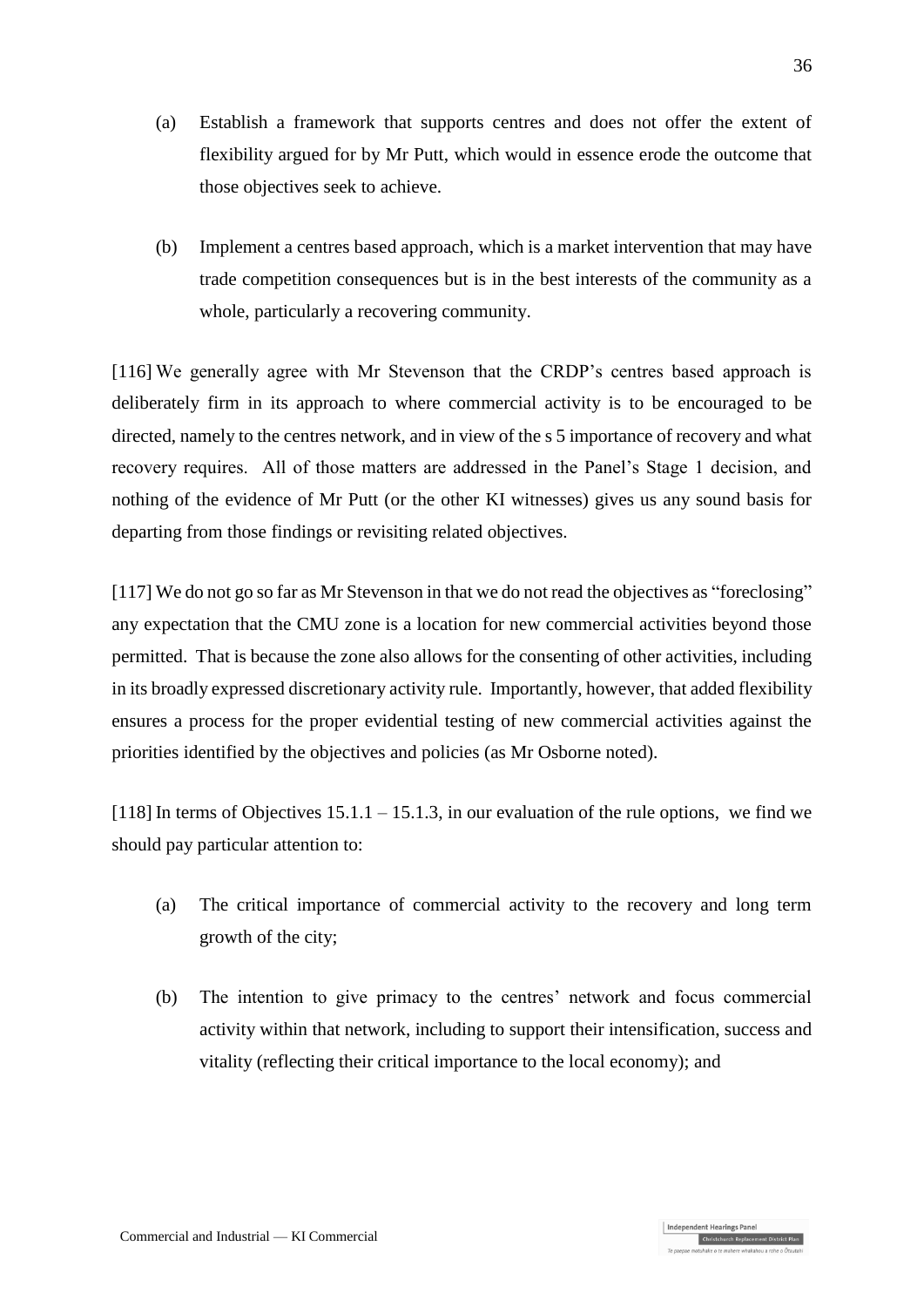(a) Establish a framework that supports centres and does not offer the extent of flexibility argued for by Mr Putt, which would in essence erode the outcome that those objectives seek to achieve.

(b) Implement a centres based approach, which is a market intervention that may have trade competition consequences but is in the best interests of the community as a whole, particularly a recovering community.

[116] We generally agree with Mr Stevenson that the CRDP's centres based approach is deliberately firm in its approach to where commercial activity is to be encouraged to be directed, namely to the centres network, and in view of the s 5 importance of recovery and what recovery requires. All of those matters are addressed in the Panel's Stage 1 decision, and nothing of the evidence of Mr Putt (or the other KI witnesses) gives us any sound basis for departing from those findings or revisiting related objectives.

[117] We do not go so far as Mr Stevenson in that we do not read the objectives as "foreclosing" any expectation that the CMU zone is a location for new commercial activities beyond those permitted. That is because the zone also allows for the consenting of other activities, including in its broadly expressed discretionary activity rule. Importantly, however, that added flexibility ensures a process for the proper evidential testing of new commercial activities against the priorities identified by the objectives and policies (as Mr Osborne noted).

[118] In terms of Objectives 15.1.1 – 15.1.3, in our evaluation of the rule options, we find we should pay particular attention to:

(a) The critical importance of commercial activity to the recovery and long term growth of the city;

(b) The intention to give primacy to the centres' network and focus commercial activity within that network, including to support their intensification, success and vitality (reflecting their critical importance to the local economy); and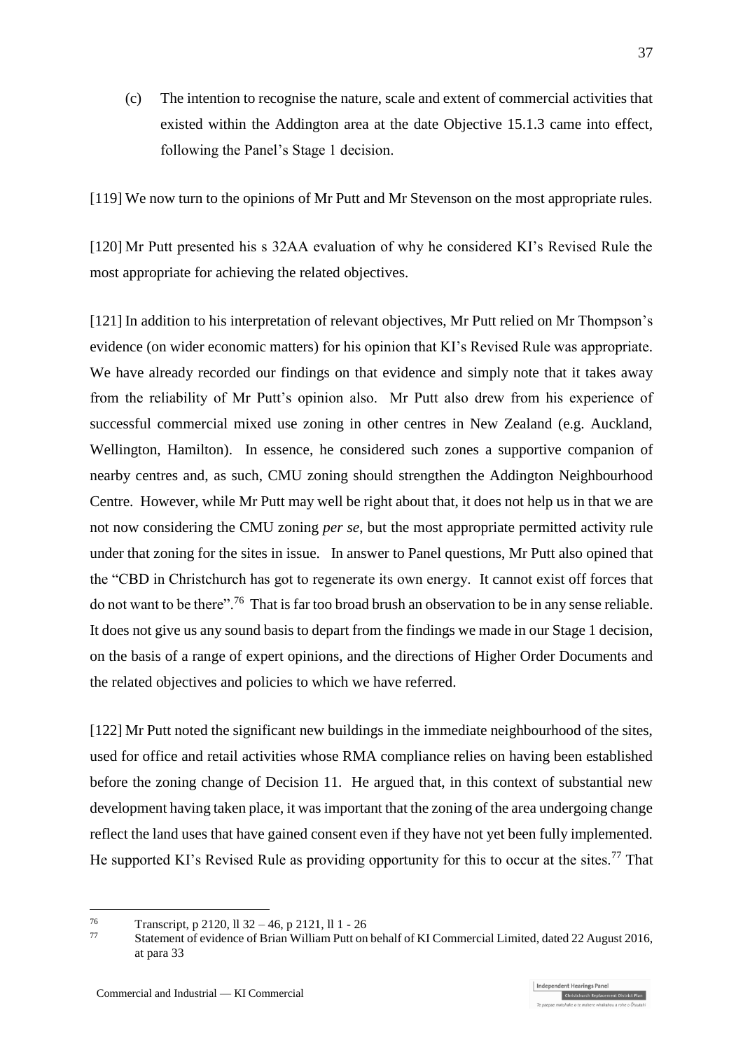(c) The intention to recognise the nature, scale and extent of commercial activities that existed within the Addington area at the date Objective 15.1.3 came into effect, following the Panel's Stage 1 decision.

[119] We now turn to the opinions of Mr Putt and Mr Stevenson on the most appropriate rules.

[120] Mr Putt presented his s 32AA evaluation of why he considered KI's Revised Rule the most appropriate for achieving the related objectives.

[121] In addition to his interpretation of relevant objectives, Mr Putt relied on Mr Thompson's evidence (on wider economic matters) for his opinion that KI's Revised Rule was appropriate. We have already recorded our findings on that evidence and simply note that it takes away from the reliability of Mr Putt's opinion also. Mr Putt also drew from his experience of successful commercial mixed use zoning in other centres in New Zealand (e.g. Auckland, Wellington, Hamilton). In essence, he considered such zones a supportive companion of nearby centres and, as such, CMU zoning should strengthen the Addington Neighbourhood Centre. However, while Mr Putt may well be right about that, it does not help us in that we are not now considering the CMU zoning *per se*, but the most appropriate permitted activity rule under that zoning for the sites in issue. In answer to Panel questions, Mr Putt also opined that the "CBD in Christchurch has got to regenerate its own energy. It cannot exist off forces that do not want to be there".[76] That is far too broad brush an observation to be in any sense reliable. It does not give us any sound basis to depart from the findings we made in our Stage 1 decision, on the basis of a range of expert opinions, and the directions of Higher Order Documents and the related objectives and policies to which we have referred.

[122] Mr Putt noted the significant new buildings in the immediate neighbourhood of the sites, used for office and retail activities whose RMA compliance relies on having been established before the zoning change of Decision 11. He argued that, in this context of substantial new development having taken place, it was important that the zoning of the area undergoing change reflect the land uses that have gained consent even if they have not yet been fully implemented. He supported KI's Revised Rule as providing opportunity for this to occur at the sites.[77] That

[76] Transcript, p 2120, ll 32 – 46, p 2121, ll 1 - 26

[77] Statement of evidence of Brian William Putt on behalf of KI Commercial Limited, dated 22 August 2016, at para 33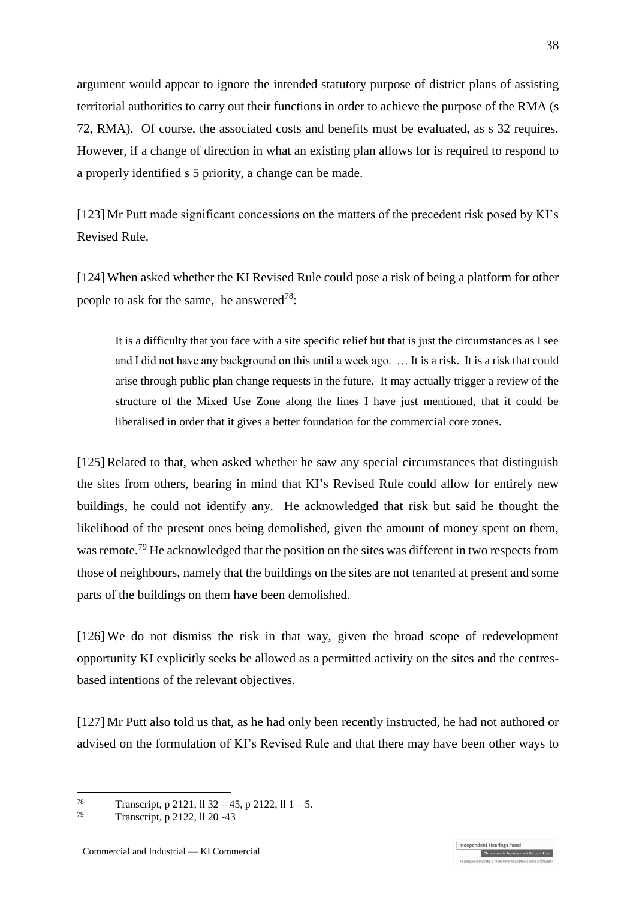argument would appear to ignore the intended statutory purpose of district plans of assisting territorial authorities to carry out their functions in order to achieve the purpose of the RMA (s 72, RMA). Of course, the associated costs and benefits must be evaluated, as s 32 requires. However, if a change of direction in what an existing plan allows for is required to respond to a properly identified s 5 priority, a change can be made.

[123] Mr Putt made significant concessions on the matters of the precedent risk posed by KI's Revised Rule.

[124] When asked whether the KI Revised Rule could pose a risk of being a platform for other people to ask for the same, he answered[78]:

> It is a difficulty that you face with a site specific relief but that is just the circumstances as I see and I did not have any background on this until a week ago. … It is a risk. It is a risk that could arise through public plan change requests in the future. It may actually trigger a review of the structure of the Mixed Use Zone along the lines I have just mentioned, that it could be liberalised in order that it gives a better foundation for the commercial core zones.

[125] Related to that, when asked whether he saw any special circumstances that distinguish the sites from others, bearing in mind that KI's Revised Rule could allow for entirely new buildings, he could not identify any. He acknowledged that risk but said he thought the likelihood of the present ones being demolished, given the amount of money spent on them, was remote.[79] He acknowledged that the position on the sites was different in two respects from those of neighbours, namely that the buildings on the sites are not tenanted at present and some parts of the buildings on them have been demolished.

[126] We do not dismiss the risk in that way, given the broad scope of redevelopment opportunity KI explicitly seeks be allowed as a permitted activity on the sites and the centres-based intentions of the relevant objectives.

[127] Mr Putt also told us that, as he had only been recently instructed, he had not authored or advised on the formulation of KI's Revised Rule and that there may have been other ways to

---

[78] Transcript, p 2121, ll 32 – 45, p 2122, ll 1 – 5.

[79] Transcript, p 2122, ll 20 -43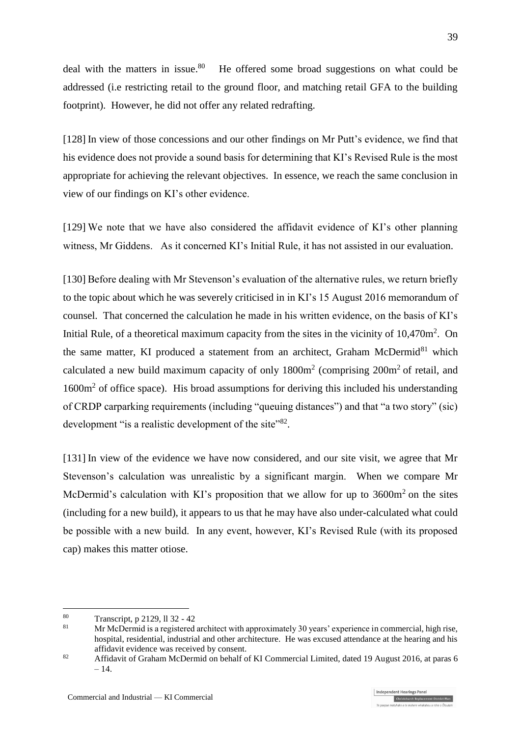deal with the matters in issue.[80] He offered some broad suggestions on what could be addressed (i.e restricting retail to the ground floor, and matching retail GFA to the building footprint). However, he did not offer any related redrafting.

[128] In view of those concessions and our other findings on Mr Putt's evidence, we find that his evidence does not provide a sound basis for determining that KI's Revised Rule is the most appropriate for achieving the relevant objectives. In essence, we reach the same conclusion in view of our findings on KI's other evidence.

[129] We note that we have also considered the affidavit evidence of KI's other planning witness, Mr Giddens. As it concerned KI's Initial Rule, it has not assisted in our evaluation.

[130] Before dealing with Mr Stevenson's evaluation of the alternative rules, we return briefly to the topic about which he was severely criticised in in KI's 15 August 2016 memorandum of counsel. That concerned the calculation he made in his written evidence, on the basis of KI's Initial Rule, of a theoretical maximum capacity from the sites in the vicinity of 10,470m$^2$. On the same matter, KI produced a statement from an architect, Graham McDermid[81] which calculated a new build maximum capacity of only 1800m$^2$ (comprising 200m$^2$ of retail, and 1600m$^2$ of office space). His broad assumptions for deriving this included his understanding of CRDP carparking requirements (including "queuing distances") and that "a two story" (sic) development "is a realistic development of the site"[82].

[131] In view of the evidence we have now considered, and our site visit, we agree that Mr Stevenson's calculation was unrealistic by a significant margin. When we compare Mr McDermid's calculation with KI's proposition that we allow for up to 3600m$^2$ on the sites (including for a new build), it appears to us that he may have also under-calculated what could be possible with a new build. In any event, however, KI's Revised Rule (with its proposed cap) makes this matter otiose.

---

[80] Transcript, p 2129, ll 32 - 42

[81] Mr McDermid is a registered architect with approximately 30 years' experience in commercial, high rise, hospital, residential, industrial and other architecture. He was excused attendance at the hearing and his affidavit evidence was received by consent.

[82] Affidavit of Graham McDermid on behalf of KI Commercial Limited, dated 19 August 2016, at paras 6 – 14.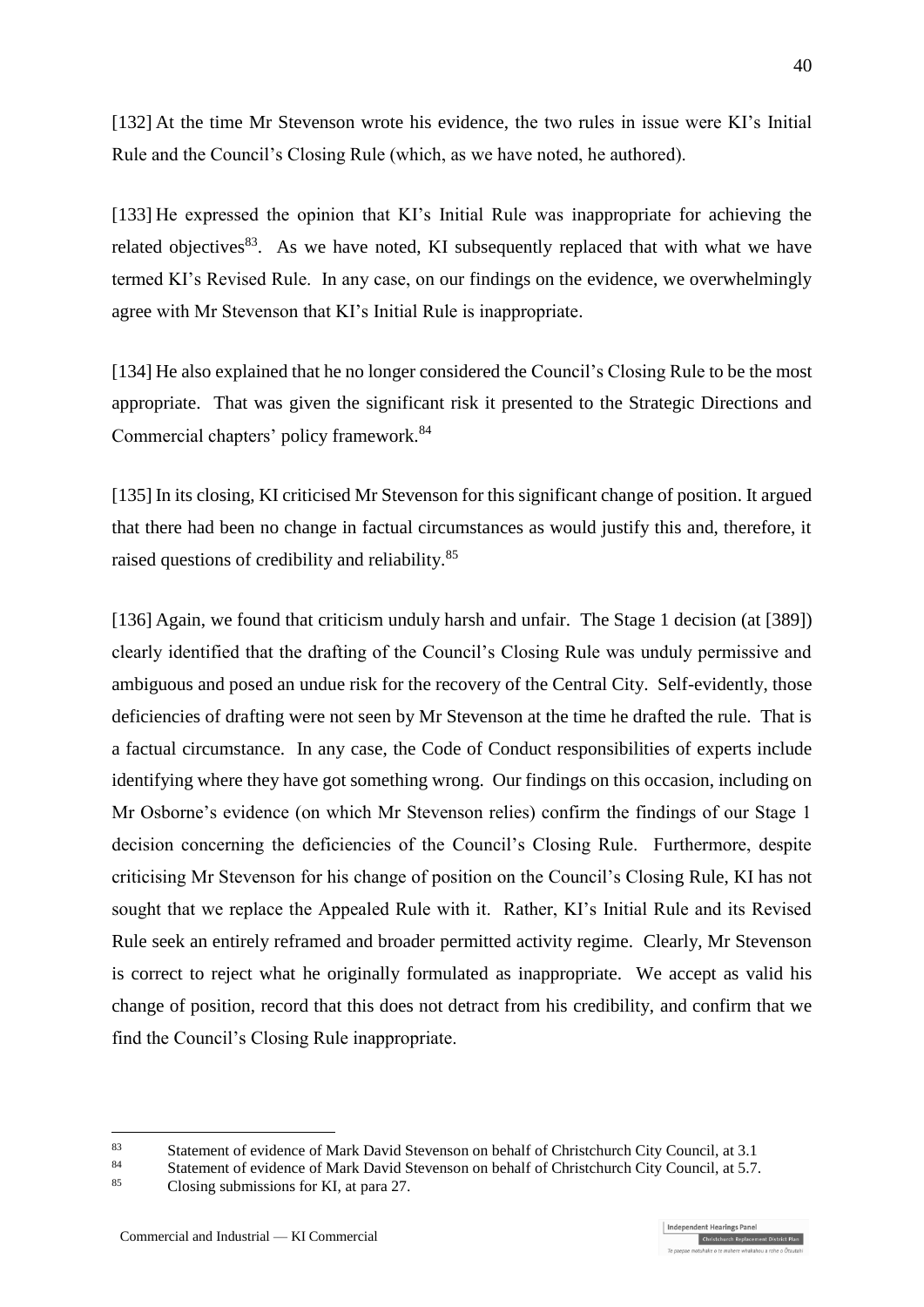[132] At the time Mr Stevenson wrote his evidence, the two rules in issue were KI's Initial Rule and the Council's Closing Rule (which, as we have noted, he authored).

[133] He expressed the opinion that KI's Initial Rule was inappropriate for achieving the related objectives[83]. As we have noted, KI subsequently replaced that with what we have termed KI's Revised Rule. In any case, on our findings on the evidence, we overwhelmingly agree with Mr Stevenson that KI's Initial Rule is inappropriate.

[134] He also explained that he no longer considered the Council's Closing Rule to be the most appropriate. That was given the significant risk it presented to the Strategic Directions and Commercial chapters' policy framework.[84]

[135] In its closing, KI criticised Mr Stevenson for this significant change of position. It argued that there had been no change in factual circumstances as would justify this and, therefore, it raised questions of credibility and reliability.[85]

[136] Again, we found that criticism unduly harsh and unfair. The Stage 1 decision (at [389]) clearly identified that the drafting of the Council's Closing Rule was unduly permissive and ambiguous and posed an undue risk for the recovery of the Central City. Self-evidently, those deficiencies of drafting were not seen by Mr Stevenson at the time he drafted the rule. That is a factual circumstance. In any case, the Code of Conduct responsibilities of experts include identifying where they have got something wrong. Our findings on this occasion, including on Mr Osborne's evidence (on which Mr Stevenson relies) confirm the findings of our Stage 1 decision concerning the deficiencies of the Council's Closing Rule. Furthermore, despite criticising Mr Stevenson for his change of position on the Council's Closing Rule, KI has not sought that we replace the Appealed Rule with it. Rather, KI's Initial Rule and its Revised Rule seek an entirely reframed and broader permitted activity regime. Clearly, Mr Stevenson is correct to reject what he originally formulated as inappropriate. We accept as valid his change of position, record that this does not detract from his credibility, and confirm that we find the Council's Closing Rule inappropriate.

---

[83] Statement of evidence of Mark David Stevenson on behalf of Christchurch City Council, at 3.1

[84] Statement of evidence of Mark David Stevenson on behalf of Christchurch City Council, at 5.7.

[85] Closing submissions for KI, at para 27.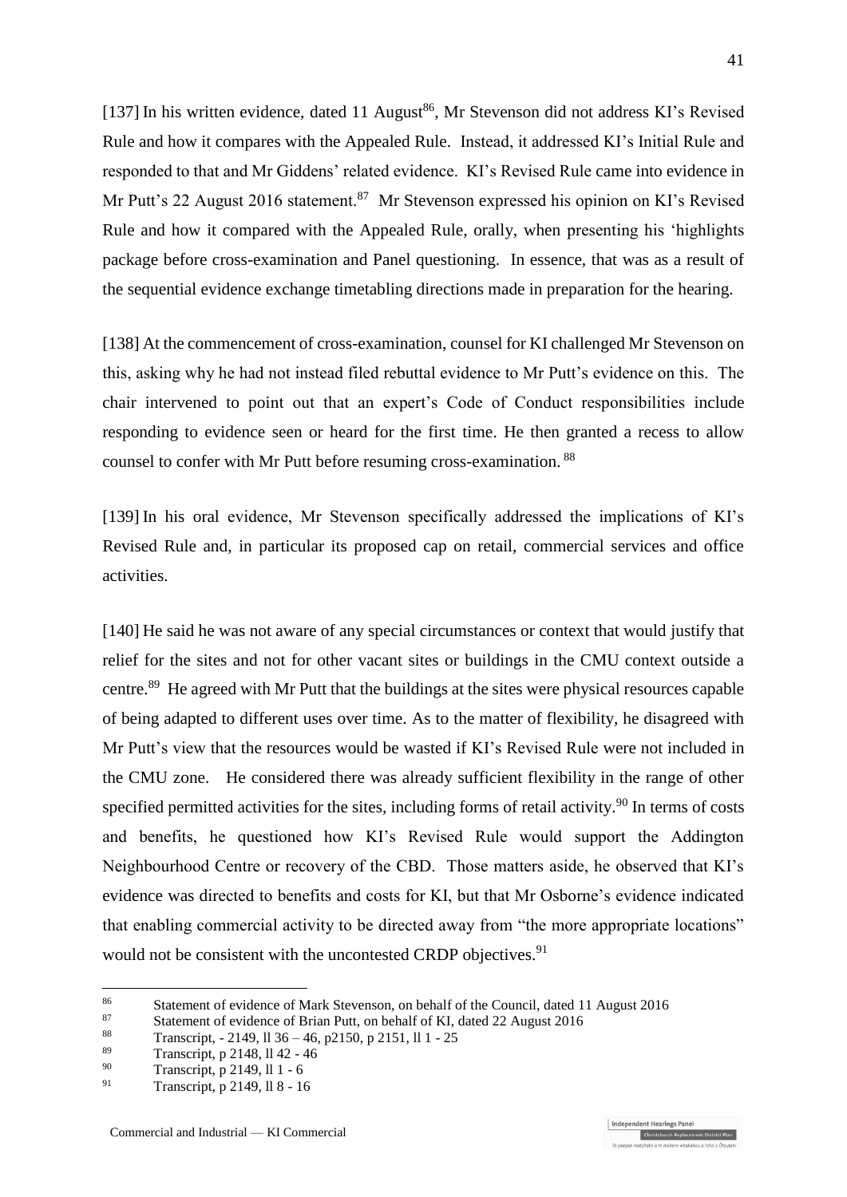[137] In his written evidence, dated 11 August[86], Mr Stevenson did not address KI's Revised Rule and how it compares with the Appealed Rule. Instead, it addressed KI's Initial Rule and responded to that and Mr Giddens' related evidence. KI's Revised Rule came into evidence in Mr Putt's 22 August 2016 statement.[87] Mr Stevenson expressed his opinion on KI's Revised Rule and how it compared with the Appealed Rule, orally, when presenting his 'highlights package before cross-examination and Panel questioning. In essence, that was as a result of the sequential evidence exchange timetabling directions made in preparation for the hearing.

[138] At the commencement of cross-examination, counsel for KI challenged Mr Stevenson on this, asking why he had not instead filed rebuttal evidence to Mr Putt's evidence on this. The chair intervened to point out that an expert's Code of Conduct responsibilities include responding to evidence seen or heard for the first time. He then granted a recess to allow counsel to confer with Mr Putt before resuming cross-examination.[88]

[139] In his oral evidence, Mr Stevenson specifically addressed the implications of KI's Revised Rule and, in particular its proposed cap on retail, commercial services and office activities.

[140] He said he was not aware of any special circumstances or context that would justify that relief for the sites and not for other vacant sites or buildings in the CMU context outside a centre.[89] He agreed with Mr Putt that the buildings at the sites were physical resources capable of being adapted to different uses over time. As to the matter of flexibility, he disagreed with Mr Putt's view that the resources would be wasted if KI's Revised Rule were not included in the CMU zone. He considered there was already sufficient flexibility in the range of other specified permitted activities for the sites, including forms of retail activity.[90] In terms of costs and benefits, he questioned how KI's Revised Rule would support the Addington Neighbourhood Centre or recovery of the CBD. Those matters aside, he observed that KI's evidence was directed to benefits and costs for KI, but that Mr Osborne's evidence indicated that enabling commercial activity to be directed away from "the more appropriate locations" would not be consistent with the uncontested CRDP objectives.[91]

---

[86] Statement of evidence of Mark Stevenson, on behalf of the Council, dated 11 August 2016

[87] Statement of evidence of Brian Putt, on behalf of KI, dated 22 August 2016

[88] Transcript, - 2149, ll 36 – 46, p2150, p 2151, ll 1 - 25

[89] Transcript, p 2148, ll 42 - 46

[90] Transcript, p 2149, ll 1 - 6

[91] Transcript, p 2149, ll 8 - 16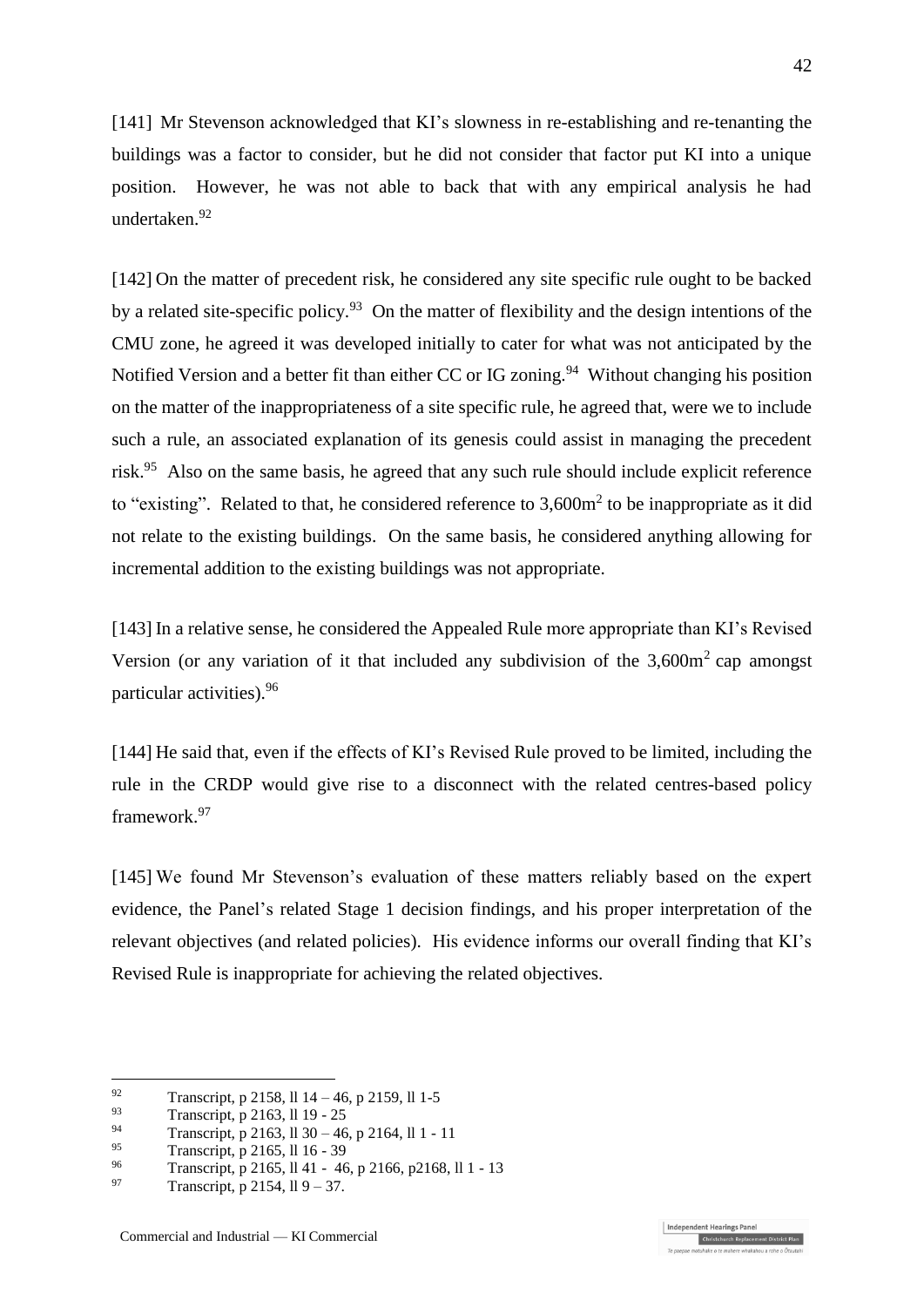[141] Mr Stevenson acknowledged that KI's slowness in re-establishing and re-tenanting the buildings was a factor to consider, but he did not consider that factor put KI into a unique position. However, he was not able to back that with any empirical analysis he had undertaken.[92]

[142] On the matter of precedent risk, he considered any site specific rule ought to be backed by a related site-specific policy.[93] On the matter of flexibility and the design intentions of the CMU zone, he agreed it was developed initially to cater for what was not anticipated by the Notified Version and a better fit than either CC or IG zoning.[94] Without changing his position on the matter of the inappropriateness of a site specific rule, he agreed that, were we to include such a rule, an associated explanation of its genesis could assist in managing the precedent risk.[95] Also on the same basis, he agreed that any such rule should include explicit reference to "existing". Related to that, he considered reference to 3,600m$^2$ to be inappropriate as it did not relate to the existing buildings. On the same basis, he considered anything allowing for incremental addition to the existing buildings was not appropriate.

[143] In a relative sense, he considered the Appealed Rule more appropriate than KI's Revised Version (or any variation of it that included any subdivision of the 3,600m$^2$ cap amongst particular activities).[96]

[144] He said that, even if the effects of KI's Revised Rule proved to be limited, including the rule in the CRDP would give rise to a disconnect with the related centres-based policy framework.[97]

[145] We found Mr Stevenson's evaluation of these matters reliably based on the expert evidence, the Panel's related Stage 1 decision findings, and his proper interpretation of the relevant objectives (and related policies). His evidence informs our overall finding that KI's Revised Rule is inappropriate for achieving the related objectives.

---

[92] Transcript, p 2158, ll 14 – 46, p 2159, ll 1-5

[93] Transcript, p 2163, ll 19 - 25

[94] Transcript, p 2163, ll 30 – 46, p 2164, ll 1 - 11

[95] Transcript, p 2165, ll 16 - 39

[96] Transcript, p 2165, ll 41 - 46, p 2166, p2168, ll 1 - 13

[97] Transcript, p 2154, ll 9 – 37.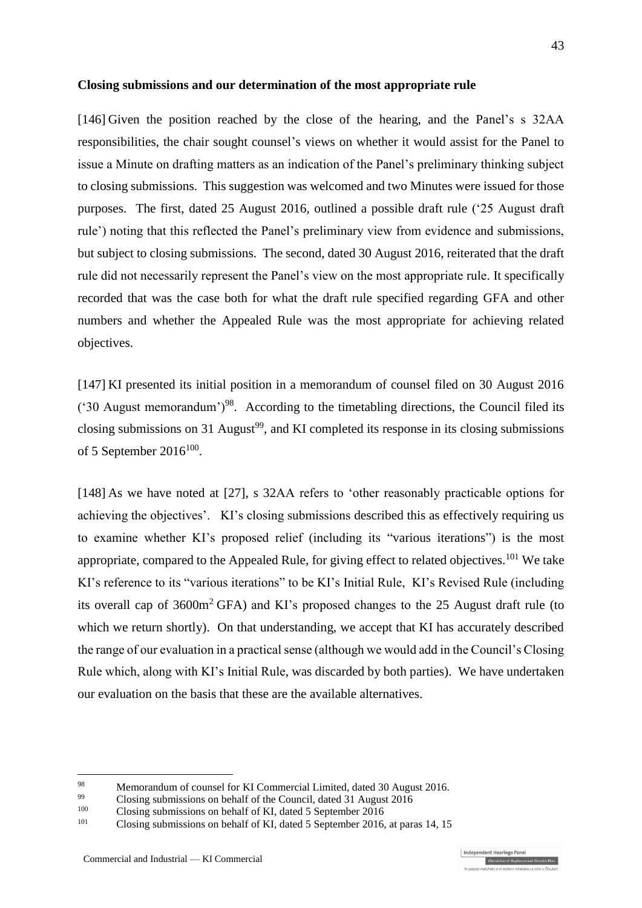**Closing submissions and our determination of the most appropriate rule**

[146] Given the position reached by the close of the hearing, and the Panel's s 32AA responsibilities, the chair sought counsel's views on whether it would assist for the Panel to issue a Minute on drafting matters as an indication of the Panel's preliminary thinking subject to closing submissions. This suggestion was welcomed and two Minutes were issued for those purposes. The first, dated 25 August 2016, outlined a possible draft rule ('25 August draft rule') noting that this reflected the Panel's preliminary view from evidence and submissions, but subject to closing submissions. The second, dated 30 August 2016, reiterated that the draft rule did not necessarily represent the Panel's view on the most appropriate rule. It specifically recorded that was the case both for what the draft rule specified regarding GFA and other numbers and whether the Appealed Rule was the most appropriate for achieving related objectives.

[147] KI presented its initial position in a memorandum of counsel filed on 30 August 2016 ('30 August memorandum')[98]. According to the timetabling directions, the Council filed its closing submissions on 31 August[99], and KI completed its response in its closing submissions of 5 September 2016[100].

[148] As we have noted at [27], s 32AA refers to 'other reasonably practicable options for achieving the objectives'. KI's closing submissions described this as effectively requiring us to examine whether KI's proposed relief (including its "various iterations") is the most appropriate, compared to the Appealed Rule, for giving effect to related objectives.[101] We take KI's reference to its "various iterations" to be KI's Initial Rule, KI's Revised Rule (including its overall cap of 3600m$^2$ GFA) and KI's proposed changes to the 25 August draft rule (to which we return shortly). On that understanding, we accept that KI has accurately described the range of our evaluation in a practical sense (although we would add in the Council's Closing Rule which, along with KI's Initial Rule, was discarded by both parties). We have undertaken our evaluation on the basis that these are the available alternatives.

---

[98] Memorandum of counsel for KI Commercial Limited, dated 30 August 2016.

[99] Closing submissions on behalf of the Council, dated 31 August 2016

[100] Closing submissions on behalf of KI, dated 5 September 2016

[101] Closing submissions on behalf of KI, dated 5 September 2016, at paras 14, 15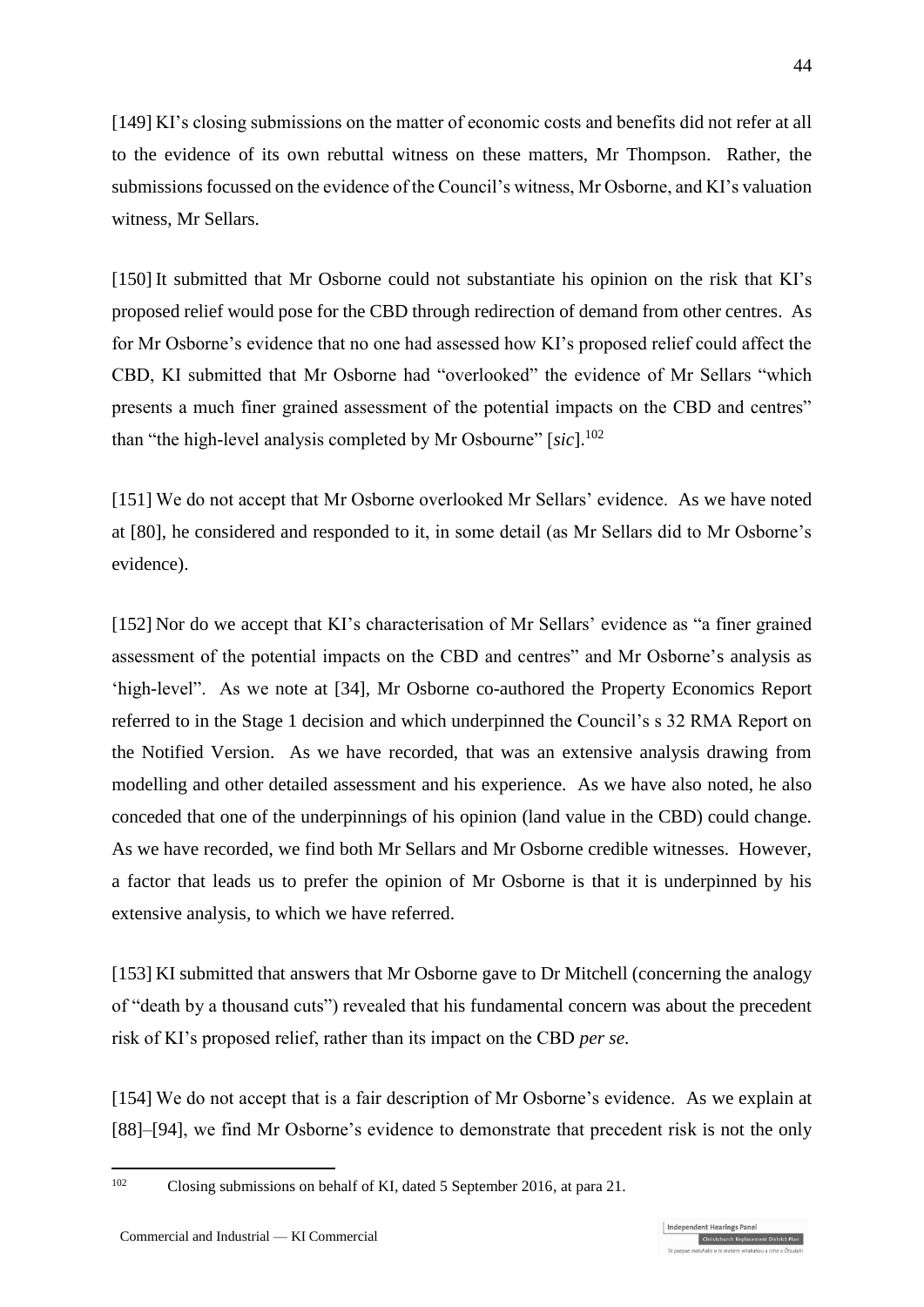[149] KI's closing submissions on the matter of economic costs and benefits did not refer at all to the evidence of its own rebuttal witness on these matters, Mr Thompson. Rather, the submissions focussed on the evidence of the Council's witness, Mr Osborne, and KI's valuation witness, Mr Sellars.

[150] It submitted that Mr Osborne could not substantiate his opinion on the risk that KI's proposed relief would pose for the CBD through redirection of demand from other centres. As for Mr Osborne's evidence that no one had assessed how KI's proposed relief could affect the CBD, KI submitted that Mr Osborne had "overlooked" the evidence of Mr Sellars "which presents a much finer grained assessment of the potential impacts on the CBD and centres" than "the high-level analysis completed by Mr Osbourne" [*sic*].[102]

[151] We do not accept that Mr Osborne overlooked Mr Sellars' evidence. As we have noted at [80], he considered and responded to it, in some detail (as Mr Sellars did to Mr Osborne's evidence).

[152] Nor do we accept that KI's characterisation of Mr Sellars' evidence as "a finer grained assessment of the potential impacts on the CBD and centres" and Mr Osborne's analysis as 'high-level". As we note at [34], Mr Osborne co-authored the Property Economics Report referred to in the Stage 1 decision and which underpinned the Council's s 32 RMA Report on the Notified Version. As we have recorded, that was an extensive analysis drawing from modelling and other detailed assessment and his experience. As we have also noted, he also conceded that one of the underpinnings of his opinion (land value in the CBD) could change. As we have recorded, we find both Mr Sellars and Mr Osborne credible witnesses. However, a factor that leads us to prefer the opinion of Mr Osborne is that it is underpinned by his extensive analysis, to which we have referred.

[153] KI submitted that answers that Mr Osborne gave to Dr Mitchell (concerning the analogy of "death by a thousand cuts") revealed that his fundamental concern was about the precedent risk of KI's proposed relief, rather than its impact on the CBD *per se*.

[154] We do not accept that is a fair description of Mr Osborne's evidence. As we explain at [88]–[94], we find Mr Osborne's evidence to demonstrate that precedent risk is not the only

---

[102] Closing submissions on behalf of KI, dated 5 September 2016, at para 21.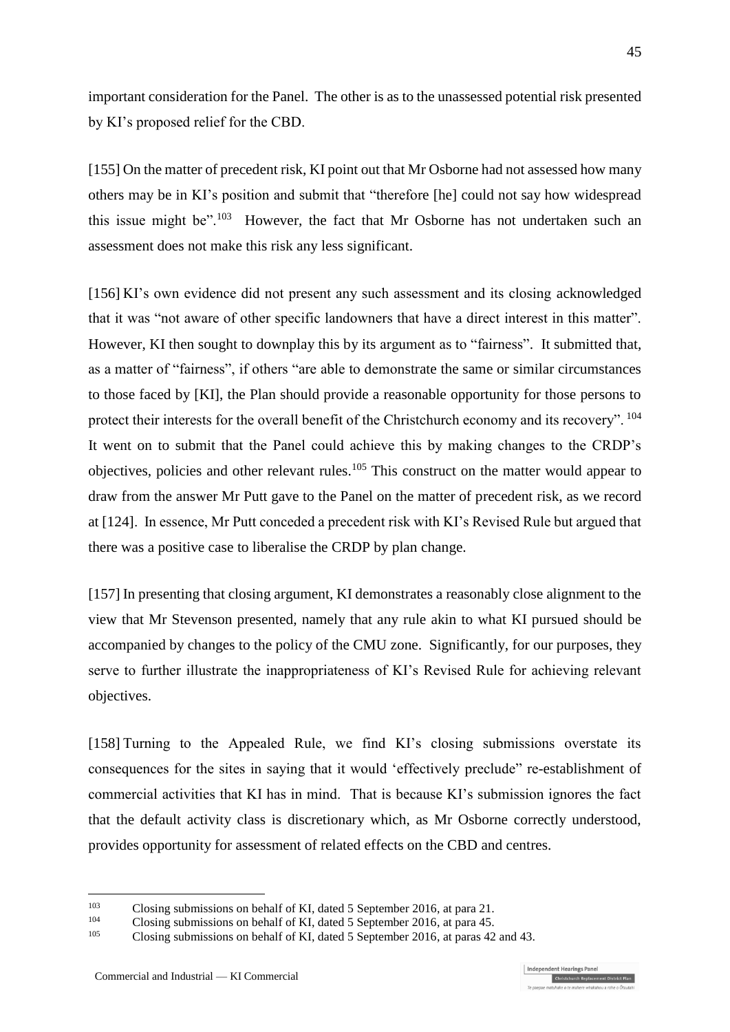important consideration for the Panel. The other is as to the unassessed potential risk presented by KI's proposed relief for the CBD.

[155] On the matter of precedent risk, KI point out that Mr Osborne had not assessed how many others may be in KI's position and submit that "therefore [he] could not say how widespread this issue might be".[103] However, the fact that Mr Osborne has not undertaken such an assessment does not make this risk any less significant.

[156] KI's own evidence did not present any such assessment and its closing acknowledged that it was "not aware of other specific landowners that have a direct interest in this matter". However, KI then sought to downplay this by its argument as to "fairness". It submitted that, as a matter of "fairness", if others "are able to demonstrate the same or similar circumstances to those faced by [KI], the Plan should provide a reasonable opportunity for those persons to protect their interests for the overall benefit of the Christchurch economy and its recovery".[104] It went on to submit that the Panel could achieve this by making changes to the CRDP's objectives, policies and other relevant rules.[105] This construct on the matter would appear to draw from the answer Mr Putt gave to the Panel on the matter of precedent risk, as we record at [124]. In essence, Mr Putt conceded a precedent risk with KI's Revised Rule but argued that there was a positive case to liberalise the CRDP by plan change.

[157] In presenting that closing argument, KI demonstrates a reasonably close alignment to the view that Mr Stevenson presented, namely that any rule akin to what KI pursued should be accompanied by changes to the policy of the CMU zone. Significantly, for our purposes, they serve to further illustrate the inappropriateness of KI's Revised Rule for achieving relevant objectives.

[158] Turning to the Appealed Rule, we find KI's closing submissions overstate its consequences for the sites in saying that it would 'effectively preclude" re-establishment of commercial activities that KI has in mind. That is because KI's submission ignores the fact that the default activity class is discretionary which, as Mr Osborne correctly understood, provides opportunity for assessment of related effects on the CBD and centres.

---

[103] Closing submissions on behalf of KI, dated 5 September 2016, at para 21.

[104] Closing submissions on behalf of KI, dated 5 September 2016, at para 45.

[105] Closing submissions on behalf of KI, dated 5 September 2016, at paras 42 and 43.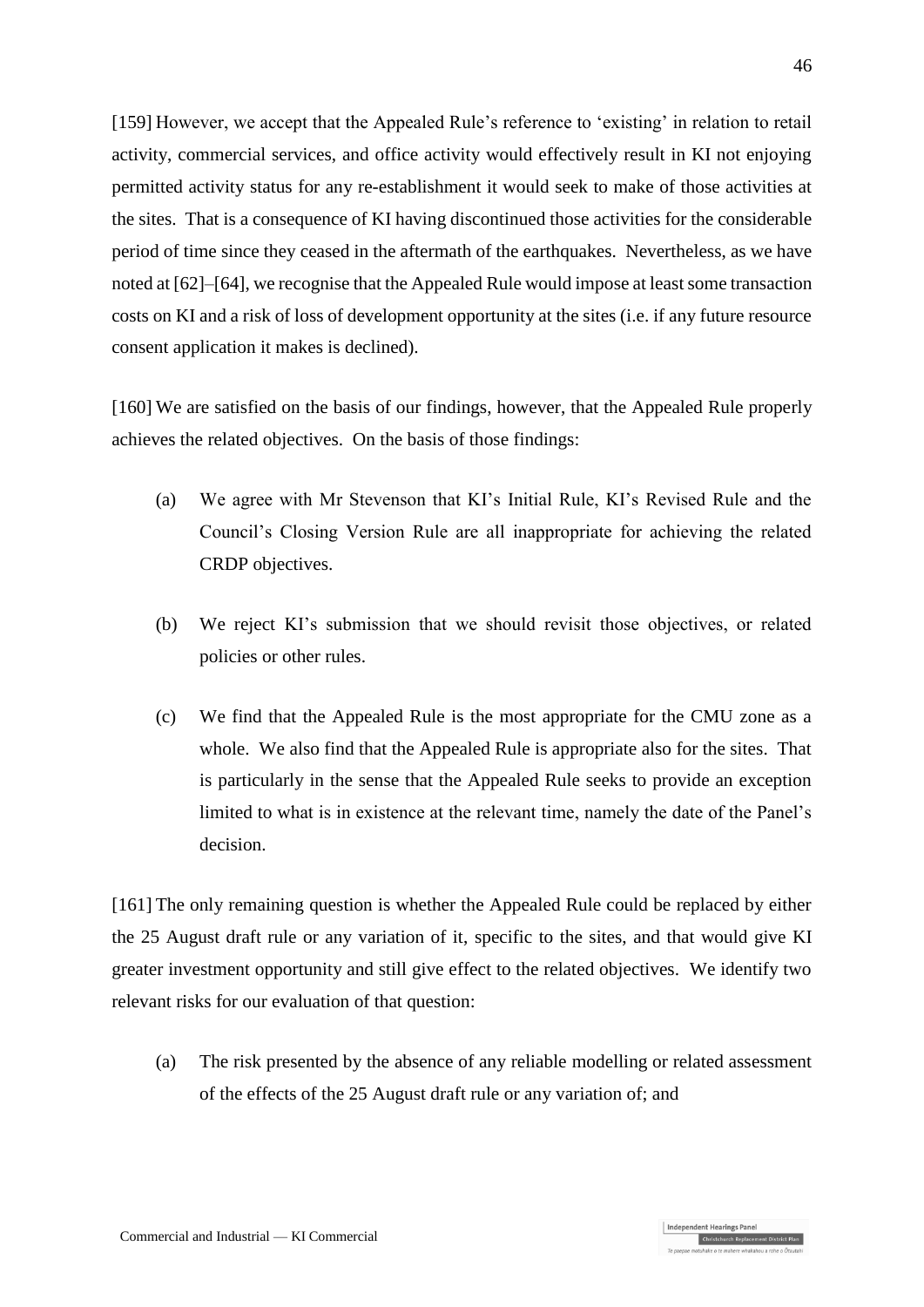[159] However, we accept that the Appealed Rule's reference to 'existing' in relation to retail activity, commercial services, and office activity would effectively result in KI not enjoying permitted activity status for any re-establishment it would seek to make of those activities at the sites. That is a consequence of KI having discontinued those activities for the considerable period of time since they ceased in the aftermath of the earthquakes. Nevertheless, as we have noted at [62]–[64], we recognise that the Appealed Rule would impose at least some transaction costs on KI and a risk of loss of development opportunity at the sites (i.e. if any future resource consent application it makes is declined).

[160] We are satisfied on the basis of our findings, however, that the Appealed Rule properly achieves the related objectives. On the basis of those findings:

(a) We agree with Mr Stevenson that KI's Initial Rule, KI's Revised Rule and the Council's Closing Version Rule are all inappropriate for achieving the related CRDP objectives.

(b) We reject KI's submission that we should revisit those objectives, or related policies or other rules.

(c) We find that the Appealed Rule is the most appropriate for the CMU zone as a whole. We also find that the Appealed Rule is appropriate also for the sites. That is particularly in the sense that the Appealed Rule seeks to provide an exception limited to what is in existence at the relevant time, namely the date of the Panel's decision.

[161] The only remaining question is whether the Appealed Rule could be replaced by either the 25 August draft rule or any variation of it, specific to the sites, and that would give KI greater investment opportunity and still give effect to the related objectives. We identify two relevant risks for our evaluation of that question:

(a) The risk presented by the absence of any reliable modelling or related assessment of the effects of the 25 August draft rule or any variation of; and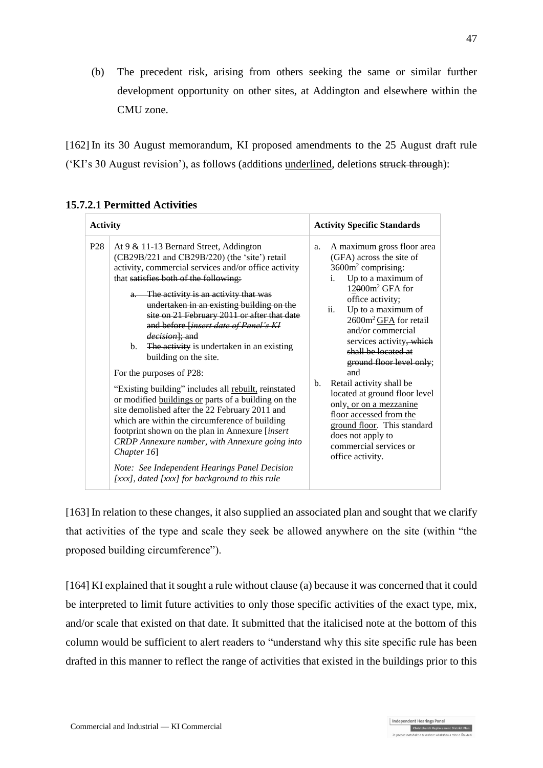(b) The precedent risk, arising from others seeking the same or similar further development opportunity on other sites, at Addington and elsewhere within the CMU zone.

[162] In its 30 August memorandum, KI proposed amendments to the 25 August draft rule ('KI's 30 August revision'), as follows (additions <u>underlined</u>, deletions ~~struck through~~):

**15.7.2.1 Permitted Activities**

| **Activity** | | **Activity Specific Standards** |
|---|---|---|
| P28 | At 9 & 11-13 Bernard Street, Addington (CB29B/221 and CB29B/220) (the 'site') retail activity, commercial services and/or office activity that ~~satisfies both of the following:~~<br>~~a. The activity is an activity that was undertaken in an existing building on the site on 21 February 2011 or after that date and before [*insert date of Panel's KI decision*]; and~~<br>b. ~~The activity~~ is undertaken in an existing building on the site.<br>For the purposes of P28:<br>"Existing building" includes all <u>rebuilt,</u> reinstated or modified <u>buildings or</u> parts of a building on the site demolished after the 22 February 2011 and which are within the circumference of building footprint shown on the plan in Annexure [*insert CRDP Annexure number, with Annexure going into Chapter 16*]<br>*Note: See Independent Hearings Panel Decision [xxx], dated [xxx] for background to this rule* | a. A maximum gross floor area (GFA) across the site of 3600m² comprising:<br>i. Up to a maximum of 1<u>2</u>~~0~~00m² GFA for office activity;<br>ii. Up to a maximum of 2600m² <u>GFA</u> for retail and/or commercial services activity~~, which shall be located at ground floor level only~~; and<br>b. Retail activity shall be located at ground floor level only<u>, or on a mezzanine floor accessed from the ground floor</u>. This standard does not apply to commercial services or office activity. |

[163] In relation to these changes, it also supplied an associated plan and sought that we clarify that activities of the type and scale they seek be allowed anywhere on the site (within "the proposed building circumference").

[164] KI explained that it sought a rule without clause (a) because it was concerned that it could be interpreted to limit future activities to only those specific activities of the exact type, mix, and/or scale that existed on that date. It submitted that the italicised note at the bottom of this column would be sufficient to alert readers to "understand why this site specific rule has been drafted in this manner to reflect the range of activities that existed in the buildings prior to this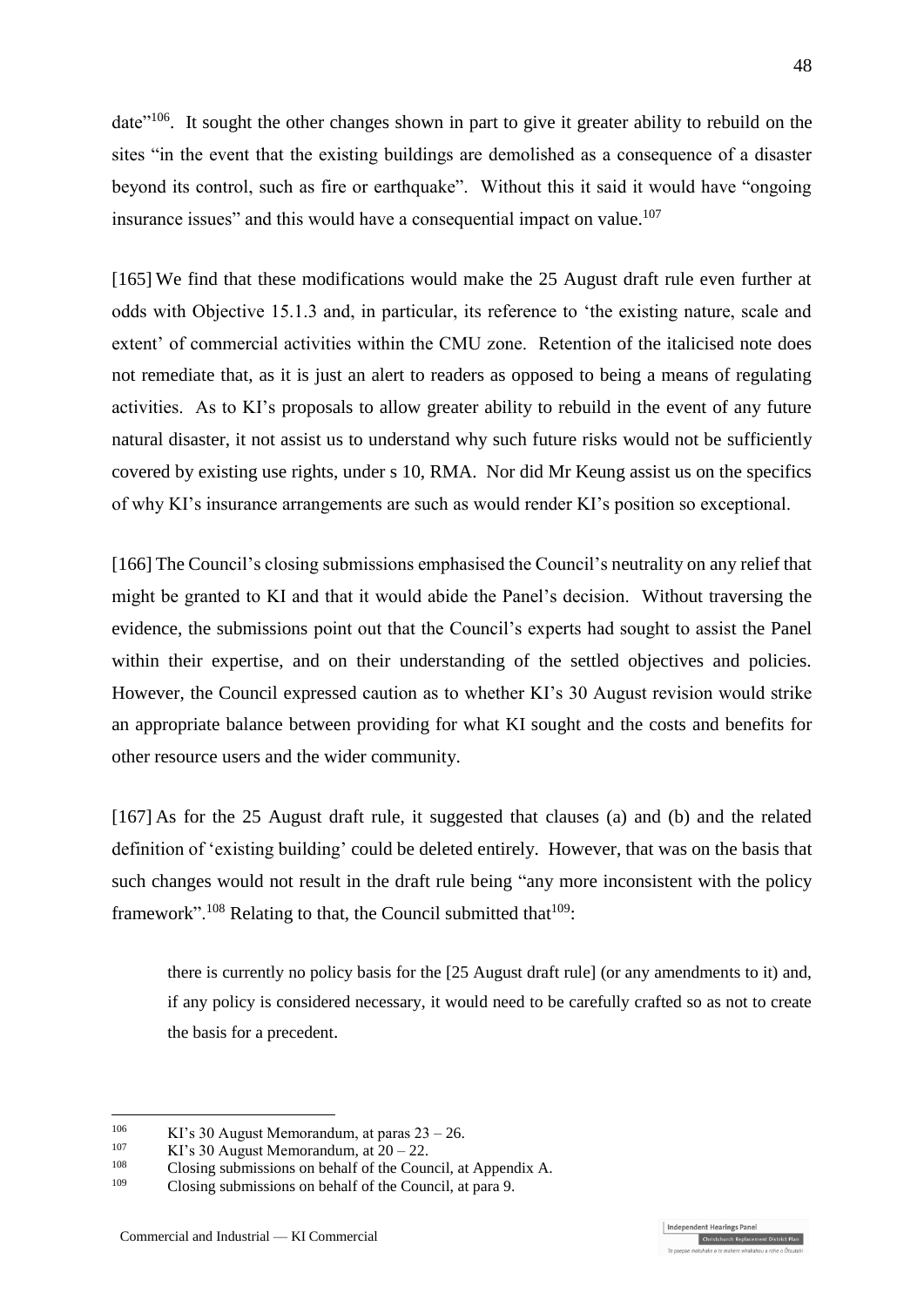date"[106]. It sought the other changes shown in part to give it greater ability to rebuild on the sites "in the event that the existing buildings are demolished as a consequence of a disaster beyond its control, such as fire or earthquake". Without this it said it would have "ongoing insurance issues" and this would have a consequential impact on value.[107]

[165] We find that these modifications would make the 25 August draft rule even further at odds with Objective 15.1.3 and, in particular, its reference to 'the existing nature, scale and extent' of commercial activities within the CMU zone. Retention of the italicised note does not remediate that, as it is just an alert to readers as opposed to being a means of regulating activities. As to KI's proposals to allow greater ability to rebuild in the event of any future natural disaster, it not assist us to understand why such future risks would not be sufficiently covered by existing use rights, under s 10, RMA. Nor did Mr Keung assist us on the specifics of why KI's insurance arrangements are such as would render KI's position so exceptional.

[166] The Council's closing submissions emphasised the Council's neutrality on any relief that might be granted to KI and that it would abide the Panel's decision. Without traversing the evidence, the submissions point out that the Council's experts had sought to assist the Panel within their expertise, and on their understanding of the settled objectives and policies. However, the Council expressed caution as to whether KI's 30 August revision would strike an appropriate balance between providing for what KI sought and the costs and benefits for other resource users and the wider community.

[167] As for the 25 August draft rule, it suggested that clauses (a) and (b) and the related definition of 'existing building' could be deleted entirely. However, that was on the basis that such changes would not result in the draft rule being "any more inconsistent with the policy framework".[108] Relating to that, the Council submitted that[109]:

> there is currently no policy basis for the [25 August draft rule] (or any amendments to it) and, if any policy is considered necessary, it would need to be carefully crafted so as not to create the basis for a precedent.

---

[106] KI's 30 August Memorandum, at paras 23 – 26.

[107] KI's 30 August Memorandum, at 20 – 22.

[108] Closing submissions on behalf of the Council, at Appendix A.

[109] Closing submissions on behalf of the Council, at para 9.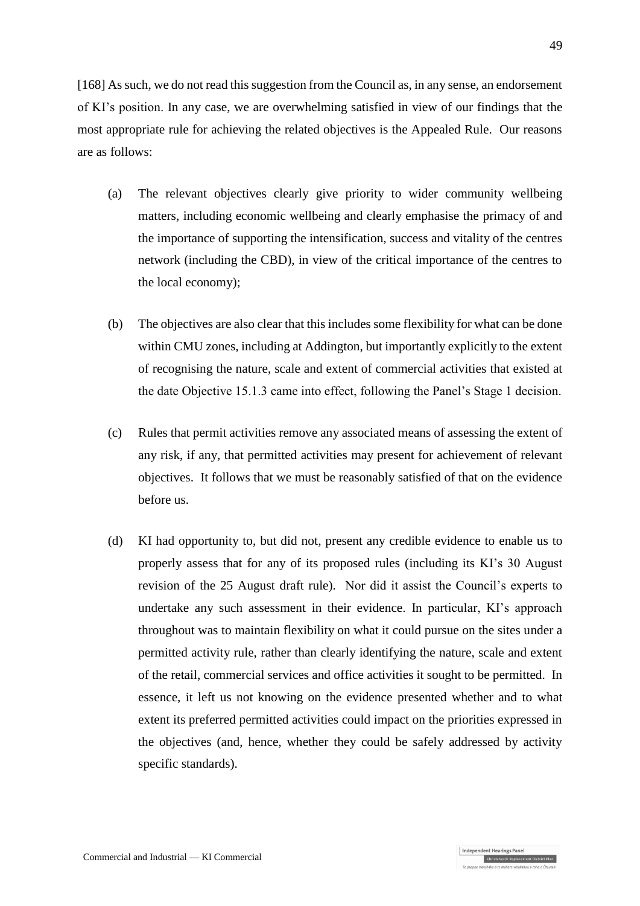[168] As such, we do not read this suggestion from the Council as, in any sense, an endorsement of KI's position. In any case, we are overwhelming satisfied in view of our findings that the most appropriate rule for achieving the related objectives is the Appealed Rule. Our reasons are as follows:

(a) The relevant objectives clearly give priority to wider community wellbeing matters, including economic wellbeing and clearly emphasise the primacy of and the importance of supporting the intensification, success and vitality of the centres network (including the CBD), in view of the critical importance of the centres to the local economy);

(b) The objectives are also clear that this includes some flexibility for what can be done within CMU zones, including at Addington, but importantly explicitly to the extent of recognising the nature, scale and extent of commercial activities that existed at the date Objective 15.1.3 came into effect, following the Panel's Stage 1 decision.

(c) Rules that permit activities remove any associated means of assessing the extent of any risk, if any, that permitted activities may present for achievement of relevant objectives. It follows that we must be reasonably satisfied of that on the evidence before us.

(d) KI had opportunity to, but did not, present any credible evidence to enable us to properly assess that for any of its proposed rules (including its KI's 30 August revision of the 25 August draft rule). Nor did it assist the Council's experts to undertake any such assessment in their evidence. In particular, KI's approach throughout was to maintain flexibility on what it could pursue on the sites under a permitted activity rule, rather than clearly identifying the nature, scale and extent of the retail, commercial services and office activities it sought to be permitted. In essence, it left us not knowing on the evidence presented whether and to what extent its preferred permitted activities could impact on the priorities expressed in the objectives (and, hence, whether they could be safely addressed by activity specific standards).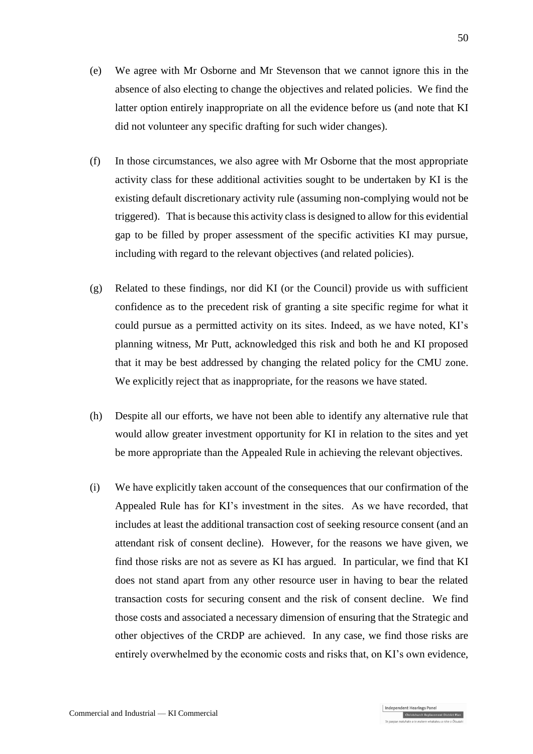(e) We agree with Mr Osborne and Mr Stevenson that we cannot ignore this in the absence of also electing to change the objectives and related policies. We find the latter option entirely inappropriate on all the evidence before us (and note that KI did not volunteer any specific drafting for such wider changes).

(f) In those circumstances, we also agree with Mr Osborne that the most appropriate activity class for these additional activities sought to be undertaken by KI is the existing default discretionary activity rule (assuming non-complying would not be triggered). That is because this activity class is designed to allow for this evidential gap to be filled by proper assessment of the specific activities KI may pursue, including with regard to the relevant objectives (and related policies).

(g) Related to these findings, nor did KI (or the Council) provide us with sufficient confidence as to the precedent risk of granting a site specific regime for what it could pursue as a permitted activity on its sites. Indeed, as we have noted, KI's planning witness, Mr Putt, acknowledged this risk and both he and KI proposed that it may be best addressed by changing the related policy for the CMU zone. We explicitly reject that as inappropriate, for the reasons we have stated.

(h) Despite all our efforts, we have not been able to identify any alternative rule that would allow greater investment opportunity for KI in relation to the sites and yet be more appropriate than the Appealed Rule in achieving the relevant objectives.

(i) We have explicitly taken account of the consequences that our confirmation of the Appealed Rule has for KI's investment in the sites. As we have recorded, that includes at least the additional transaction cost of seeking resource consent (and an attendant risk of consent decline). However, for the reasons we have given, we find those risks are not as severe as KI has argued. In particular, we find that KI does not stand apart from any other resource user in having to bear the related transaction costs for securing consent and the risk of consent decline. We find those costs and associated a necessary dimension of ensuring that the Strategic and other objectives of the CRDP are achieved. In any case, we find those risks are entirely overwhelmed by the economic costs and risks that, on KI's own evidence,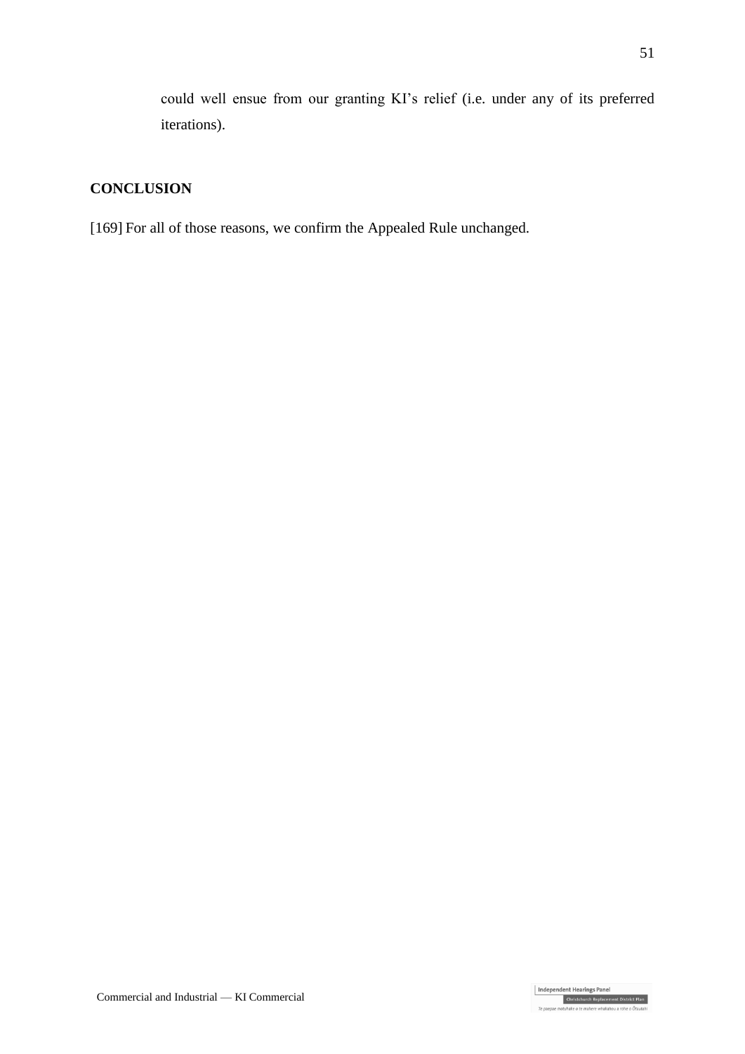could well ensue from our granting KI's relief (i.e. under any of its preferred iterations).

## CONCLUSION

[169] For all of those reasons, we confirm the Appealed Rule unchanged.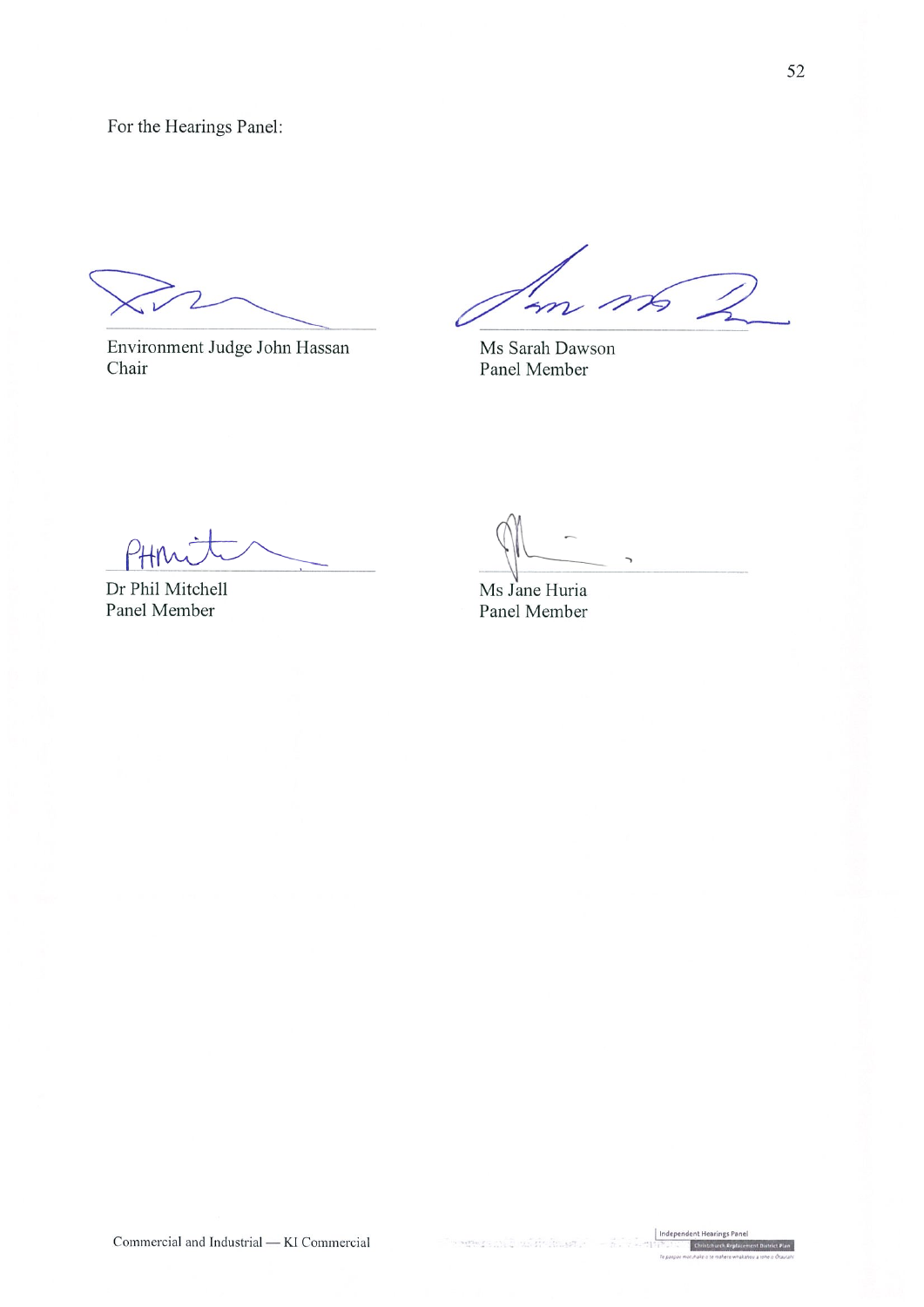For the Hearings Panel:

Environment Judge John Hassan
Chair

Ms Sarah Dawson
Panel Member

Dr Phil Mitchell
Panel Member

Ms Jane Huria
Panel Member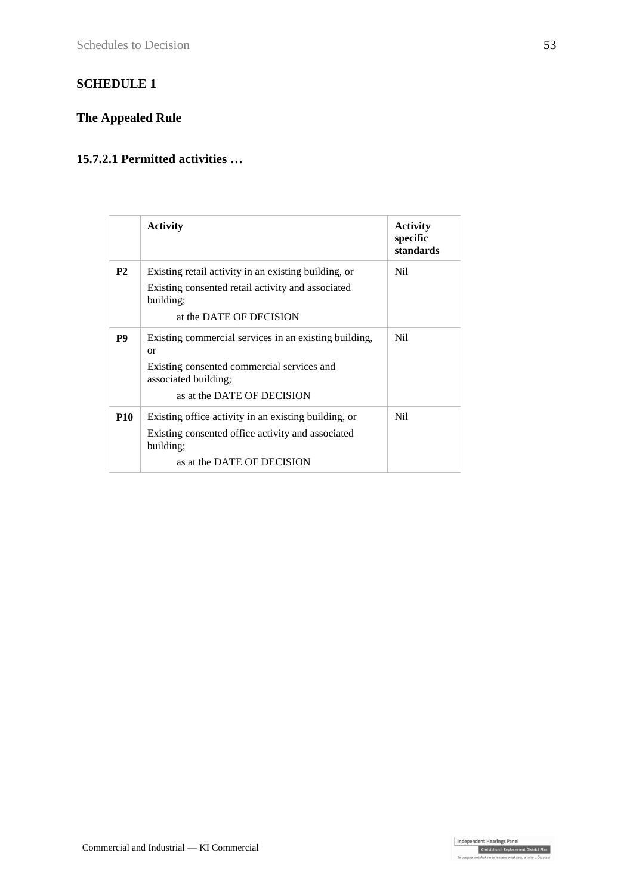## SCHEDULE 1

### The Appealed Rule

### 15.7.2.1 Permitted activities …

| | Activity | Activity specific standards |
|---|---|---|
| **P2** | Existing retail activity in an existing building, or<br>Existing consented retail activity and associated building;<br>at the DATE OF DECISION | Nil |
| **P9** | Existing commercial services in an existing building, or<br>Existing consented commercial services and associated building;<br>as at the DATE OF DECISION | Nil |
| **P10** | Existing office activity in an existing building, or<br>Existing consented office activity and associated building;<br>as at the DATE OF DECISION | Nil |